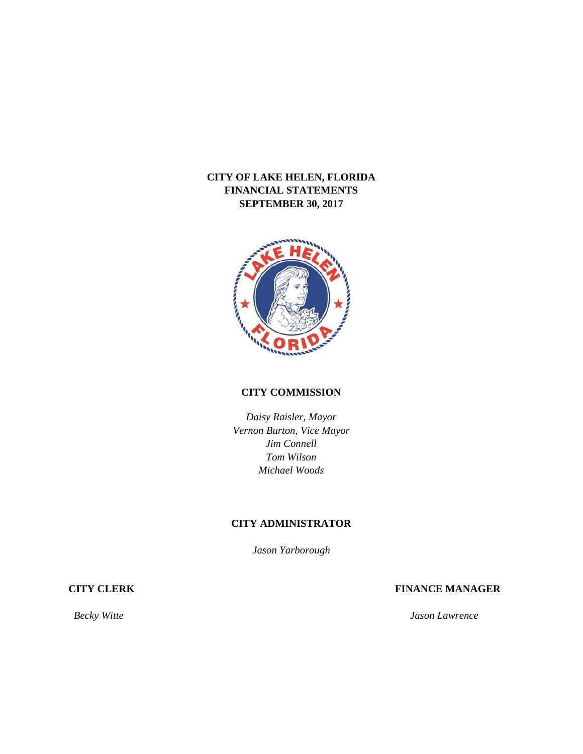# CITY OF LAKE HELEN, FLORIDA
# FINANCIAL STATEMENTS
# SEPTEMBER 30, 2017

## CITY COMMISSION

*Daisy Raisler, Mayor*
*Vernon Burton, Vice Mayor*
*Jim Connell*
*Tom Wilson*
*Michael Woods*

## CITY ADMINISTRATOR

*Jason Yarborough*

**CITY CLERK**

*Becky Witte*

**FINANCE MANAGER**

*Jason Lawrence*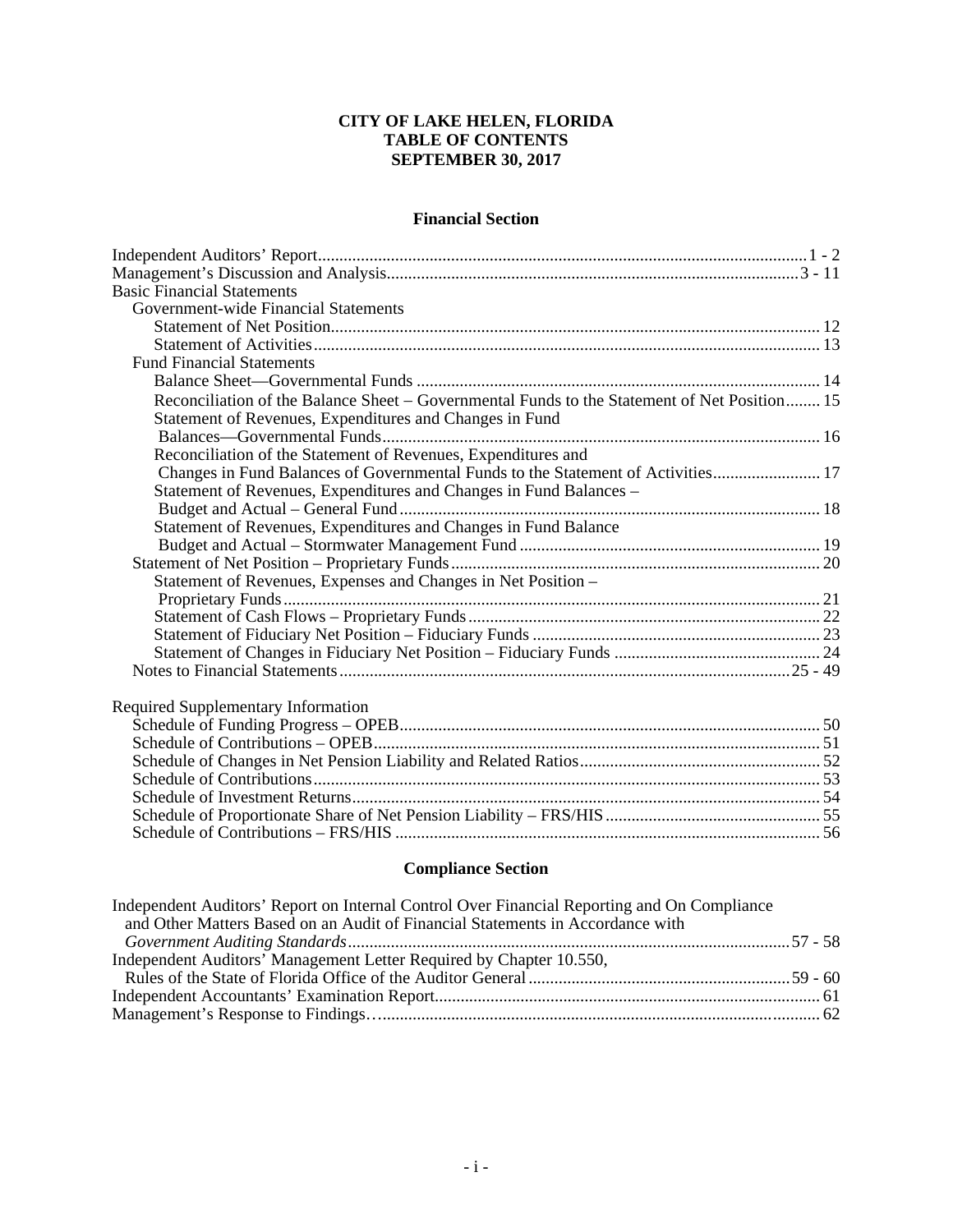# CITY OF LAKE HELEN, FLORIDA
# TABLE OF CONTENTS
# SEPTEMBER 30, 2017

## Financial Section

| | |
|---|---|
| Independent Auditors' Report | 1 - 2 |
| Management's Discussion and Analysis | 3 - 11 |
| Basic Financial Statements | |
| Government-wide Financial Statements | |
| Statement of Net Position | 12 |
| Statement of Activities | 13 |
| Fund Financial Statements | |
| Balance Sheet—Governmental Funds | 14 |
| Reconciliation of the Balance Sheet – Governmental Funds to the Statement of Net Position | 15 |
| Statement of Revenues, Expenditures and Changes in Fund Balances—Governmental Funds | 16 |
| Reconciliation of the Statement of Revenues, Expenditures and Changes in Fund Balances of Governmental Funds to the Statement of Activities | 17 |
| Statement of Revenues, Expenditures and Changes in Fund Balances – Budget and Actual – General Fund | 18 |
| Statement of Revenues, Expenditures and Changes in Fund Balance Budget and Actual – Stormwater Management Fund | 19 |
| Statement of Net Position – Proprietary Funds | 20 |
| Statement of Revenues, Expenses and Changes in Net Position – Proprietary Funds | 21 |
| Statement of Cash Flows – Proprietary Funds | 22 |
| Statement of Fiduciary Net Position – Fiduciary Funds | 23 |
| Statement of Changes in Fiduciary Net Position – Fiduciary Funds | 24 |
| Notes to Financial Statements | 25 - 49 |
| Required Supplementary Information | |
| Schedule of Funding Progress – OPEB | 50 |
| Schedule of Contributions – OPEB | 51 |
| Schedule of Changes in Net Pension Liability and Related Ratios | 52 |
| Schedule of Contributions | 53 |
| Schedule of Investment Returns | 54 |
| Schedule of Proportionate Share of Net Pension Liability – FRS/HIS | 55 |
| Schedule of Contributions – FRS/HIS | 56 |

## Compliance Section

| | |
|---|---|
| Independent Auditors' Report on Internal Control Over Financial Reporting and On Compliance and Other Matters Based on an Audit of Financial Statements in Accordance with *Government Auditing Standards* | 57 - 58 |
| Independent Auditors' Management Letter Required by Chapter 10.550, Rules of the State of Florida Office of the Auditor General | 59 - 60 |
| Independent Accountants' Examination Report | 61 |
| Management's Response to Findings | 62 |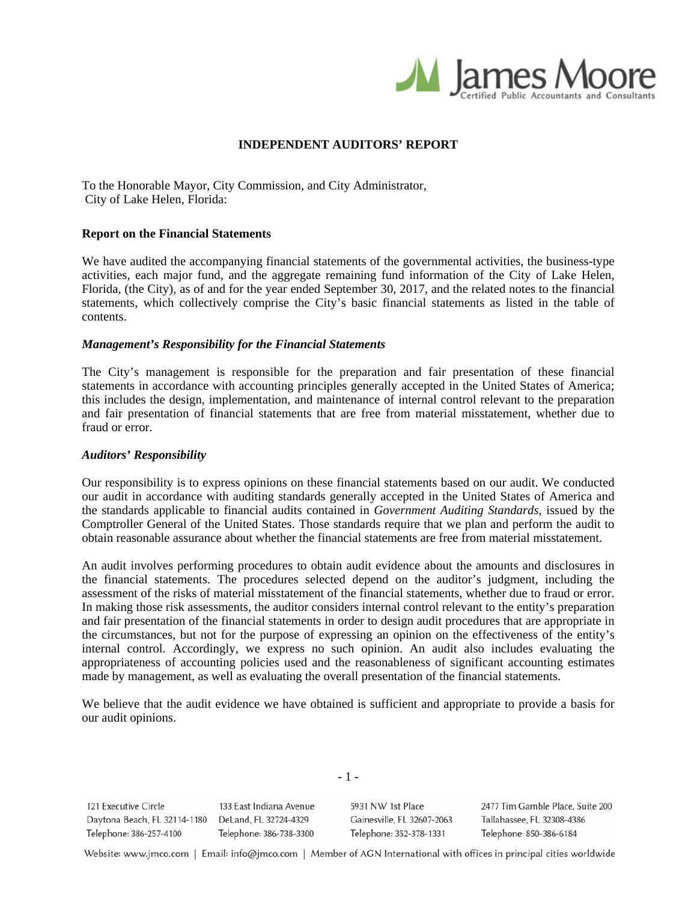# INDEPENDENT AUDITORS' REPORT

To the Honorable Mayor, City Commission, and City Administrator,
City of Lake Helen, Florida:

## Report on the Financial Statements

We have audited the accompanying financial statements of the governmental activities, the business-type activities, each major fund, and the aggregate remaining fund information of the City of Lake Helen, Florida, (the City), as of and for the year ended September 30, 2017, and the related notes to the financial statements, which collectively comprise the City's basic financial statements as listed in the table of contents.

### *Management's Responsibility for the Financial Statements*

The City's management is responsible for the preparation and fair presentation of these financial statements in accordance with accounting principles generally accepted in the United States of America; this includes the design, implementation, and maintenance of internal control relevant to the preparation and fair presentation of financial statements that are free from material misstatement, whether due to fraud or error.

### *Auditors' Responsibility*

Our responsibility is to express opinions on these financial statements based on our audit. We conducted our audit in accordance with auditing standards generally accepted in the United States of America and the standards applicable to financial audits contained in *Government Auditing Standards*, issued by the Comptroller General of the United States. Those standards require that we plan and perform the audit to obtain reasonable assurance about whether the financial statements are free from material misstatement.

An audit involves performing procedures to obtain audit evidence about the amounts and disclosures in the financial statements. The procedures selected depend on the auditor's judgment, including the assessment of the risks of material misstatement of the financial statements, whether due to fraud or error. In making those risk assessments, the auditor considers internal control relevant to the entity's preparation and fair presentation of the financial statements in order to design audit procedures that are appropriate in the circumstances, but not for the purpose of expressing an opinion on the effectiveness of the entity's internal control. Accordingly, we express no such opinion. An audit also includes evaluating the appropriateness of accounting policies used and the reasonableness of significant accounting estimates made by management, as well as evaluating the overall presentation of the financial statements.

We believe that the audit evidence we have obtained is sufficient and appropriate to provide a basis for our audit opinions.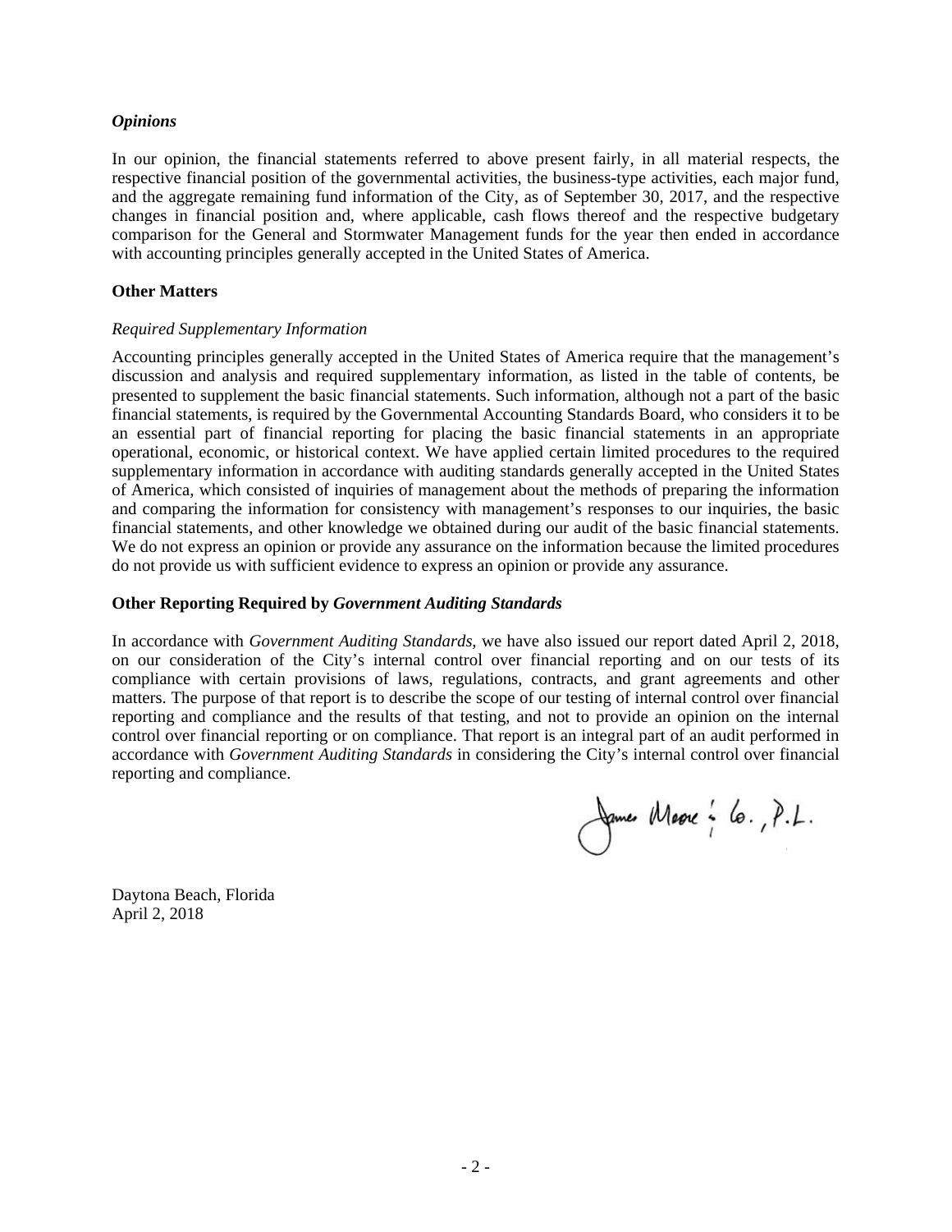***Opinions***

In our opinion, the financial statements referred to above present fairly, in all material respects, the respective financial position of the governmental activities, the business-type activities, each major fund, and the aggregate remaining fund information of the City, as of September 30, 2017, and the respective changes in financial position and, where applicable, cash flows thereof and the respective budgetary comparison for the General and Stormwater Management funds for the year then ended in accordance with accounting principles generally accepted in the United States of America.

**Other Matters**

*Required Supplementary Information*

Accounting principles generally accepted in the United States of America require that the management's discussion and analysis and required supplementary information, as listed in the table of contents, be presented to supplement the basic financial statements. Such information, although not a part of the basic financial statements, is required by the Governmental Accounting Standards Board, who considers it to be an essential part of financial reporting for placing the basic financial statements in an appropriate operational, economic, or historical context. We have applied certain limited procedures to the required supplementary information in accordance with auditing standards generally accepted in the United States of America, which consisted of inquiries of management about the methods of preparing the information and comparing the information for consistency with management's responses to our inquiries, the basic financial statements, and other knowledge we obtained during our audit of the basic financial statements. We do not express an opinion or provide any assurance on the information because the limited procedures do not provide us with sufficient evidence to express an opinion or provide any assurance.

**Other Reporting Required by *Government Auditing Standards***

In accordance with *Government Auditing Standards*, we have also issued our report dated April 2, 2018, on our consideration of the City's internal control over financial reporting and on our tests of its compliance with certain provisions of laws, regulations, contracts, and grant agreements and other matters. The purpose of that report is to describe the scope of our testing of internal control over financial reporting and compliance and the results of that testing, and not to provide an opinion on the internal control over financial reporting or on compliance. That report is an integral part of an audit performed in accordance with *Government Auditing Standards* in considering the City's internal control over financial reporting and compliance.

James Moore & Co., P.L.

Daytona Beach, Florida
April 2, 2018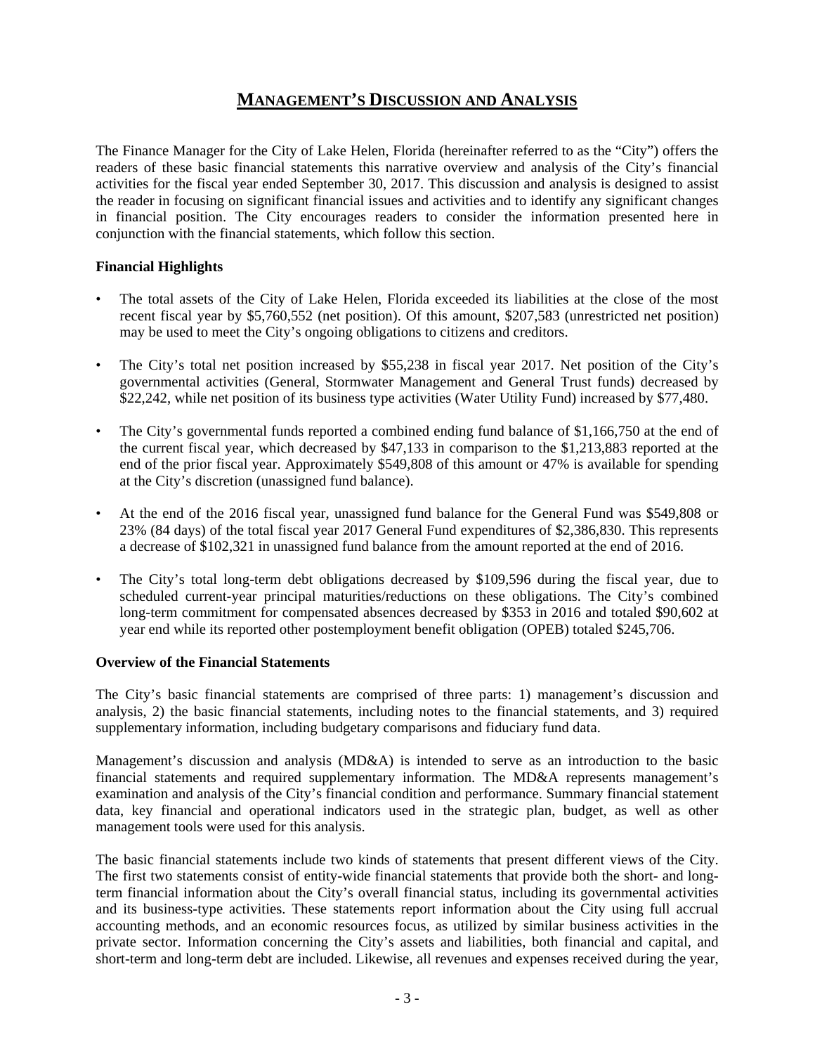# MANAGEMENT'S DISCUSSION AND ANALYSIS

The Finance Manager for the City of Lake Helen, Florida (hereinafter referred to as the "City") offers the readers of these basic financial statements this narrative overview and analysis of the City's financial activities for the fiscal year ended September 30, 2017. This discussion and analysis is designed to assist the reader in focusing on significant financial issues and activities and to identify any significant changes in financial position. The City encourages readers to consider the information presented here in conjunction with the financial statements, which follow this section.

### Financial Highlights

- The total assets of the City of Lake Helen, Florida exceeded its liabilities at the close of the most recent fiscal year by $5,760,552 (net position). Of this amount, $207,583 (unrestricted net position) may be used to meet the City's ongoing obligations to citizens and creditors.

- The City's total net position increased by $55,238 in fiscal year 2017. Net position of the City's governmental activities (General, Stormwater Management and General Trust funds) decreased by $22,242, while net position of its business type activities (Water Utility Fund) increased by $77,480.

- The City's governmental funds reported a combined ending fund balance of $1,166,750 at the end of the current fiscal year, which decreased by $47,133 in comparison to the $1,213,883 reported at the end of the prior fiscal year. Approximately $549,808 of this amount or 47% is available for spending at the City's discretion (unassigned fund balance).

- At the end of the 2016 fiscal year, unassigned fund balance for the General Fund was $549,808 or 23% (84 days) of the total fiscal year 2017 General Fund expenditures of $2,386,830. This represents a decrease of $102,321 in unassigned fund balance from the amount reported at the end of 2016.

- The City's total long-term debt obligations decreased by $109,596 during the fiscal year, due to scheduled current-year principal maturities/reductions on these obligations. The City's combined long-term commitment for compensated absences decreased by $353 in 2016 and totaled $90,602 at year end while its reported other postemployment benefit obligation (OPEB) totaled $245,706.

### Overview of the Financial Statements

The City's basic financial statements are comprised of three parts: 1) management's discussion and analysis, 2) the basic financial statements, including notes to the financial statements, and 3) required supplementary information, including budgetary comparisons and fiduciary fund data.

Management's discussion and analysis (MD&A) is intended to serve as an introduction to the basic financial statements and required supplementary information. The MD&A represents management's examination and analysis of the City's financial condition and performance. Summary financial statement data, key financial and operational indicators used in the strategic plan, budget, as well as other management tools were used for this analysis.

The basic financial statements include two kinds of statements that present different views of the City. The first two statements consist of entity-wide financial statements that provide both the short- and long-term financial information about the City's overall financial status, including its governmental activities and its business-type activities. These statements report information about the City using full accrual accounting methods, and an economic resources focus, as utilized by similar business activities in the private sector. Information concerning the City's assets and liabilities, both financial and capital, and short-term and long-term debt are included. Likewise, all revenues and expenses received during the year,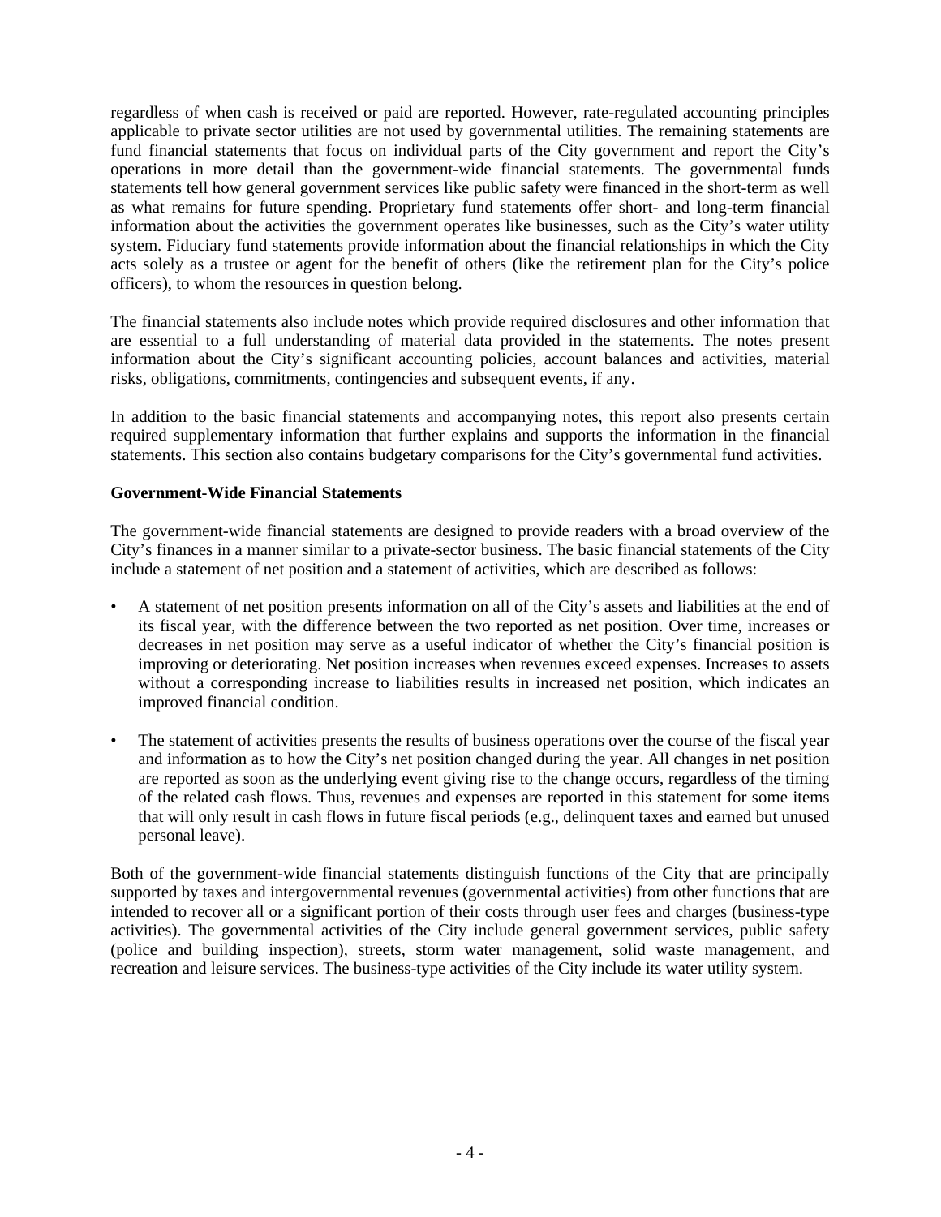regardless of when cash is received or paid are reported. However, rate-regulated accounting principles applicable to private sector utilities are not used by governmental utilities. The remaining statements are fund financial statements that focus on individual parts of the City government and report the City's operations in more detail than the government-wide financial statements. The governmental funds statements tell how general government services like public safety were financed in the short-term as well as what remains for future spending. Proprietary fund statements offer short- and long-term financial information about the activities the government operates like businesses, such as the City's water utility system. Fiduciary fund statements provide information about the financial relationships in which the City acts solely as a trustee or agent for the benefit of others (like the retirement plan for the City's police officers), to whom the resources in question belong.

The financial statements also include notes which provide required disclosures and other information that are essential to a full understanding of material data provided in the statements. The notes present information about the City's significant accounting policies, account balances and activities, material risks, obligations, commitments, contingencies and subsequent events, if any.

In addition to the basic financial statements and accompanying notes, this report also presents certain required supplementary information that further explains and supports the information in the financial statements. This section also contains budgetary comparisons for the City's governmental fund activities.

**Government-Wide Financial Statements**

The government-wide financial statements are designed to provide readers with a broad overview of the City's finances in a manner similar to a private-sector business. The basic financial statements of the City include a statement of net position and a statement of activities, which are described as follows:

- A statement of net position presents information on all of the City's assets and liabilities at the end of its fiscal year, with the difference between the two reported as net position. Over time, increases or decreases in net position may serve as a useful indicator of whether the City's financial position is improving or deteriorating. Net position increases when revenues exceed expenses. Increases to assets without a corresponding increase to liabilities results in increased net position, which indicates an improved financial condition.

- The statement of activities presents the results of business operations over the course of the fiscal year and information as to how the City's net position changed during the year. All changes in net position are reported as soon as the underlying event giving rise to the change occurs, regardless of the timing of the related cash flows. Thus, revenues and expenses are reported in this statement for some items that will only result in cash flows in future fiscal periods (e.g., delinquent taxes and earned but unused personal leave).

Both of the government-wide financial statements distinguish functions of the City that are principally supported by taxes and intergovernmental revenues (governmental activities) from other functions that are intended to recover all or a significant portion of their costs through user fees and charges (business-type activities). The governmental activities of the City include general government services, public safety (police and building inspection), streets, storm water management, solid waste management, and recreation and leisure services. The business-type activities of the City include its water utility system.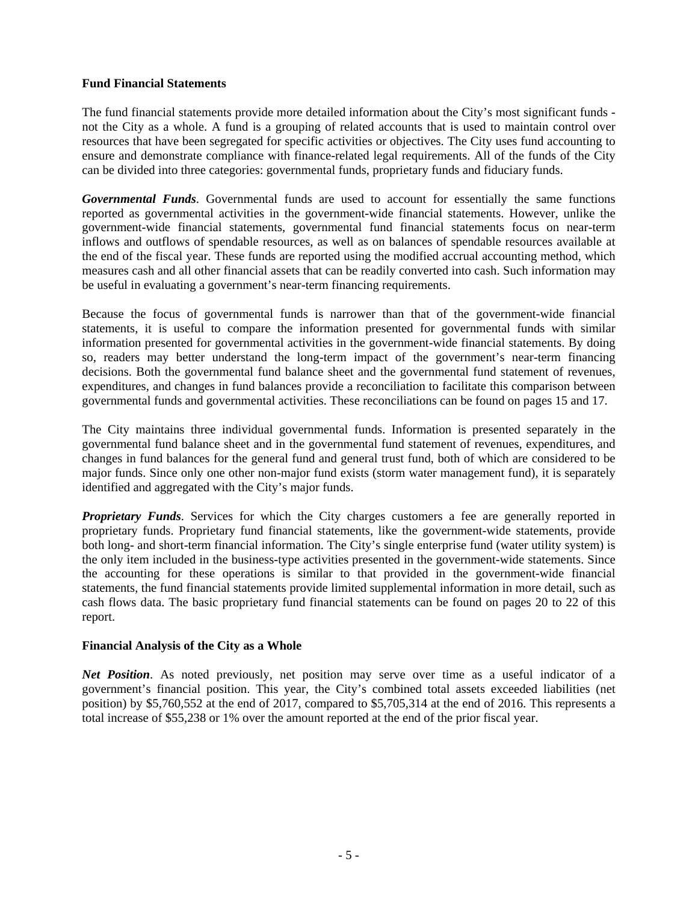**Fund Financial Statements**

The fund financial statements provide more detailed information about the City's most significant funds - not the City as a whole. A fund is a grouping of related accounts that is used to maintain control over resources that have been segregated for specific activities or objectives. The City uses fund accounting to ensure and demonstrate compliance with finance-related legal requirements. All of the funds of the City can be divided into three categories: governmental funds, proprietary funds and fiduciary funds.

***Governmental Funds***. Governmental funds are used to account for essentially the same functions reported as governmental activities in the government-wide financial statements. However, unlike the government-wide financial statements, governmental fund financial statements focus on near-term inflows and outflows of spendable resources, as well as on balances of spendable resources available at the end of the fiscal year. These funds are reported using the modified accrual accounting method, which measures cash and all other financial assets that can be readily converted into cash. Such information may be useful in evaluating a government's near-term financing requirements.

Because the focus of governmental funds is narrower than that of the government-wide financial statements, it is useful to compare the information presented for governmental funds with similar information presented for governmental activities in the government-wide financial statements. By doing so, readers may better understand the long-term impact of the government's near-term financing decisions. Both the governmental fund balance sheet and the governmental fund statement of revenues, expenditures, and changes in fund balances provide a reconciliation to facilitate this comparison between governmental funds and governmental activities. These reconciliations can be found on pages 15 and 17.

The City maintains three individual governmental funds. Information is presented separately in the governmental fund balance sheet and in the governmental fund statement of revenues, expenditures, and changes in fund balances for the general fund and general trust fund, both of which are considered to be major funds. Since only one other non-major fund exists (storm water management fund), it is separately identified and aggregated with the City's major funds.

***Proprietary Funds***. Services for which the City charges customers a fee are generally reported in proprietary funds. Proprietary fund financial statements, like the government-wide statements, provide both long- and short-term financial information. The City's single enterprise fund (water utility system) is the only item included in the business-type activities presented in the government-wide statements. Since the accounting for these operations is similar to that provided in the government-wide financial statements, the fund financial statements provide limited supplemental information in more detail, such as cash flows data. The basic proprietary fund financial statements can be found on pages 20 to 22 of this report.

**Financial Analysis of the City as a Whole**

***Net Position***. As noted previously, net position may serve over time as a useful indicator of a government's financial position. This year, the City's combined total assets exceeded liabilities (net position) by $5,760,552 at the end of 2017, compared to $5,705,314 at the end of 2016. This represents a total increase of $55,238 or 1% over the amount reported at the end of the prior fiscal year.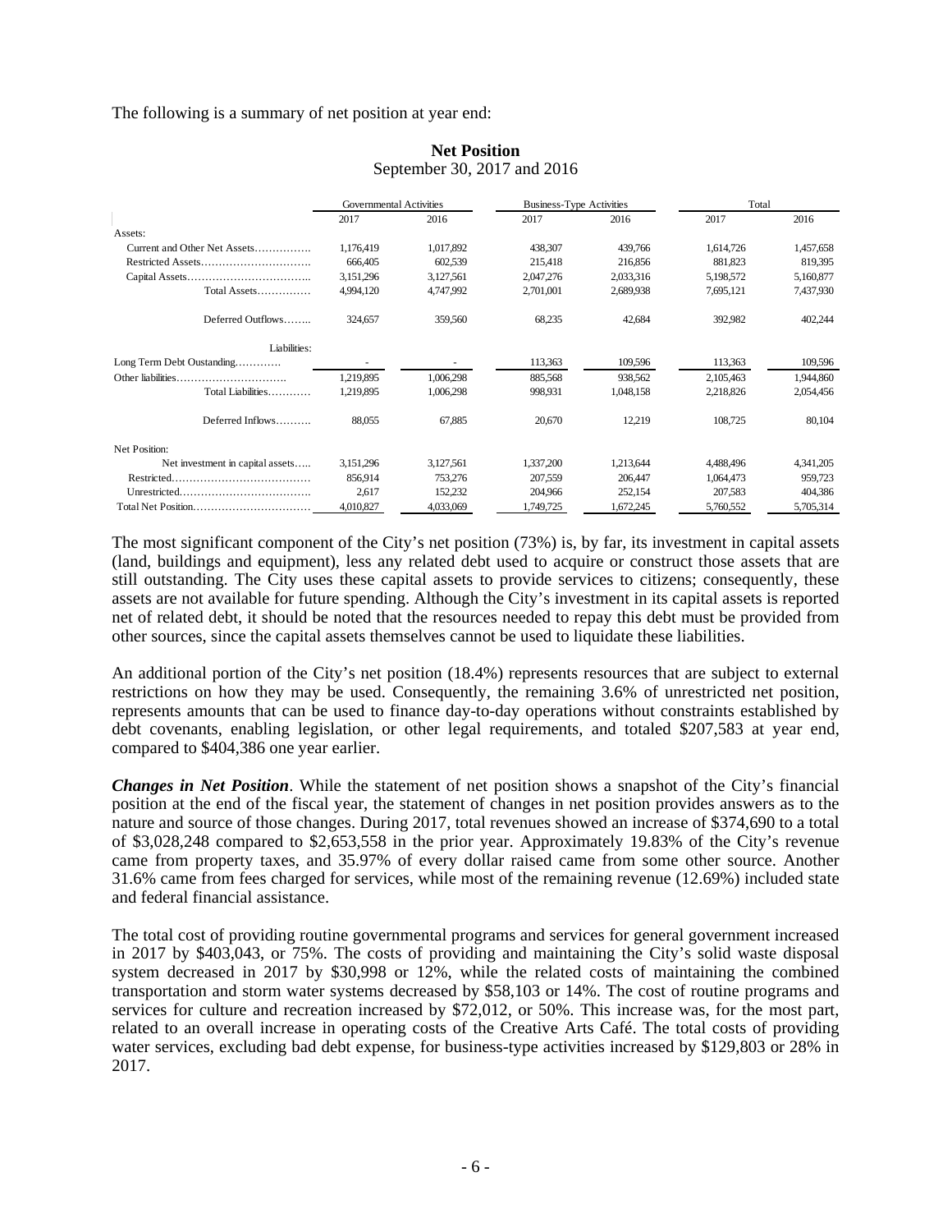The following is a summary of net position at year end:

**Net Position**
September 30, 2017 and 2016

| | Governmental Activities | | Business-Type Activities | | Total | |
|---|---|---|---|---|---|---|
| | 2017 | 2016 | 2017 | 2016 | 2017 | 2016 |
| Assets: | | | | | | |
| Current and Other Net Assets……………. | 1,176,419 | 1,017,892 | 438,307 | 439,766 | 1,614,726 | 1,457,658 |
| Restricted Assets…………………………. | 666,405 | 602,539 | 215,418 | 216,856 | 881,823 | 819,395 |
| Capital Assets…………………………….. | 3,151,296 | 3,127,561 | 2,047,276 | 2,033,316 | 5,198,572 | 5,160,877 |
| Total Assets…………… | 4,994,120 | 4,747,992 | 2,701,001 | 2,689,938 | 7,695,121 | 7,437,930 |
| Deferred Outflows…….. | 324,657 | 359,560 | 68,235 | 42,684 | 392,982 | 402,244 |
| Liabilities: | | | | | | |
| Long Term Debt Oustanding…………. | - | - | 113,363 | 109,596 | 113,363 | 109,596 |
| Other liabilities…………………………. | 1,219,895 | 1,006,298 | 885,568 | 938,562 | 2,105,463 | 1,944,860 |
| Total Liabilities………… | 1,219,895 | 1,006,298 | 998,931 | 1,048,158 | 2,218,826 | 2,054,456 |
| Deferred Inflows………. | 88,055 | 67,885 | 20,670 | 12,219 | 108,725 | 80,104 |
| Net Position: | | | | | | |
| Net investment in capital assets….. | 3,151,296 | 3,127,561 | 1,337,200 | 1,213,644 | 4,488,496 | 4,341,205 |
| Restricted………………………………… | 856,914 | 753,276 | 207,559 | 206,447 | 1,064,473 | 959,723 |
| Unrestricted………………………………. | 2,617 | 152,232 | 204,966 | 252,154 | 207,583 | 404,386 |
| Total Net Position…………………………… | 4,010,827 | 4,033,069 | 1,749,725 | 1,672,245 | 5,760,552 | 5,705,314 |

The most significant component of the City's net position (73%) is, by far, its investment in capital assets (land, buildings and equipment), less any related debt used to acquire or construct those assets that are still outstanding. The City uses these capital assets to provide services to citizens; consequently, these assets are not available for future spending. Although the City's investment in its capital assets is reported net of related debt, it should be noted that the resources needed to repay this debt must be provided from other sources, since the capital assets themselves cannot be used to liquidate these liabilities.

An additional portion of the City's net position (18.4%) represents resources that are subject to external restrictions on how they may be used. Consequently, the remaining 3.6% of unrestricted net position, represents amounts that can be used to finance day-to-day operations without constraints established by debt covenants, enabling legislation, or other legal requirements, and totaled $207,583 at year end, compared to $404,386 one year earlier.

***Changes in Net Position***. While the statement of net position shows a snapshot of the City's financial position at the end of the fiscal year, the statement of changes in net position provides answers as to the nature and source of those changes. During 2017, total revenues showed an increase of $374,690 to a total of $3,028,248 compared to $2,653,558 in the prior year. Approximately 19.83% of the City's revenue came from property taxes, and 35.97% of every dollar raised came from some other source. Another 31.6% came from fees charged for services, while most of the remaining revenue (12.69%) included state and federal financial assistance.

The total cost of providing routine governmental programs and services for general government increased in 2017 by $403,043, or 75%. The costs of providing and maintaining the City's solid waste disposal system decreased in 2017 by $30,998 or 12%, while the related costs of maintaining the combined transportation and storm water systems decreased by $58,103 or 14%. The cost of routine programs and services for culture and recreation increased by $72,012, or 50%. This increase was, for the most part, related to an overall increase in operating costs of the Creative Arts Café. The total costs of providing water services, excluding bad debt expense, for business-type activities increased by $129,803 or 28% in 2017.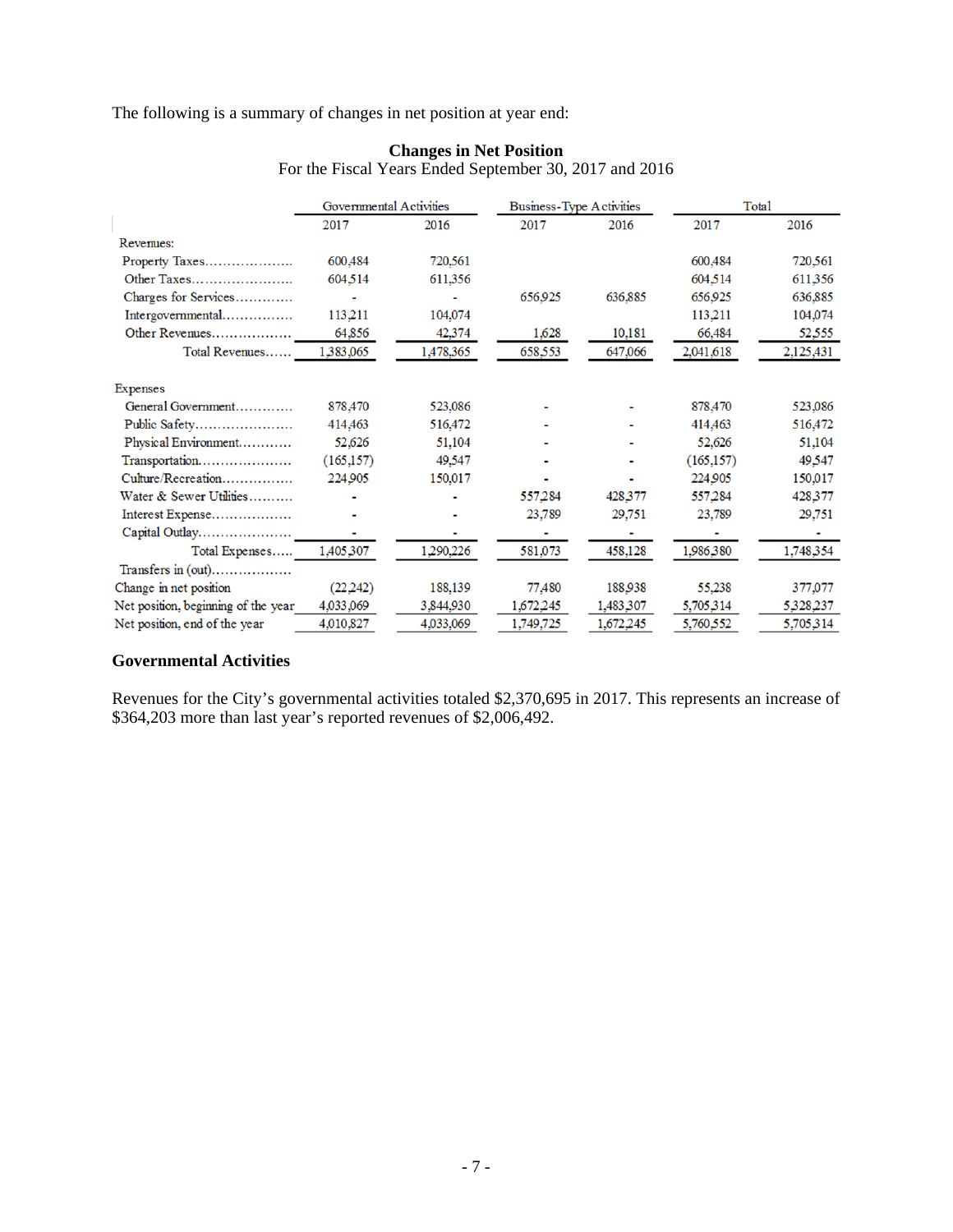The following is a summary of changes in net position at year end:

**Changes in Net Position**
For the Fiscal Years Ended September 30, 2017 and 2016

| | Governmental Activities | | Business-Type Activities | | Total | |
|---|---|---|---|---|---|---|
| | 2017 | 2016 | 2017 | 2016 | 2017 | 2016 |
| Revenues: | | | | | | |
| Property Taxes | 600,484 | 720,561 | | | 600,484 | 720,561 |
| Other Taxes | 604,514 | 611,356 | | | 604,514 | 611,356 |
| Charges for Services | - | - | 656,925 | 636,885 | 656,925 | 636,885 |
| Intergovernmental | 113,211 | 104,074 | | | 113,211 | 104,074 |
| Other Revenues | 64,856 | 42,374 | 1,628 | 10,181 | 66,484 | 52,555 |
| Total Revenues | 1,383,065 | 1,478,365 | 658,553 | 647,066 | 2,041,618 | 2,125,431 |
| Expenses | | | | | | |
| General Government | 878,470 | 523,086 | - | - | 878,470 | 523,086 |
| Public Safety | 414,463 | 516,472 | - | - | 414,463 | 516,472 |
| Physical Environment | 52,626 | 51,104 | - | - | 52,626 | 51,104 |
| Transportation | (165,157) | 49,547 | - | - | (165,157) | 49,547 |
| Culture/Recreation | 224,905 | 150,017 | - | - | 224,905 | 150,017 |
| Water & Sewer Utilities | - | - | 557,284 | 428,377 | 557,284 | 428,377 |
| Interest Expense | - | - | 23,789 | 29,751 | 23,789 | 29,751 |
| Capital Outlay | - | - | - | - | - | - |
| Total Expenses | 1,405,307 | 1,290,226 | 581,073 | 458,128 | 1,986,380 | 1,748,354 |
| Transfers in (out) | | | | | | |
| Change in net position | (22,242) | 188,139 | 77,480 | 188,938 | 55,238 | 377,077 |
| Net position, beginning of the year | 4,033,069 | 3,844,930 | 1,672,245 | 1,483,307 | 5,705,314 | 5,328,237 |
| Net position, end of the year | 4,010,827 | 4,033,069 | 1,749,725 | 1,672,245 | 5,760,552 | 5,705,314 |

### Governmental Activities

Revenues for the City's governmental activities totaled $2,370,695 in 2017. This represents an increase of $364,203 more than last year's reported revenues of $2,006,492.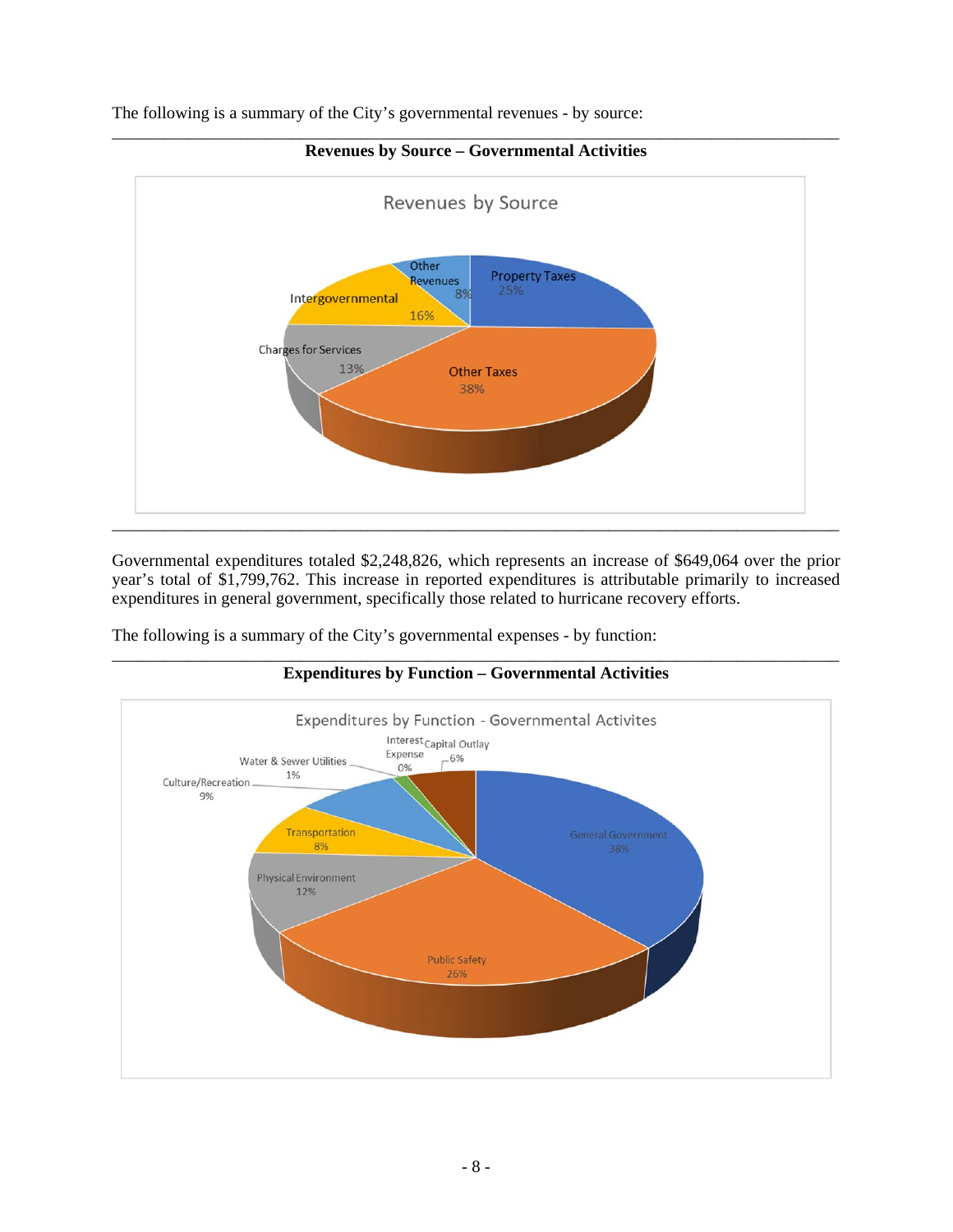The following is a summary of the City's governmental revenues - by source:

**Revenues by Source – Governmental Activities**

Revenues by Source

| Source | Percentage |
|---|---|
| Property Taxes | 25% |
| Other Taxes | 38% |
| Charges for Services | 13% |
| Intergovernmental | 16% |
| Other Revenues | 8% |

Governmental expenditures totaled $2,248,826, which represents an increase of $649,064 over the prior year's total of $1,799,762. This increase in reported expenditures is attributable primarily to increased expenditures in general government, specifically those related to hurricane recovery efforts.

The following is a summary of the City's governmental expenses - by function:

**Expenditures by Function – Governmental Activities**

Expenditures by Function - Governmental Activites

| Function | Percentage |
|---|---|
| General Government | 38% |
| Public Safety | 26% |
| Physical Environment | 12% |
| Transportation | 8% |
| Culture/Recreation | 9% |
| Water & Sewer Utilities | 1% |
| Interest Expense | 0% |
| Capital Outlay | 6% |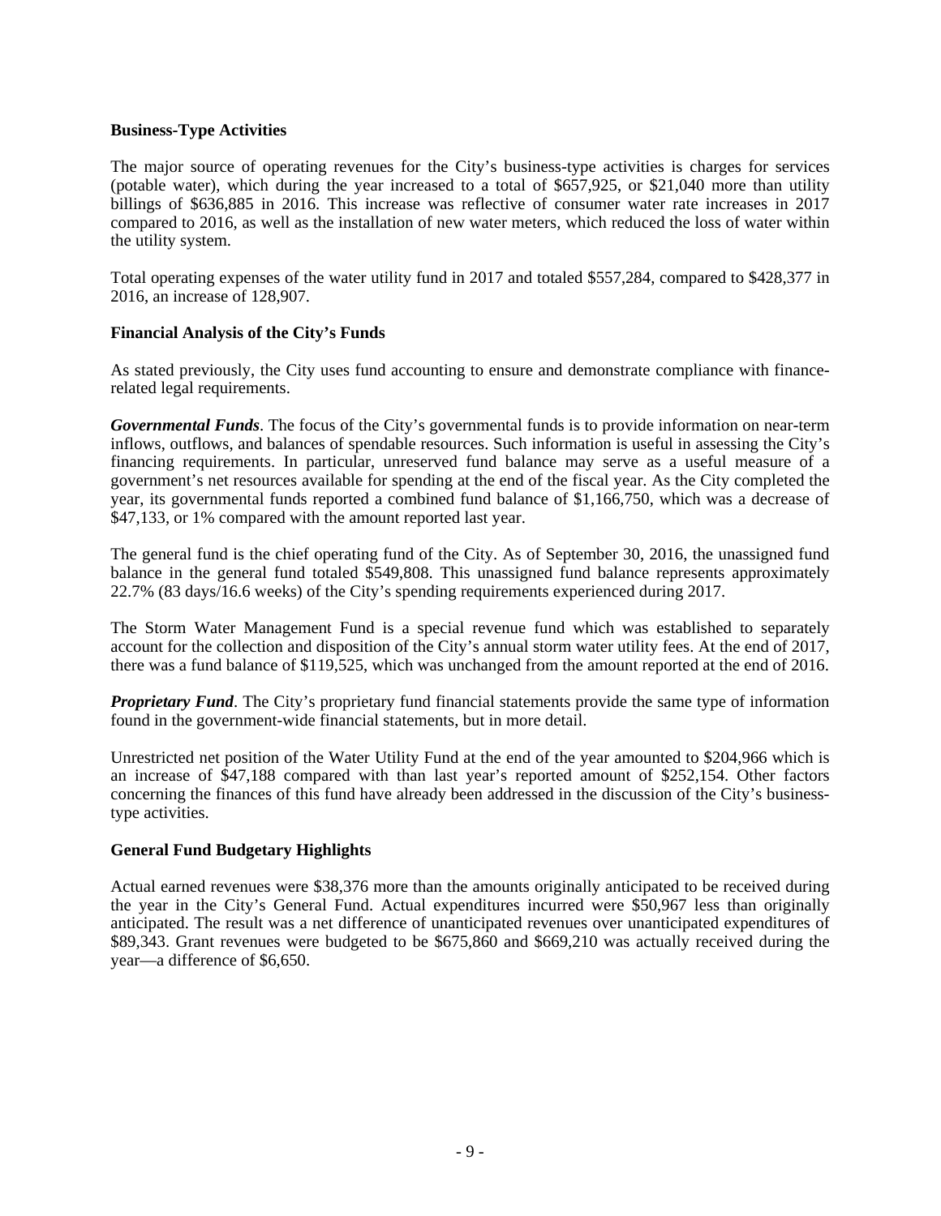**Business-Type Activities**

The major source of operating revenues for the City's business-type activities is charges for services (potable water), which during the year increased to a total of $657,925, or $21,040 more than utility billings of $636,885 in 2016. This increase was reflective of consumer water rate increases in 2017 compared to 2016, as well as the installation of new water meters, which reduced the loss of water within the utility system.

Total operating expenses of the water utility fund in 2017 and totaled $557,284, compared to $428,377 in 2016, an increase of 128,907.

**Financial Analysis of the City's Funds**

As stated previously, the City uses fund accounting to ensure and demonstrate compliance with finance-related legal requirements.

***Governmental Funds***. The focus of the City's governmental funds is to provide information on near-term inflows, outflows, and balances of spendable resources. Such information is useful in assessing the City's financing requirements. In particular, unreserved fund balance may serve as a useful measure of a government's net resources available for spending at the end of the fiscal year. As the City completed the year, its governmental funds reported a combined fund balance of $1,166,750, which was a decrease of $47,133, or 1% compared with the amount reported last year.

The general fund is the chief operating fund of the City. As of September 30, 2016, the unassigned fund balance in the general fund totaled $549,808. This unassigned fund balance represents approximately 22.7% (83 days/16.6 weeks) of the City's spending requirements experienced during 2017.

The Storm Water Management Fund is a special revenue fund which was established to separately account for the collection and disposition of the City's annual storm water utility fees. At the end of 2017, there was a fund balance of $119,525, which was unchanged from the amount reported at the end of 2016.

***Proprietary Fund***. The City's proprietary fund financial statements provide the same type of information found in the government-wide financial statements, but in more detail.

Unrestricted net position of the Water Utility Fund at the end of the year amounted to $204,966 which is an increase of $47,188 compared with than last year's reported amount of $252,154. Other factors concerning the finances of this fund have already been addressed in the discussion of the City's business-type activities.

**General Fund Budgetary Highlights**

Actual earned revenues were $38,376 more than the amounts originally anticipated to be received during the year in the City's General Fund. Actual expenditures incurred were $50,967 less than originally anticipated. The result was a net difference of unanticipated revenues over unanticipated expenditures of $89,343. Grant revenues were budgeted to be $675,860 and $669,210 was actually received during the year—a difference of $6,650.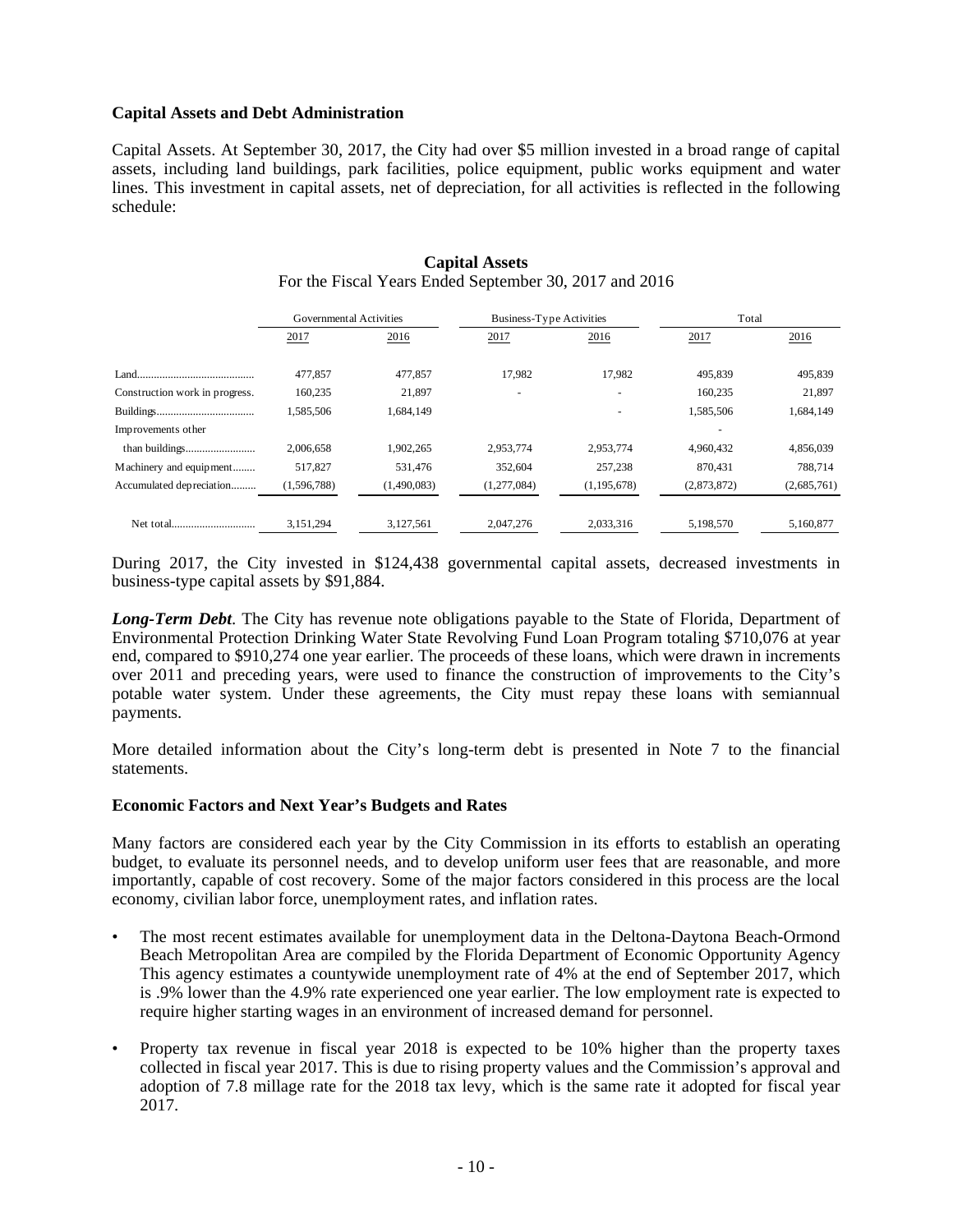### Capital Assets and Debt Administration

Capital Assets. At September 30, 2017, the City had over $5 million invested in a broad range of capital assets, including land buildings, park facilities, police equipment, public works equipment and water lines. This investment in capital assets, net of depreciation, for all activities is reflected in the following schedule:

**Capital Assets**
For the Fiscal Years Ended September 30, 2017 and 2016

| | Governmental Activities | | Business-Type Activities | | Total | |
|---|---|---|---|---|---|---|
| | 2017 | 2016 | 2017 | 2016 | 2017 | 2016 |
| Land | 477,857 | 477,857 | 17,982 | 17,982 | 495,839 | 495,839 |
| Construction work in progress | 160,235 | 21,897 | - | - | 160,235 | 21,897 |
| Buildings | 1,585,506 | 1,684,149 | | - | 1,585,506 | 1,684,149 |
| Improvements other than buildings | 2,006,658 | 1,902,265 | 2,953,774 | 2,953,774 | 4,960,432 | 4,856,039 |
| Machinery and equipment | 517,827 | 531,476 | 352,604 | 257,238 | 870,431 | 788,714 |
| Accumulated depreciation | (1,596,788) | (1,490,083) | (1,277,084) | (1,195,678) | (2,873,872) | (2,685,761) |
| Net total | 3,151,294 | 3,127,561 | 2,047,276 | 2,033,316 | 5,198,570 | 5,160,877 |

During 2017, the City invested in $124,438 governmental capital assets, decreased investments in business-type capital assets by $91,884.

***Long-Term Debt***. The City has revenue note obligations payable to the State of Florida, Department of Environmental Protection Drinking Water State Revolving Fund Loan Program totaling $710,076 at year end, compared to $910,274 one year earlier. The proceeds of these loans, which were drawn in increments over 2011 and preceding years, were used to finance the construction of improvements to the City's potable water system. Under these agreements, the City must repay these loans with semiannual payments.

More detailed information about the City's long-term debt is presented in Note 7 to the financial statements.

### Economic Factors and Next Year's Budgets and Rates

Many factors are considered each year by the City Commission in its efforts to establish an operating budget, to evaluate its personnel needs, and to develop uniform user fees that are reasonable, and more importantly, capable of cost recovery. Some of the major factors considered in this process are the local economy, civilian labor force, unemployment rates, and inflation rates.

- The most recent estimates available for unemployment data in the Deltona-Daytona Beach-Ormond Beach Metropolitan Area are compiled by the Florida Department of Economic Opportunity Agency This agency estimates a countywide unemployment rate of 4% at the end of September 2017, which is .9% lower than the 4.9% rate experienced one year earlier. The low employment rate is expected to require higher starting wages in an environment of increased demand for personnel.
- Property tax revenue in fiscal year 2018 is expected to be 10% higher than the property taxes collected in fiscal year 2017. This is due to rising property values and the Commission's approval and adoption of 7.8 millage rate for the 2018 tax levy, which is the same rate it adopted for fiscal year 2017.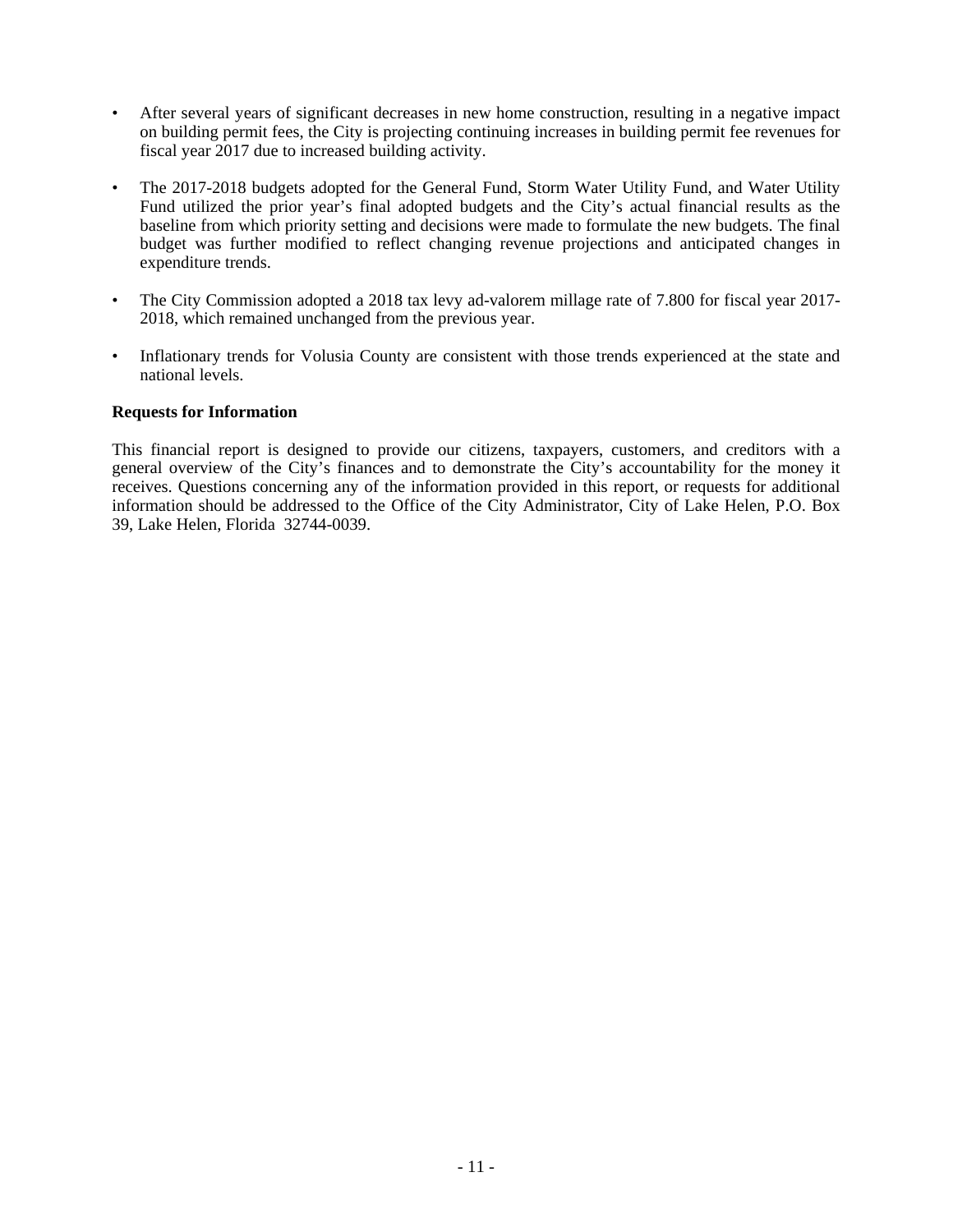- After several years of significant decreases in new home construction, resulting in a negative impact on building permit fees, the City is projecting continuing increases in building permit fee revenues for fiscal year 2017 due to increased building activity.

- The 2017-2018 budgets adopted for the General Fund, Storm Water Utility Fund, and Water Utility Fund utilized the prior year's final adopted budgets and the City's actual financial results as the baseline from which priority setting and decisions were made to formulate the new budgets. The final budget was further modified to reflect changing revenue projections and anticipated changes in expenditure trends.

- The City Commission adopted a 2018 tax levy ad-valorem millage rate of 7.800 for fiscal year 2017-2018, which remained unchanged from the previous year.

- Inflationary trends for Volusia County are consistent with those trends experienced at the state and national levels.

**Requests for Information**

This financial report is designed to provide our citizens, taxpayers, customers, and creditors with a general overview of the City's finances and to demonstrate the City's accountability for the money it receives. Questions concerning any of the information provided in this report, or requests for additional information should be addressed to the Office of the City Administrator, City of Lake Helen, P.O. Box 39, Lake Helen, Florida 32744-0039.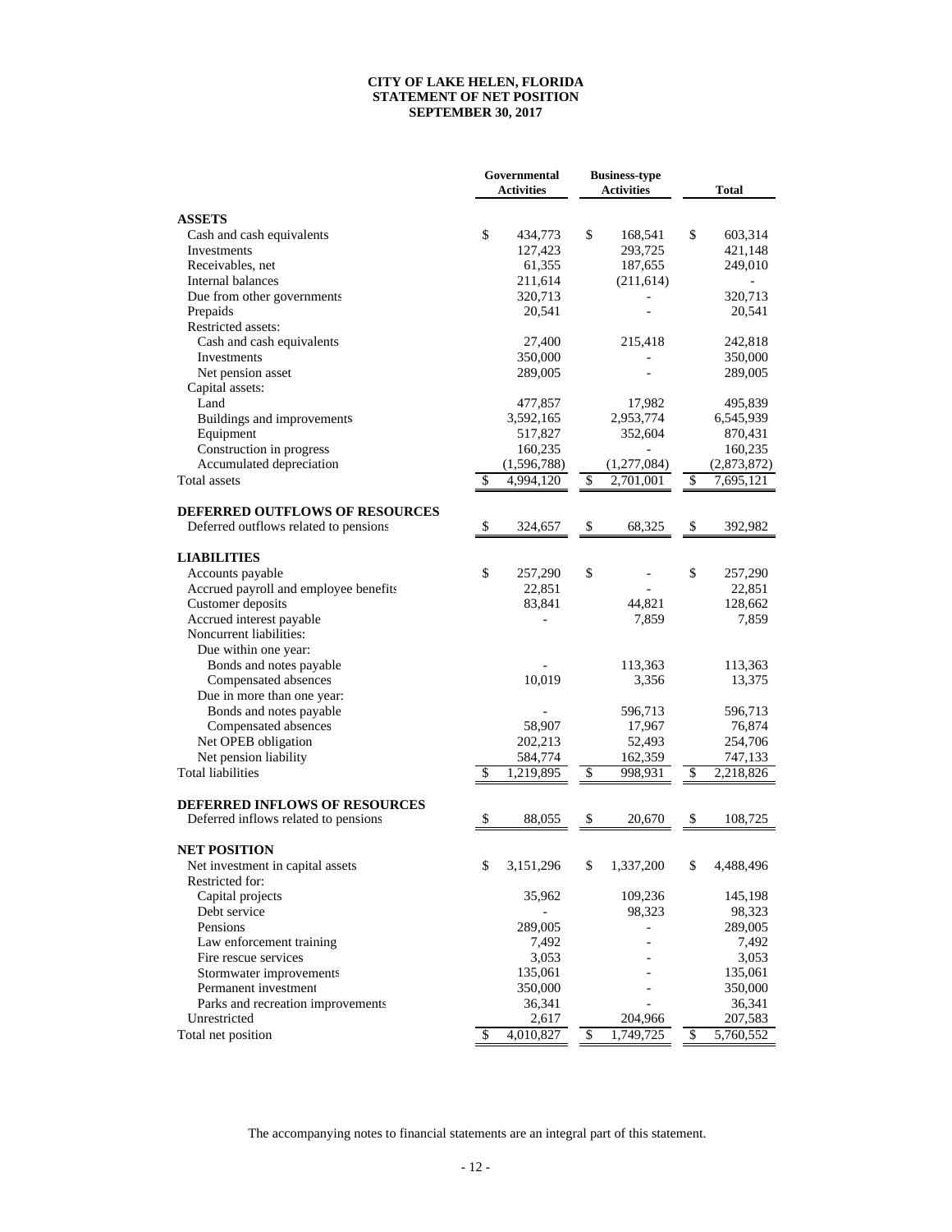# CITY OF LAKE HELEN, FLORIDA
## STATEMENT OF NET POSITION
### SEPTEMBER 30, 2017

| | Governmental Activities | Business-type Activities | Total |
|---|---|---|---|
| **ASSETS** | | | |
| Cash and cash equivalents | $ 434,773 | $ 168,541 | $ 603,314 |
| Investments | 127,423 | 293,725 | 421,148 |
| Receivables, net | 61,355 | 187,655 | 249,010 |
| Internal balances | 211,614 | (211,614) | - |
| Due from other governments | 320,713 | - | 320,713 |
| Prepaids | 20,541 | - | 20,541 |
| Restricted assets: | | | |
| Cash and cash equivalents | 27,400 | 215,418 | 242,818 |
| Investments | 350,000 | - | 350,000 |
| Net pension asset | 289,005 | - | 289,005 |
| Capital assets: | | | |
| Land | 477,857 | 17,982 | 495,839 |
| Buildings and improvements | 3,592,165 | 2,953,774 | 6,545,939 |
| Equipment | 517,827 | 352,604 | 870,431 |
| Construction in progress | 160,235 | - | 160,235 |
| Accumulated depreciation | (1,596,788) | (1,277,084) | (2,873,872) |
| Total assets | $ 4,994,120 | $ 2,701,001 | $ 7,695,121 |
| **DEFERRED OUTFLOWS OF RESOURCES** | | | |
| Deferred outflows related to pensions | $ 324,657 | $ 68,325 | $ 392,982 |
| **LIABILITIES** | | | |
| Accounts payable | $ 257,290 | $ - | $ 257,290 |
| Accrued payroll and employee benefits | 22,851 | - | 22,851 |
| Customer deposits | 83,841 | 44,821 | 128,662 |
| Accrued interest payable | - | 7,859 | 7,859 |
| Noncurrent liabilities: | | | |
| Due within one year: | | | |
| Bonds and notes payable | - | 113,363 | 113,363 |
| Compensated absences | 10,019 | 3,356 | 13,375 |
| Due in more than one year: | | | |
| Bonds and notes payable | - | 596,713 | 596,713 |
| Compensated absences | 58,907 | 17,967 | 76,874 |
| Net OPEB obligation | 202,213 | 52,493 | 254,706 |
| Net pension liability | 584,774 | 162,359 | 747,133 |
| Total liabilities | $ 1,219,895 | $ 998,931 | $ 2,218,826 |
| **DEFERRED INFLOWS OF RESOURCES** | | | |
| Deferred inflows related to pensions | $ 88,055 | $ 20,670 | $ 108,725 |
| **NET POSITION** | | | |
| Net investment in capital assets | $ 3,151,296 | $ 1,337,200 | $ 4,488,496 |
| Restricted for: | | | |
| Capital projects | 35,962 | 109,236 | 145,198 |
| Debt service | - | 98,323 | 98,323 |
| Pensions | 289,005 | - | 289,005 |
| Law enforcement training | 7,492 | - | 7,492 |
| Fire rescue services | 3,053 | - | 3,053 |
| Stormwater improvements | 135,061 | - | 135,061 |
| Permanent investment | 350,000 | - | 350,000 |
| Parks and recreation improvements | 36,341 | - | 36,341 |
| Unrestricted | 2,617 | 204,966 | 207,583 |
| Total net position | $ 4,010,827 | $ 1,749,725 | $ 5,760,552 |

The accompanying notes to financial statements are an integral part of this statement.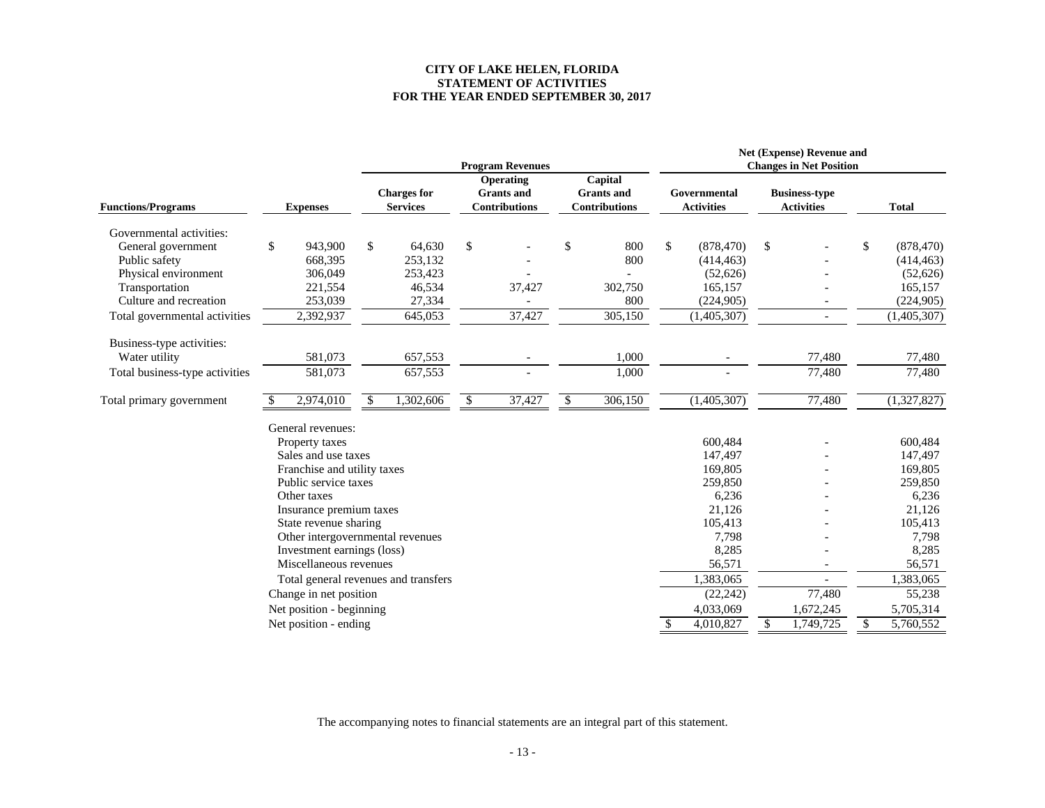# CITY OF LAKE HELEN, FLORIDA
## STATEMENT OF ACTIVITIES
## FOR THE YEAR ENDED SEPTEMBER 30, 2017

| | | Program Revenues | | | Net (Expense) Revenue and Changes in Net Position | | |
|---|---|---|---|---|---|---|---|
| **Functions/Programs** | **Expenses** | **Charges for Services** | **Operating Grants and Contributions** | **Capital Grants and Contributions** | **Governmental Activities** | **Business-type Activities** | **Total** |
| Governmental activities: | | | | | | | |
| General government | $ 943,900 | $ 64,630 | $ - | $ 800 | $ (878,470) | $ - | $ (878,470) |
| Public safety | 668,395 | 253,132 | - | 800 | (414,463) | - | (414,463) |
| Physical environment | 306,049 | 253,423 | - | - | (52,626) | - | (52,626) |
| Transportation | 221,554 | 46,534 | 37,427 | 302,750 | 165,157 | - | 165,157 |
| Culture and recreation | 253,039 | 27,334 | - | 800 | (224,905) | - | (224,905) |
| Total governmental activities | 2,392,937 | 645,053 | 37,427 | 305,150 | (1,405,307) | - | (1,405,307) |
| Business-type activities: | | | | | | | |
| Water utility | 581,073 | 657,553 | - | 1,000 | - | 77,480 | 77,480 |
| Total business-type activities | 581,073 | 657,553 | - | 1,000 | - | 77,480 | 77,480 |
| Total primary government | $ 2,974,010 | $ 1,302,606 | $ 37,427 | $ 306,150 | (1,405,307) | 77,480 | (1,327,827) |
| General revenues: | | | | | | | |
| Property taxes | | | | | 600,484 | - | 600,484 |
| Sales and use taxes | | | | | 147,497 | - | 147,497 |
| Franchise and utility taxes | | | | | 169,805 | - | 169,805 |
| Public service taxes | | | | | 259,850 | - | 259,850 |
| Other taxes | | | | | 6,236 | - | 6,236 |
| Insurance premium taxes | | | | | 21,126 | - | 21,126 |
| State revenue sharing | | | | | 105,413 | - | 105,413 |
| Other intergovernmental revenues | | | | | 7,798 | - | 7,798 |
| Investment earnings (loss) | | | | | 8,285 | - | 8,285 |
| Miscellaneous revenues | | | | | 56,571 | - | 56,571 |
| Total general revenues and transfers | | | | | 1,383,065 | - | 1,383,065 |
| Change in net position | | | | | (22,242) | 77,480 | 55,238 |
| Net position - beginning | | | | | 4,033,069 | 1,672,245 | 5,705,314 |
| Net position - ending | | | | | $ 4,010,827 | $ 1,749,725 | $ 5,760,552 |

The accompanying notes to financial statements are an integral part of this statement.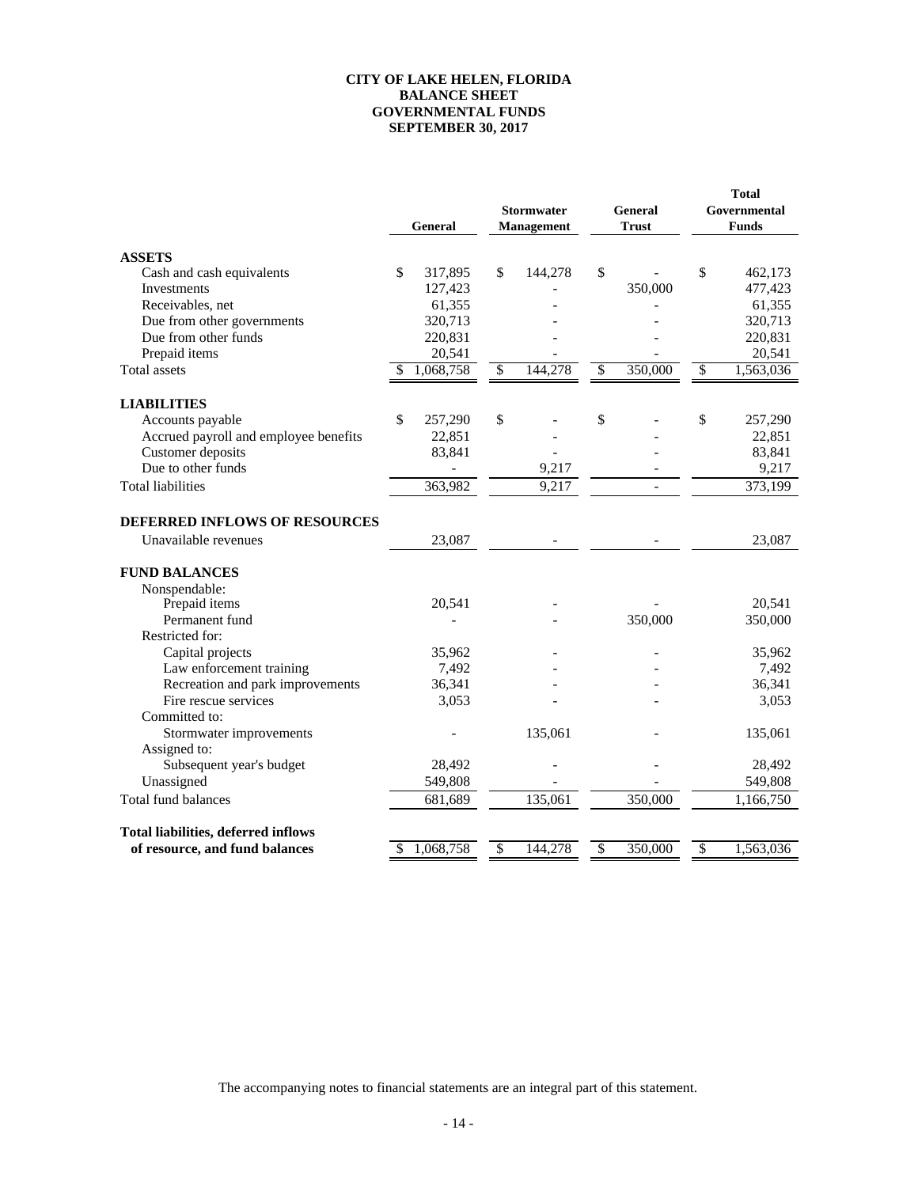# CITY OF LAKE HELEN, FLORIDA
## BALANCE SHEET
## GOVERNMENTAL FUNDS
## SEPTEMBER 30, 2017

| | General | Stormwater Management | General Trust | Total Governmental Funds |
|---|---|---|---|---|
| **ASSETS** | | | | |
| Cash and cash equivalents | $ 317,895 | $ 144,278 | $ - | $ 462,173 |
| Investments | 127,423 | - | 350,000 | 477,423 |
| Receivables, net | 61,355 | - | - | 61,355 |
| Due from other governments | 320,713 | - | - | 320,713 |
| Due from other funds | 220,831 | - | - | 220,831 |
| Prepaid items | 20,541 | - | - | 20,541 |
| Total assets | $ 1,068,758 | $ 144,278 | $ 350,000 | $ 1,563,036 |
| **LIABILITIES** | | | | |
| Accounts payable | $ 257,290 | $ - | $ - | $ 257,290 |
| Accrued payroll and employee benefits | 22,851 | - | - | 22,851 |
| Customer deposits | 83,841 | - | - | 83,841 |
| Due to other funds | - | 9,217 | - | 9,217 |
| Total liabilities | 363,982 | 9,217 | - | 373,199 |
| **DEFERRED INFLOWS OF RESOURCES** | | | | |
| Unavailable revenues | 23,087 | - | - | 23,087 |
| **FUND BALANCES** | | | | |
| Nonspendable: | | | | |
| Prepaid items | 20,541 | - | - | 20,541 |
| Permanent fund | - | - | 350,000 | 350,000 |
| Restricted for: | | | | |
| Capital projects | 35,962 | - | - | 35,962 |
| Law enforcement training | 7,492 | - | - | 7,492 |
| Recreation and park improvements | 36,341 | - | - | 36,341 |
| Fire rescue services | 3,053 | - | - | 3,053 |
| Committed to: | | | | |
| Stormwater improvements | - | 135,061 | - | 135,061 |
| Assigned to: | | | | |
| Subsequent year's budget | 28,492 | - | - | 28,492 |
| Unassigned | 549,808 | - | - | 549,808 |
| Total fund balances | 681,689 | 135,061 | 350,000 | 1,166,750 |
| **Total liabilities, deferred inflows of resource, and fund balances** | $ 1,068,758 | $ 144,278 | $ 350,000 | $ 1,563,036 |

The accompanying notes to financial statements are an integral part of this statement.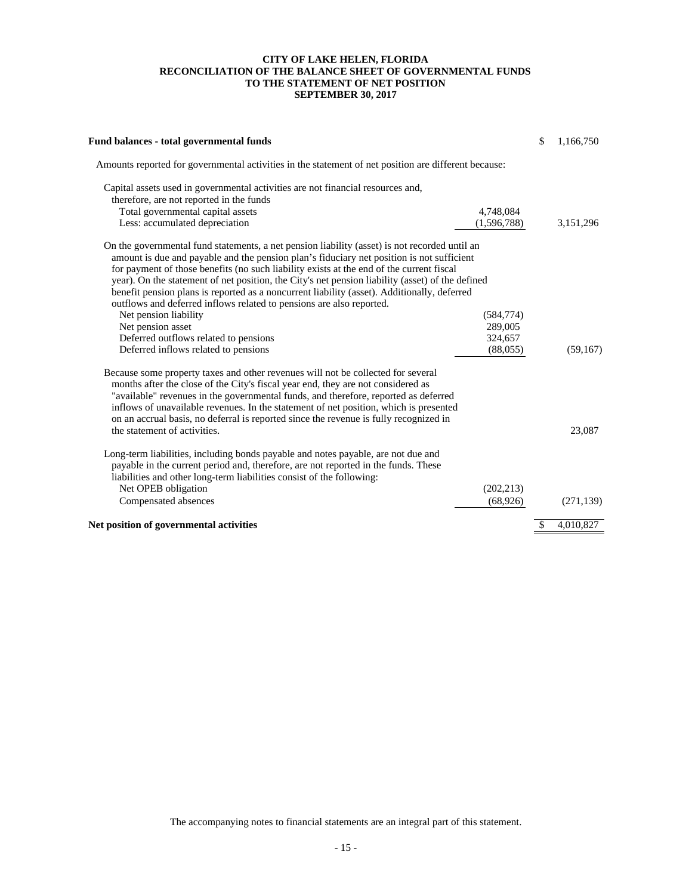# CITY OF LAKE HELEN, FLORIDA
## RECONCILIATION OF THE BALANCE SHEET OF GOVERNMENTAL FUNDS TO THE STATEMENT OF NET POSITION
### SEPTEMBER 30, 2017

| | | |
|---|---|---|
| **Fund balances - total governmental funds** | | $ 1,166,750 |
| Amounts reported for governmental activities in the statement of net position are different because: | | |
| Capital assets used in governmental activities are not financial resources and, therefore, are not reported in the funds | | |
| Total governmental capital assets | 4,748,084 | |
| Less: accumulated depreciation | (1,596,788) | 3,151,296 |
| On the governmental fund statements, a net pension liability (asset) is not recorded until an amount is due and payable and the pension plan's fiduciary net position is not sufficient for payment of those benefits (no such liability exists at the end of the current fiscal year). On the statement of net position, the City's net pension liability (asset) of the defined benefit pension plans is reported as a noncurrent liability (asset). Additionally, deferred outflows and deferred inflows related to pensions are also reported. | | |
| Net pension liability | (584,774) | |
| Net pension asset | 289,005 | |
| Deferred outflows related to pensions | 324,657 | |
| Deferred inflows related to pensions | (88,055) | (59,167) |
| Because some property taxes and other revenues will not be collected for several months after the close of the City's fiscal year end, they are not considered as "available" revenues in the governmental funds, and therefore, reported as deferred inflows of unavailable revenues. In the statement of net position, which is presented on an accrual basis, no deferral is reported since the revenue is fully recognized in the statement of activities. | | 23,087 |
| Long-term liabilities, including bonds payable and notes payable, are not due and payable in the current period and, therefore, are not reported in the funds. These liabilities and other long-term liabilities consist of the following: | | |
| Net OPEB obligation | (202,213) | |
| Compensated absences | (68,926) | (271,139) |
| **Net position of governmental activities** | | $ 4,010,827 |

The accompanying notes to financial statements are an integral part of this statement.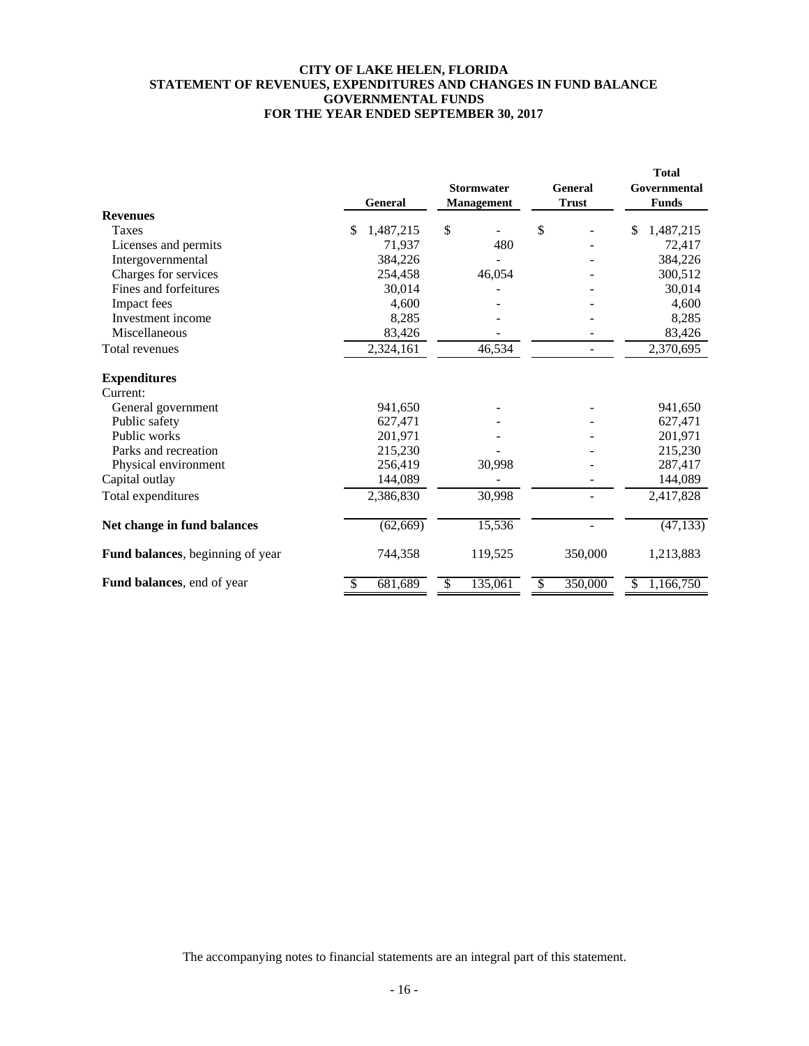# CITY OF LAKE HELEN, FLORIDA
## STATEMENT OF REVENUES, EXPENDITURES AND CHANGES IN FUND BALANCE
## GOVERNMENTAL FUNDS
## FOR THE YEAR ENDED SEPTEMBER 30, 2017

| | General | Stormwater Management | General Trust | Total Governmental Funds |
|---|---|---|---|---|
| **Revenues** | | | | |
| Taxes | $ 1,487,215 | $ - | $ - | $ 1,487,215 |
| Licenses and permits | 71,937 | 480 | - | 72,417 |
| Intergovernmental | 384,226 | - | - | 384,226 |
| Charges for services | 254,458 | 46,054 | - | 300,512 |
| Fines and forfeitures | 30,014 | - | - | 30,014 |
| Impact fees | 4,600 | - | - | 4,600 |
| Investment income | 8,285 | - | - | 8,285 |
| Miscellaneous | 83,426 | - | - | 83,426 |
| Total revenues | 2,324,161 | 46,534 | - | 2,370,695 |
| **Expenditures** | | | | |
| Current: | | | | |
| General government | 941,650 | - | - | 941,650 |
| Public safety | 627,471 | - | - | 627,471 |
| Public works | 201,971 | - | - | 201,971 |
| Parks and recreation | 215,230 | - | - | 215,230 |
| Physical environment | 256,419 | 30,998 | - | 287,417 |
| Capital outlay | 144,089 | - | - | 144,089 |
| Total expenditures | 2,386,830 | 30,998 | - | 2,417,828 |
| **Net change in fund balances** | (62,669) | 15,536 | - | (47,133) |
| **Fund balances**, beginning of year | 744,358 | 119,525 | 350,000 | 1,213,883 |
| **Fund balances**, end of year | $ 681,689 | $ 135,061 | $ 350,000 | $ 1,166,750 |

The accompanying notes to financial statements are an integral part of this statement.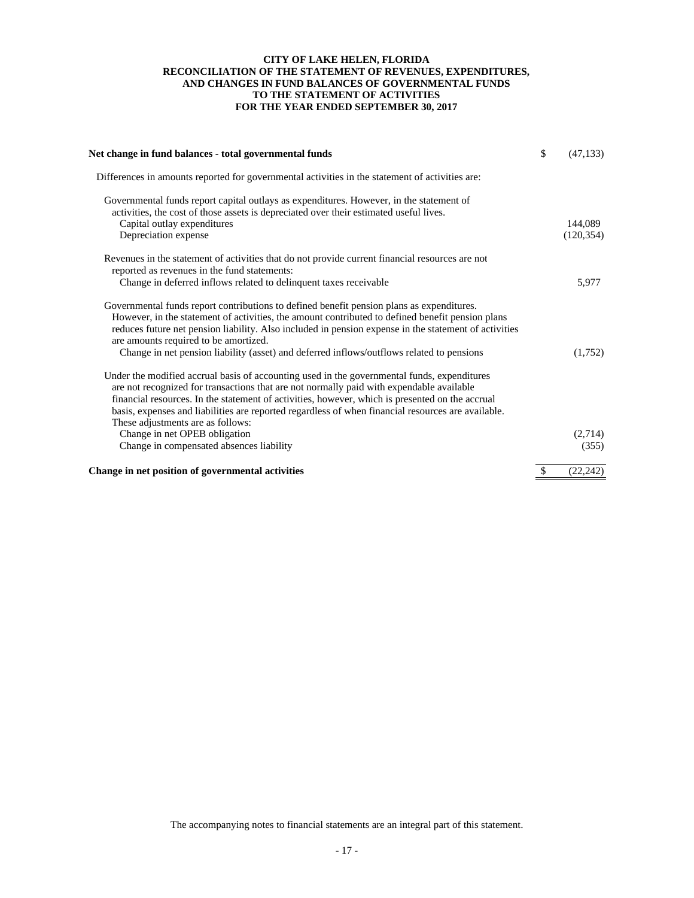# CITY OF LAKE HELEN, FLORIDA
## RECONCILIATION OF THE STATEMENT OF REVENUES, EXPENDITURES, AND CHANGES IN FUND BALANCES OF GOVERNMENTAL FUNDS TO THE STATEMENT OF ACTIVITIES
### FOR THE YEAR ENDED SEPTEMBER 30, 2017

| | |
|---|---|
| **Net change in fund balances - total governmental funds** | $ (47,133) |
| Differences in amounts reported for governmental activities in the statement of activities are: | |
| Governmental funds report capital outlays as expenditures. However, in the statement of activities, the cost of those assets is depreciated over their estimated useful lives. | |
| Capital outlay expenditures | 144,089 |
| Depreciation expense | (120,354) |
| Revenues in the statement of activities that do not provide current financial resources are not reported as revenues in the fund statements: | |
| Change in deferred inflows related to delinquent taxes receivable | 5,977 |
| Governmental funds report contributions to defined benefit pension plans as expenditures. However, in the statement of activities, the amount contributed to defined benefit pension plans reduces future net pension liability. Also included in pension expense in the statement of activities are amounts required to be amortized. | |
| Change in net pension liability (asset) and deferred inflows/outflows related to pensions | (1,752) |
| Under the modified accrual basis of accounting used in the governmental funds, expenditures are not recognized for transactions that are not normally paid with expendable available financial resources. In the statement of activities, however, which is presented on the accrual basis, expenses and liabilities are reported regardless of when financial resources are available. These adjustments are as follows: | |
| Change in net OPEB obligation | (2,714) |
| Change in compensated absences liability | (355) |
| **Change in net position of governmental activities** | $ (22,242) |

The accompanying notes to financial statements are an integral part of this statement.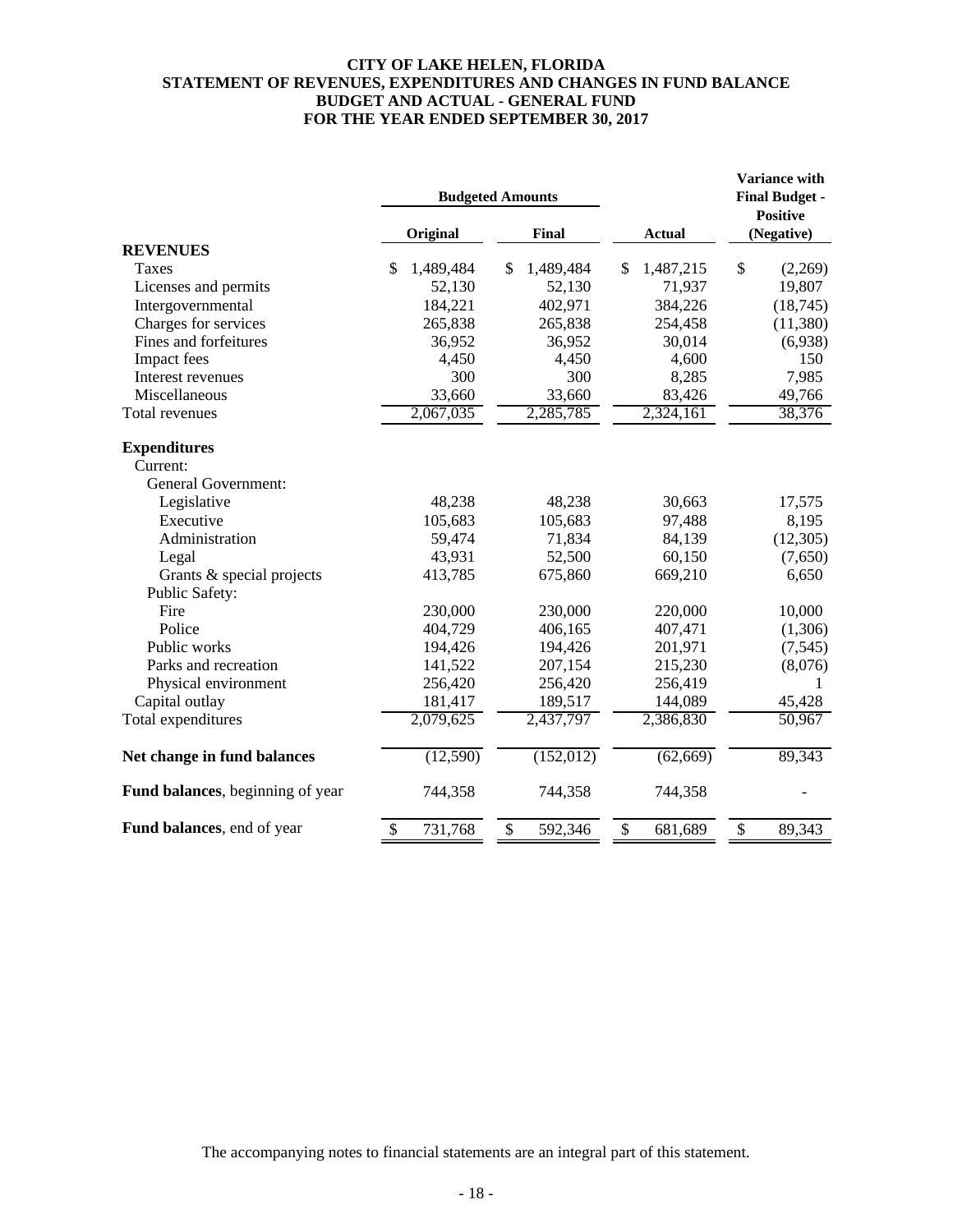# CITY OF LAKE HELEN, FLORIDA
## STATEMENT OF REVENUES, EXPENDITURES AND CHANGES IN FUND BALANCE
## BUDGET AND ACTUAL - GENERAL FUND
## FOR THE YEAR ENDED SEPTEMBER 30, 2017

| | Budgeted Amounts | | | Variance with Final Budget - Positive (Negative) |
|---|---|---|---|---|
| | Original | Final | Actual | |
| **REVENUES** | | | | |
| Taxes | $ 1,489,484 | $ 1,489,484 | $ 1,487,215 | $ (2,269) |
| Licenses and permits | 52,130 | 52,130 | 71,937 | 19,807 |
| Intergovernmental | 184,221 | 402,971 | 384,226 | (18,745) |
| Charges for services | 265,838 | 265,838 | 254,458 | (11,380) |
| Fines and forfeitures | 36,952 | 36,952 | 30,014 | (6,938) |
| Impact fees | 4,450 | 4,450 | 4,600 | 150 |
| Interest revenues | 300 | 300 | 8,285 | 7,985 |
| Miscellaneous | 33,660 | 33,660 | 83,426 | 49,766 |
| Total revenues | 2,067,035 | 2,285,785 | 2,324,161 | 38,376 |
| **Expenditures** | | | | |
| Current: | | | | |
| General Government: | | | | |
| Legislative | 48,238 | 48,238 | 30,663 | 17,575 |
| Executive | 105,683 | 105,683 | 97,488 | 8,195 |
| Administration | 59,474 | 71,834 | 84,139 | (12,305) |
| Legal | 43,931 | 52,500 | 60,150 | (7,650) |
| Grants & special projects | 413,785 | 675,860 | 669,210 | 6,650 |
| Public Safety: | | | | |
| Fire | 230,000 | 230,000 | 220,000 | 10,000 |
| Police | 404,729 | 406,165 | 407,471 | (1,306) |
| Public works | 194,426 | 194,426 | 201,971 | (7,545) |
| Parks and recreation | 141,522 | 207,154 | 215,230 | (8,076) |
| Physical environment | 256,420 | 256,420 | 256,419 | 1 |
| Capital outlay | 181,417 | 189,517 | 144,089 | 45,428 |
| Total expenditures | 2,079,625 | 2,437,797 | 2,386,830 | 50,967 |
| **Net change in fund balances** | (12,590) | (152,012) | (62,669) | 89,343 |
| **Fund balances**, beginning of year | 744,358 | 744,358 | 744,358 | - |
| **Fund balances**, end of year | $ 731,768 | $ 592,346 | $ 681,689 | $ 89,343 |

The accompanying notes to financial statements are an integral part of this statement.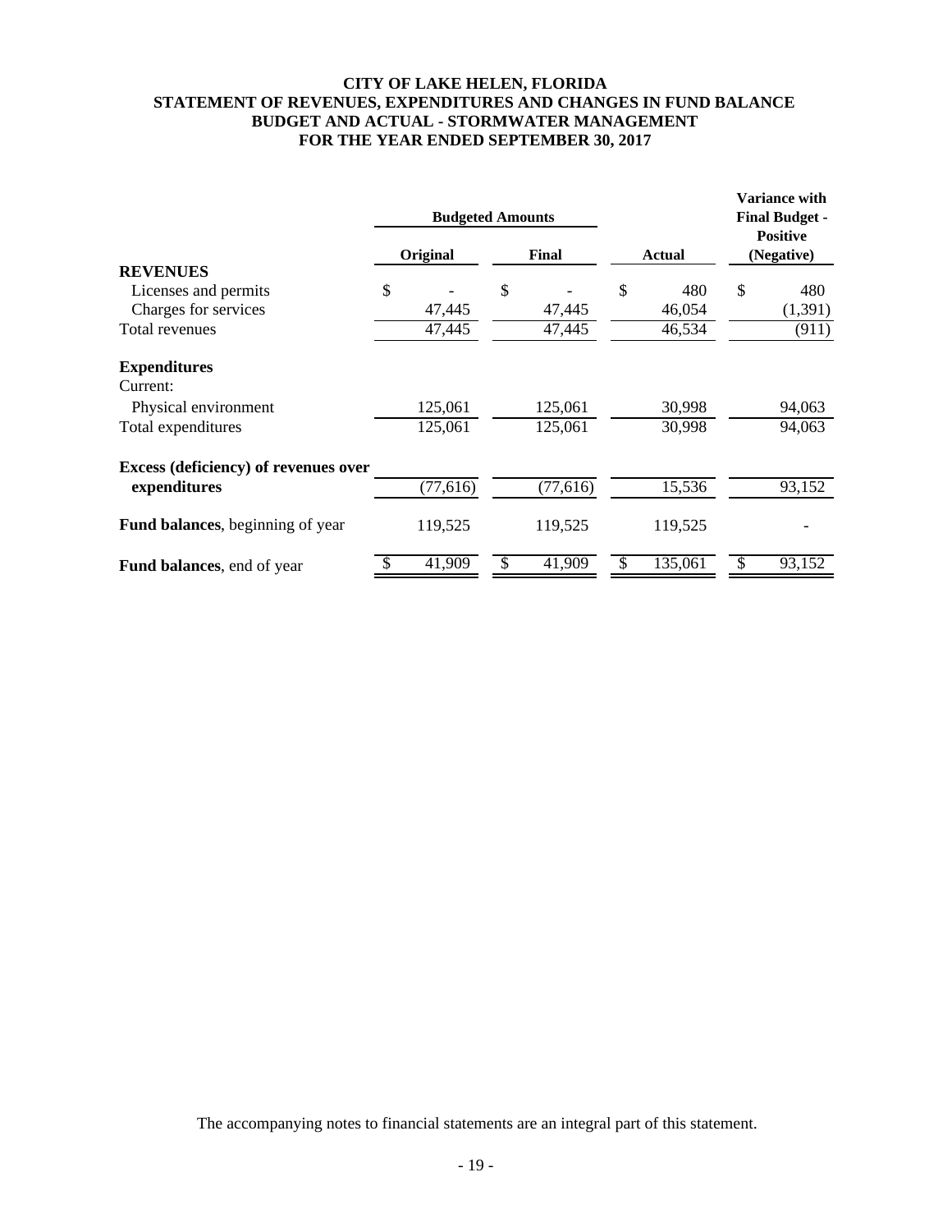# CITY OF LAKE HELEN, FLORIDA
## STATEMENT OF REVENUES, EXPENDITURES AND CHANGES IN FUND BALANCE
## BUDGET AND ACTUAL - STORMWATER MANAGEMENT
## FOR THE YEAR ENDED SEPTEMBER 30, 2017

| | Budgeted Amounts | | | Variance with Final Budget - Positive (Negative) |
|---|---|---|---|---|
| | Original | Final | Actual | |
| **REVENUES** | | | | |
| Licenses and permits | $ - | $ - | $ 480 | $ 480 |
| Charges for services | 47,445 | 47,445 | 46,054 | (1,391) |
| Total revenues | 47,445 | 47,445 | 46,534 | (911) |
| **Expenditures** | | | | |
| Current: | | | | |
| Physical environment | 125,061 | 125,061 | 30,998 | 94,063 |
| Total expenditures | 125,061 | 125,061 | 30,998 | 94,063 |
| **Excess (deficiency) of revenues over expenditures** | (77,616) | (77,616) | 15,536 | 93,152 |
| **Fund balances**, beginning of year | 119,525 | 119,525 | 119,525 | - |
| **Fund balances**, end of year | $ 41,909 | $ 41,909 | $ 135,061 | $ 93,152 |

The accompanying notes to financial statements are an integral part of this statement.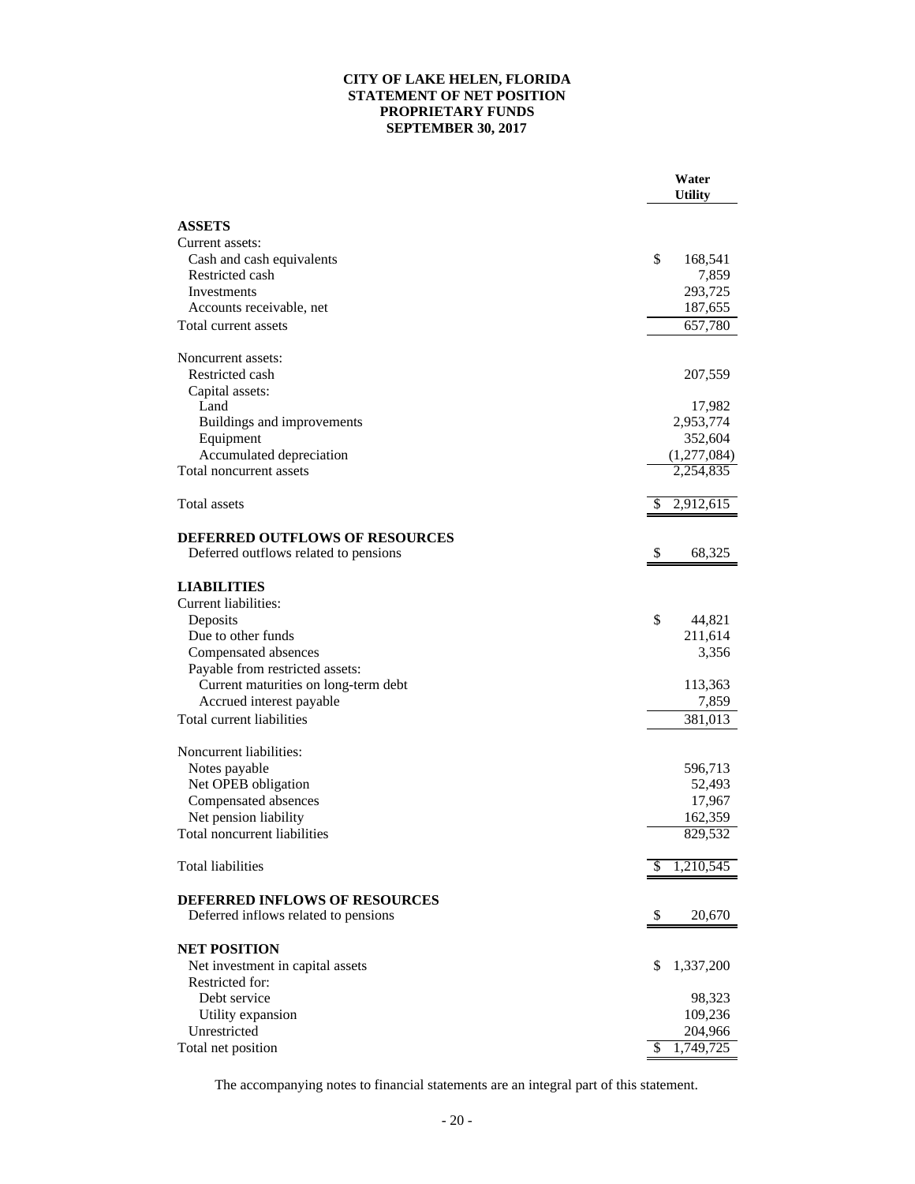# CITY OF LAKE HELEN, FLORIDA
## STATEMENT OF NET POSITION
## PROPRIETARY FUNDS
## SEPTEMBER 30, 2017

| | Water Utility |
|---|---|
| **ASSETS** | |
| Current assets: | |
| Cash and cash equivalents | $ 168,541 |
| Restricted cash | 7,859 |
| Investments | 293,725 |
| Accounts receivable, net | 187,655 |
| Total current assets | 657,780 |
| Noncurrent assets: | |
| Restricted cash | 207,559 |
| Capital assets: | |
| Land | 17,982 |
| Buildings and improvements | 2,953,774 |
| Equipment | 352,604 |
| Accumulated depreciation | (1,277,084) |
| Total noncurrent assets | 2,254,835 |
| Total assets | $ 2,912,615 |
| **DEFERRED OUTFLOWS OF RESOURCES** | |
| Deferred outflows related to pensions | $ 68,325 |
| **LIABILITIES** | |
| Current liabilities: | |
| Deposits | $ 44,821 |
| Due to other funds | 211,614 |
| Compensated absences | 3,356 |
| Payable from restricted assets: | |
| Current maturities on long-term debt | 113,363 |
| Accrued interest payable | 7,859 |
| Total current liabilities | 381,013 |
| Noncurrent liabilities: | |
| Notes payable | 596,713 |
| Net OPEB obligation | 52,493 |
| Compensated absences | 17,967 |
| Net pension liability | 162,359 |
| Total noncurrent liabilities | 829,532 |
| Total liabilities | $ 1,210,545 |
| **DEFERRED INFLOWS OF RESOURCES** | |
| Deferred inflows related to pensions | $ 20,670 |
| **NET POSITION** | |
| Net investment in capital assets | $ 1,337,200 |
| Restricted for: | |
| Debt service | 98,323 |
| Utility expansion | 109,236 |
| Unrestricted | 204,966 |
| Total net position | $ 1,749,725 |

The accompanying notes to financial statements are an integral part of this statement.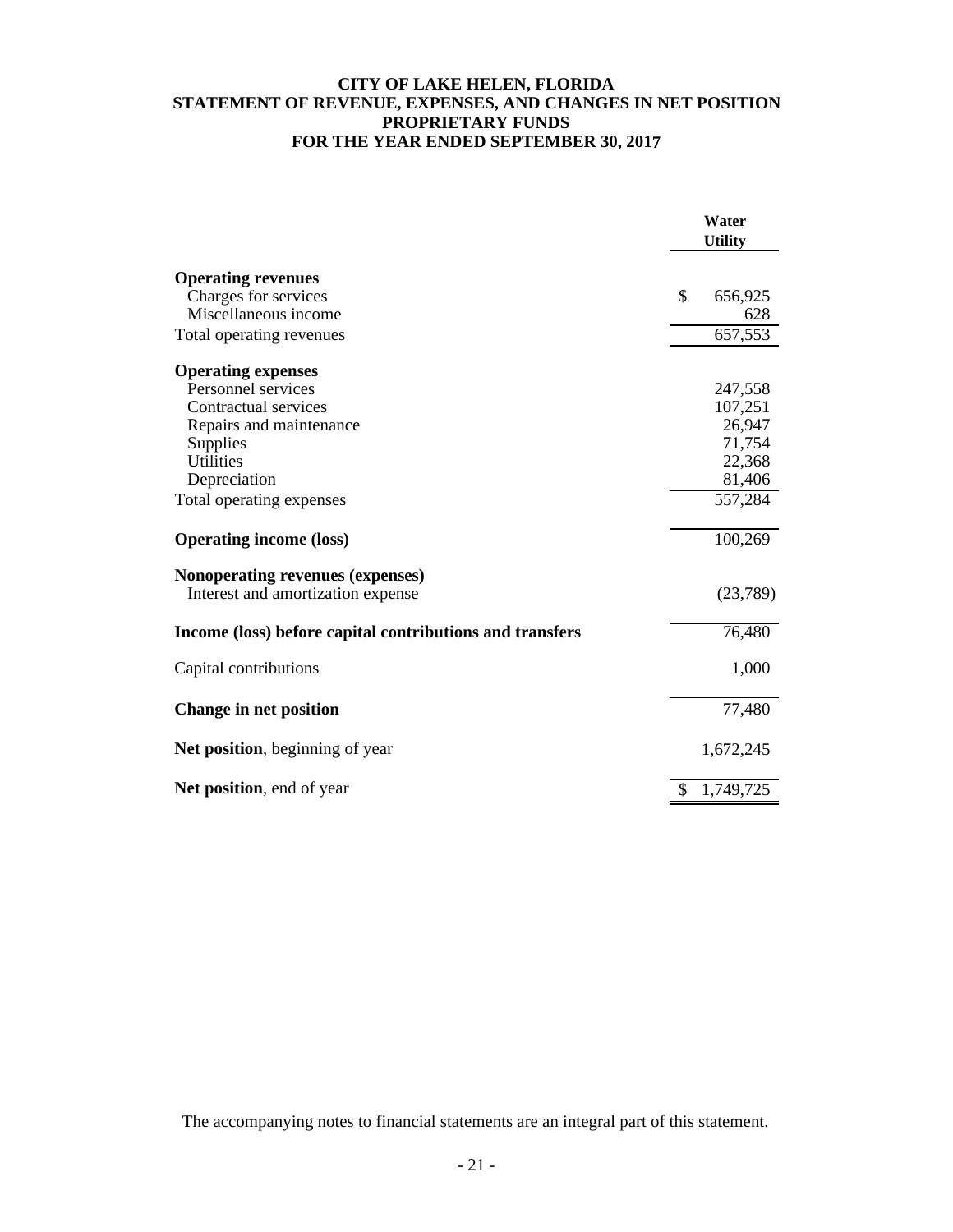# CITY OF LAKE HELEN, FLORIDA
## STATEMENT OF REVENUE, EXPENSES, AND CHANGES IN NET POSITION
## PROPRIETARY FUNDS
## FOR THE YEAR ENDED SEPTEMBER 30, 2017

| | Water Utility |
|---|---|
| **Operating revenues** | |
| Charges for services | $ 656,925 |
| Miscellaneous income | 628 |
| Total operating revenues | 657,553 |
| **Operating expenses** | |
| Personnel services | 247,558 |
| Contractual services | 107,251 |
| Repairs and maintenance | 26,947 |
| Supplies | 71,754 |
| Utilities | 22,368 |
| Depreciation | 81,406 |
| Total operating expenses | 557,284 |
| **Operating income (loss)** | 100,269 |
| **Nonoperating revenues (expenses)** | |
| Interest and amortization expense | (23,789) |
| **Income (loss) before capital contributions and transfers** | 76,480 |
| Capital contributions | 1,000 |
| **Change in net position** | 77,480 |
| **Net position**, beginning of year | 1,672,245 |
| **Net position**, end of year | $ 1,749,725 |

The accompanying notes to financial statements are an integral part of this statement.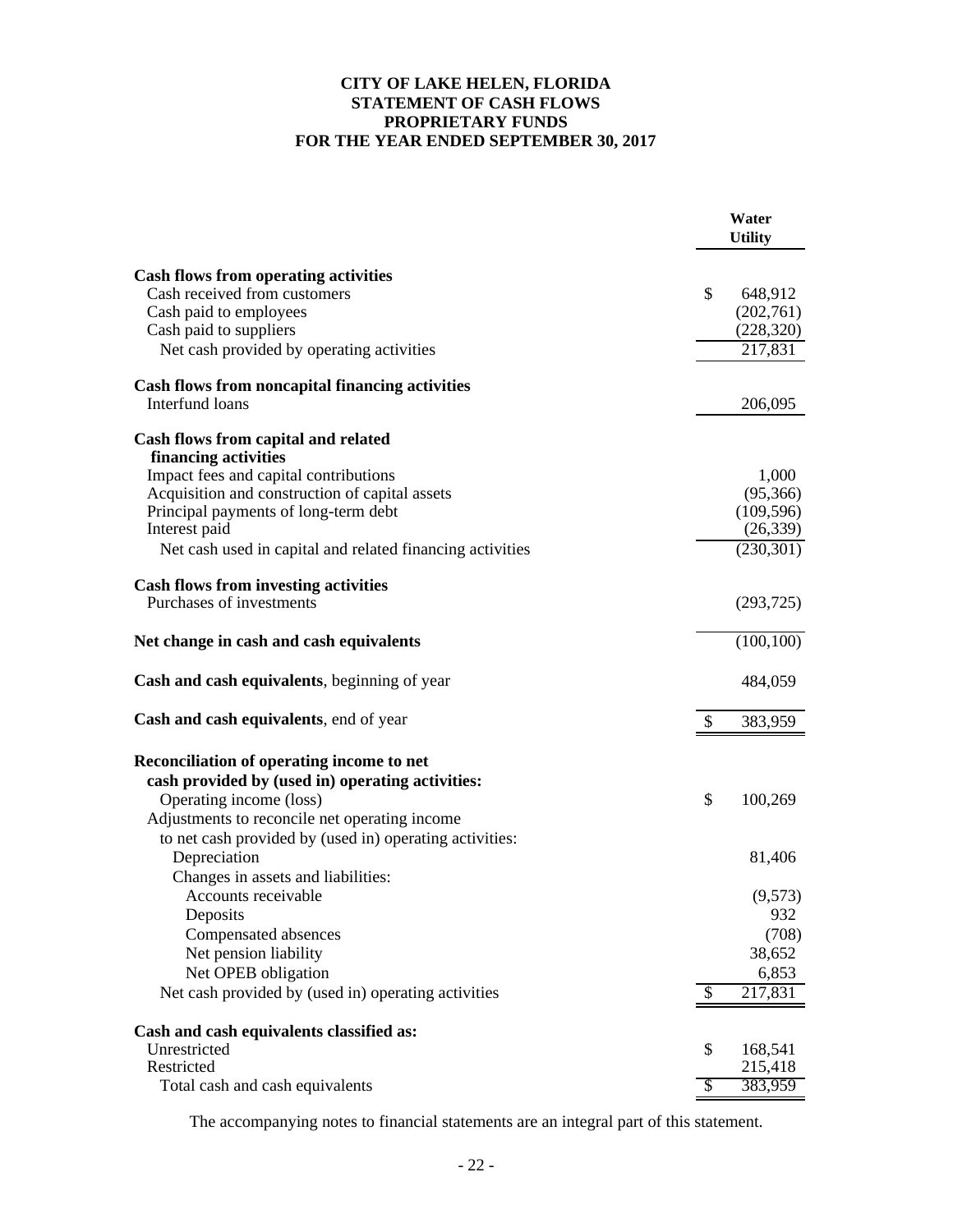# CITY OF LAKE HELEN, FLORIDA
## STATEMENT OF CASH FLOWS
## PROPRIETARY FUNDS
## FOR THE YEAR ENDED SEPTEMBER 30, 2017

| | Water Utility |
|---|---|
| **Cash flows from operating activities** | |
| Cash received from customers | $ 648,912 |
| Cash paid to employees | (202,761) |
| Cash paid to suppliers | (228,320) |
| Net cash provided by operating activities | 217,831 |
| **Cash flows from noncapital financing activities** | |
| Interfund loans | 206,095 |
| **Cash flows from capital and related financing activities** | |
| Impact fees and capital contributions | 1,000 |
| Acquisition and construction of capital assets | (95,366) |
| Principal payments of long-term debt | (109,596) |
| Interest paid | (26,339) |
| Net cash used in capital and related financing activities | (230,301) |
| **Cash flows from investing activities** | |
| Purchases of investments | (293,725) |
| **Net change in cash and cash equivalents** | (100,100) |
| **Cash and cash equivalents**, beginning of year | 484,059 |
| **Cash and cash equivalents**, end of year | $ 383,959 |
| **Reconciliation of operating income to net cash provided by (used in) operating activities:** | |
| Operating income (loss) | $ 100,269 |
| Adjustments to reconcile net operating income to net cash provided by (used in) operating activities: | |
| Depreciation | 81,406 |
| Changes in assets and liabilities: | |
| Accounts receivable | (9,573) |
| Deposits | 932 |
| Compensated absences | (708) |
| Net pension liability | 38,652 |
| Net OPEB obligation | 6,853 |
| Net cash provided by (used in) operating activities | $ 217,831 |
| **Cash and cash equivalents classified as:** | |
| Unrestricted | $ 168,541 |
| Restricted | 215,418 |
| Total cash and cash equivalents | $ 383,959 |

The accompanying notes to financial statements are an integral part of this statement.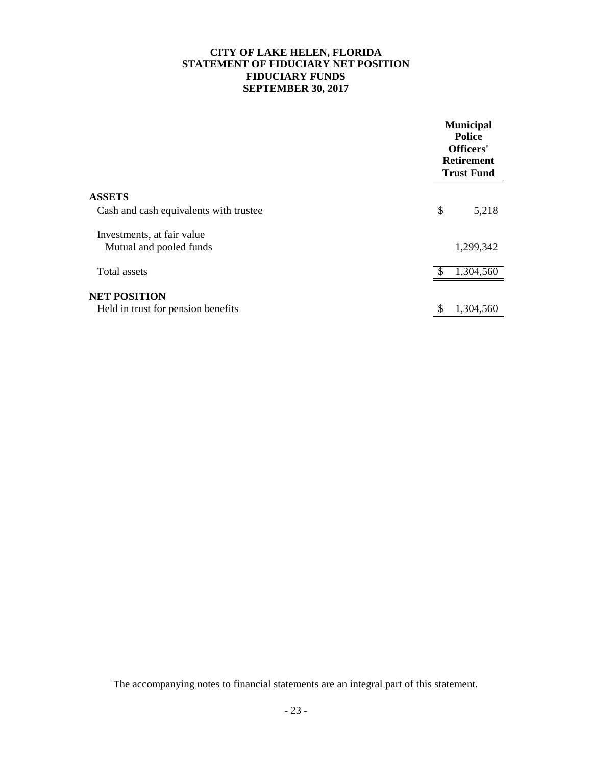# CITY OF LAKE HELEN, FLORIDA
## STATEMENT OF FIDUCIARY NET POSITION
## FIDUCIARY FUNDS
## SEPTEMBER 30, 2017

| | Municipal Police Officers' Retirement Trust Fund |
|---|---|
| **ASSETS** | |
| Cash and cash equivalents with trustee | $ 5,218 |
| Investments, at fair value | |
| Mutual and pooled funds | 1,299,342 |
| Total assets | $ 1,304,560 |
| **NET POSITION** | |
| Held in trust for pension benefits | $ 1,304,560 |

The accompanying notes to financial statements are an integral part of this statement.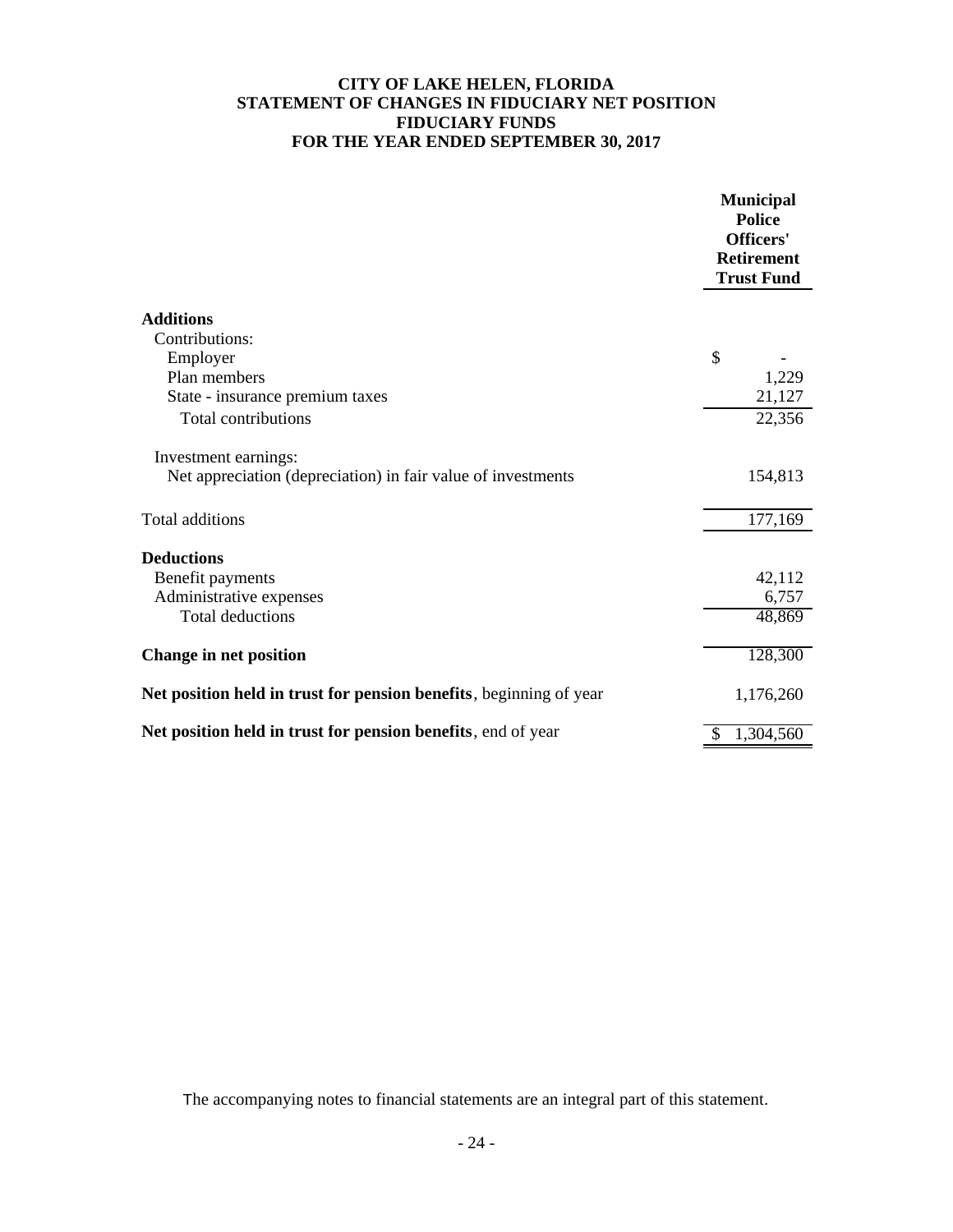# CITY OF LAKE HELEN, FLORIDA
## STATEMENT OF CHANGES IN FIDUCIARY NET POSITION
## FIDUCIARY FUNDS
## FOR THE YEAR ENDED SEPTEMBER 30, 2017

| | Municipal Police Officers' Retirement Trust Fund |
|---|---|
| **Additions** | |
| Contributions: | |
| Employer | $ - |
| Plan members | 1,229 |
| State - insurance premium taxes | 21,127 |
| Total contributions | 22,356 |
| Investment earnings: | |
| Net appreciation (depreciation) in fair value of investments | 154,813 |
| Total additions | 177,169 |
| **Deductions** | |
| Benefit payments | 42,112 |
| Administrative expenses | 6,757 |
| Total deductions | 48,869 |
| **Change in net position** | 128,300 |
| **Net position held in trust for pension benefits**, beginning of year | 1,176,260 |
| **Net position held in trust for pension benefits**, end of year | $ 1,304,560 |

The accompanying notes to financial statements are an integral part of this statement.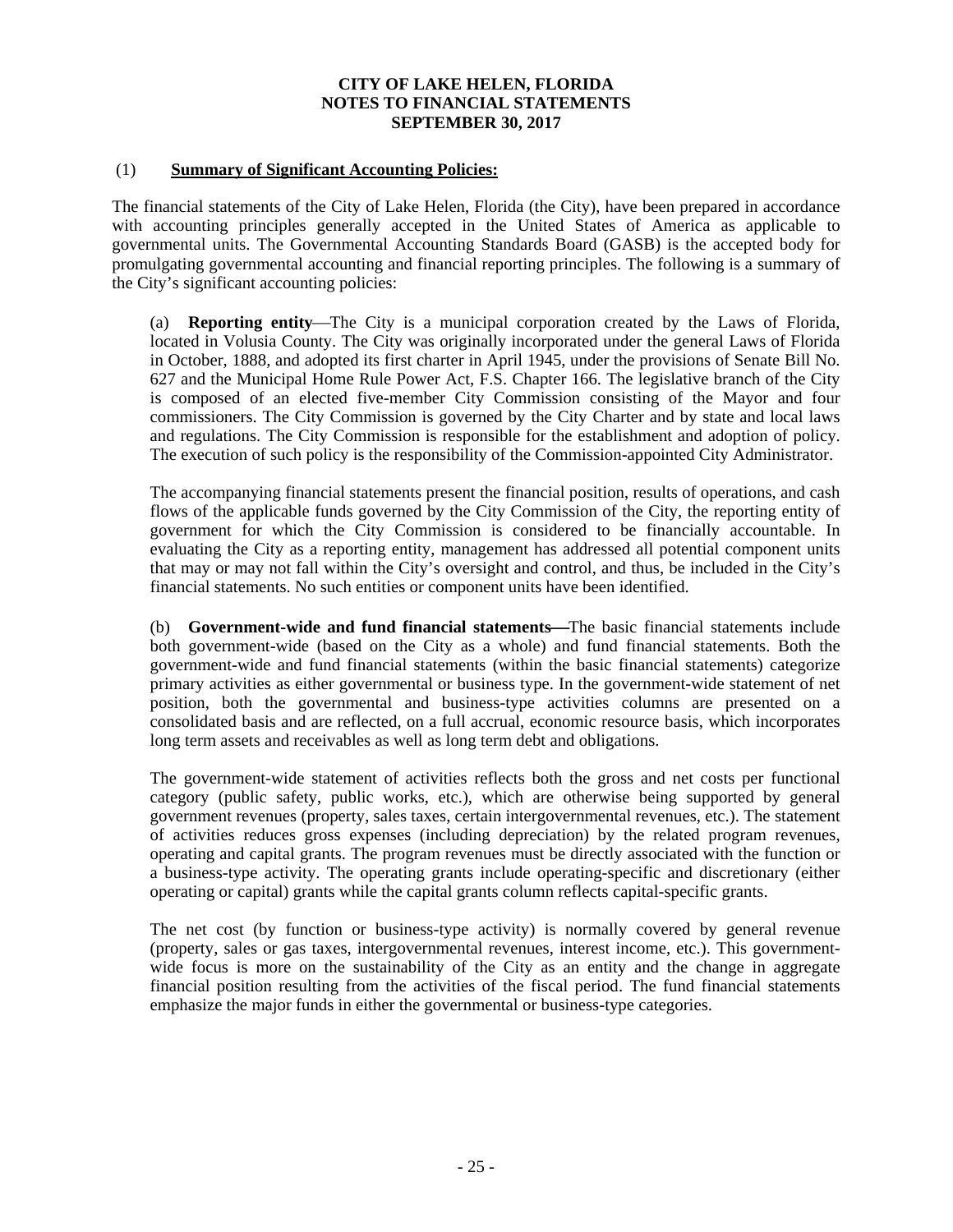# CITY OF LAKE HELEN, FLORIDA
## NOTES TO FINANCIAL STATEMENTS
## SEPTEMBER 30, 2017

(1) **Summary of Significant Accounting Policies:**

The financial statements of the City of Lake Helen, Florida (the City), have been prepared in accordance with accounting principles generally accepted in the United States of America as applicable to governmental units. The Governmental Accounting Standards Board (GASB) is the accepted body for promulgating governmental accounting and financial reporting principles. The following is a summary of the City's significant accounting policies:

(a) **Reporting entity**—The City is a municipal corporation created by the Laws of Florida, located in Volusia County. The City was originally incorporated under the general Laws of Florida in October, 1888, and adopted its first charter in April 1945, under the provisions of Senate Bill No. 627 and the Municipal Home Rule Power Act, F.S. Chapter 166. The legislative branch of the City is composed of an elected five-member City Commission consisting of the Mayor and four commissioners. The City Commission is governed by the City Charter and by state and local laws and regulations. The City Commission is responsible for the establishment and adoption of policy. The execution of such policy is the responsibility of the Commission-appointed City Administrator.

The accompanying financial statements present the financial position, results of operations, and cash flows of the applicable funds governed by the City Commission of the City, the reporting entity of government for which the City Commission is considered to be financially accountable. In evaluating the City as a reporting entity, management has addressed all potential component units that may or may not fall within the City's oversight and control, and thus, be included in the City's financial statements. No such entities or component units have been identified.

(b) **Government-wide and fund financial statements—**The basic financial statements include both government-wide (based on the City as a whole) and fund financial statements. Both the government-wide and fund financial statements (within the basic financial statements) categorize primary activities as either governmental or business type. In the government-wide statement of net position, both the governmental and business-type activities columns are presented on a consolidated basis and are reflected, on a full accrual, economic resource basis, which incorporates long term assets and receivables as well as long term debt and obligations.

The government-wide statement of activities reflects both the gross and net costs per functional category (public safety, public works, etc.), which are otherwise being supported by general government revenues (property, sales taxes, certain intergovernmental revenues, etc.). The statement of activities reduces gross expenses (including depreciation) by the related program revenues, operating and capital grants. The program revenues must be directly associated with the function or a business-type activity. The operating grants include operating-specific and discretionary (either operating or capital) grants while the capital grants column reflects capital-specific grants.

The net cost (by function or business-type activity) is normally covered by general revenue (property, sales or gas taxes, intergovernmental revenues, interest income, etc.). This government-wide focus is more on the sustainability of the City as an entity and the change in aggregate financial position resulting from the activities of the fiscal period. The fund financial statements emphasize the major funds in either the governmental or business-type categories.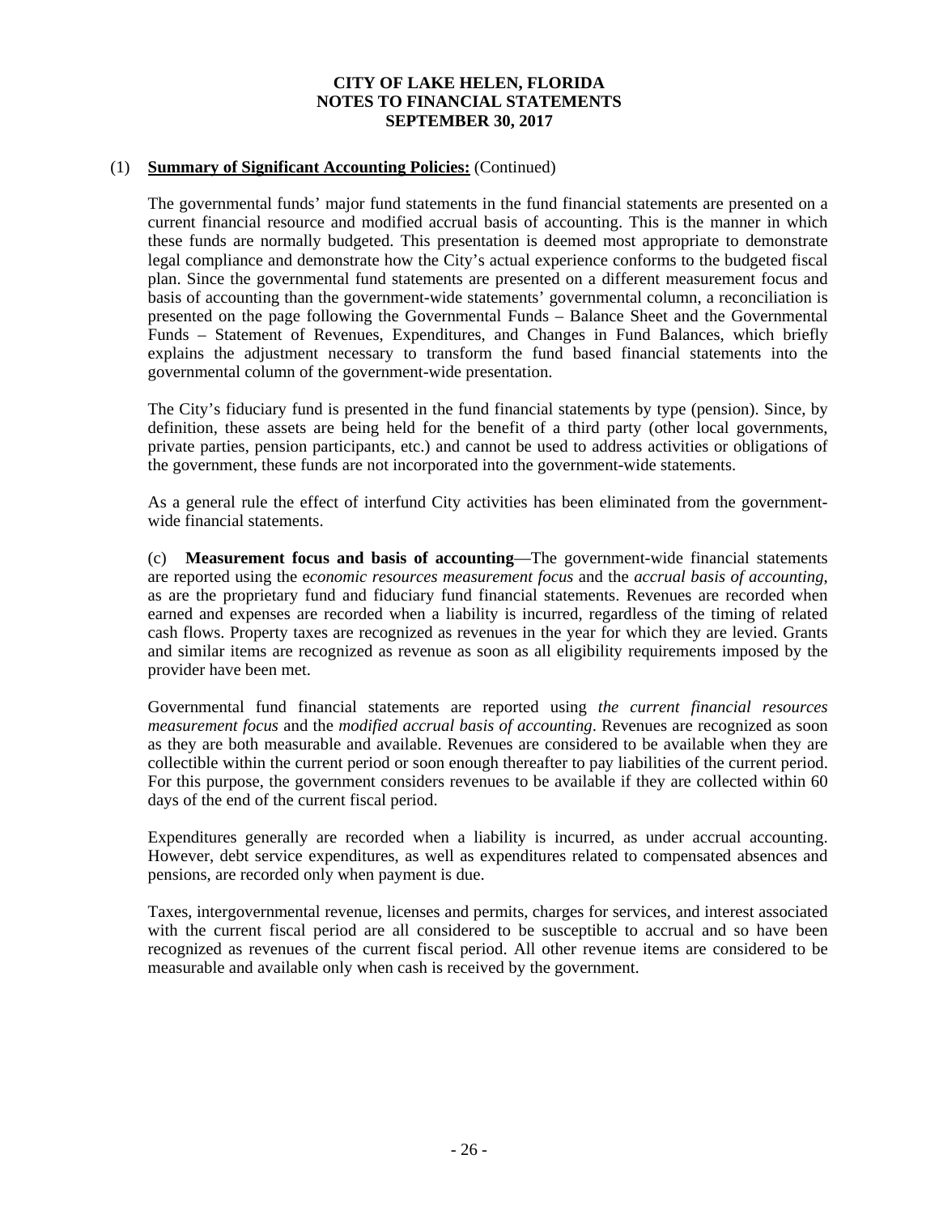(1) **Summary of Significant Accounting Policies:** (Continued)

The governmental funds' major fund statements in the fund financial statements are presented on a current financial resource and modified accrual basis of accounting. This is the manner in which these funds are normally budgeted. This presentation is deemed most appropriate to demonstrate legal compliance and demonstrate how the City's actual experience conforms to the budgeted fiscal plan. Since the governmental fund statements are presented on a different measurement focus and basis of accounting than the government-wide statements' governmental column, a reconciliation is presented on the page following the Governmental Funds – Balance Sheet and the Governmental Funds – Statement of Revenues, Expenditures, and Changes in Fund Balances, which briefly explains the adjustment necessary to transform the fund based financial statements into the governmental column of the government-wide presentation.

The City's fiduciary fund is presented in the fund financial statements by type (pension). Since, by definition, these assets are being held for the benefit of a third party (other local governments, private parties, pension participants, etc.) and cannot be used to address activities or obligations of the government, these funds are not incorporated into the government-wide statements.

As a general rule the effect of interfund City activities has been eliminated from the government-wide financial statements.

(c) **Measurement focus and basis of accounting**—The government-wide financial statements are reported using the e*conomic resources measurement focus* and the *accrual basis of accounting*, as are the proprietary fund and fiduciary fund financial statements. Revenues are recorded when earned and expenses are recorded when a liability is incurred, regardless of the timing of related cash flows. Property taxes are recognized as revenues in the year for which they are levied. Grants and similar items are recognized as revenue as soon as all eligibility requirements imposed by the provider have been met.

Governmental fund financial statements are reported using *the current financial resources measurement focus* and the *modified accrual basis of accounting*. Revenues are recognized as soon as they are both measurable and available. Revenues are considered to be available when they are collectible within the current period or soon enough thereafter to pay liabilities of the current period. For this purpose, the government considers revenues to be available if they are collected within 60 days of the end of the current fiscal period.

Expenditures generally are recorded when a liability is incurred, as under accrual accounting. However, debt service expenditures, as well as expenditures related to compensated absences and pensions, are recorded only when payment is due.

Taxes, intergovernmental revenue, licenses and permits, charges for services, and interest associated with the current fiscal period are all considered to be susceptible to accrual and so have been recognized as revenues of the current fiscal period. All other revenue items are considered to be measurable and available only when cash is received by the government.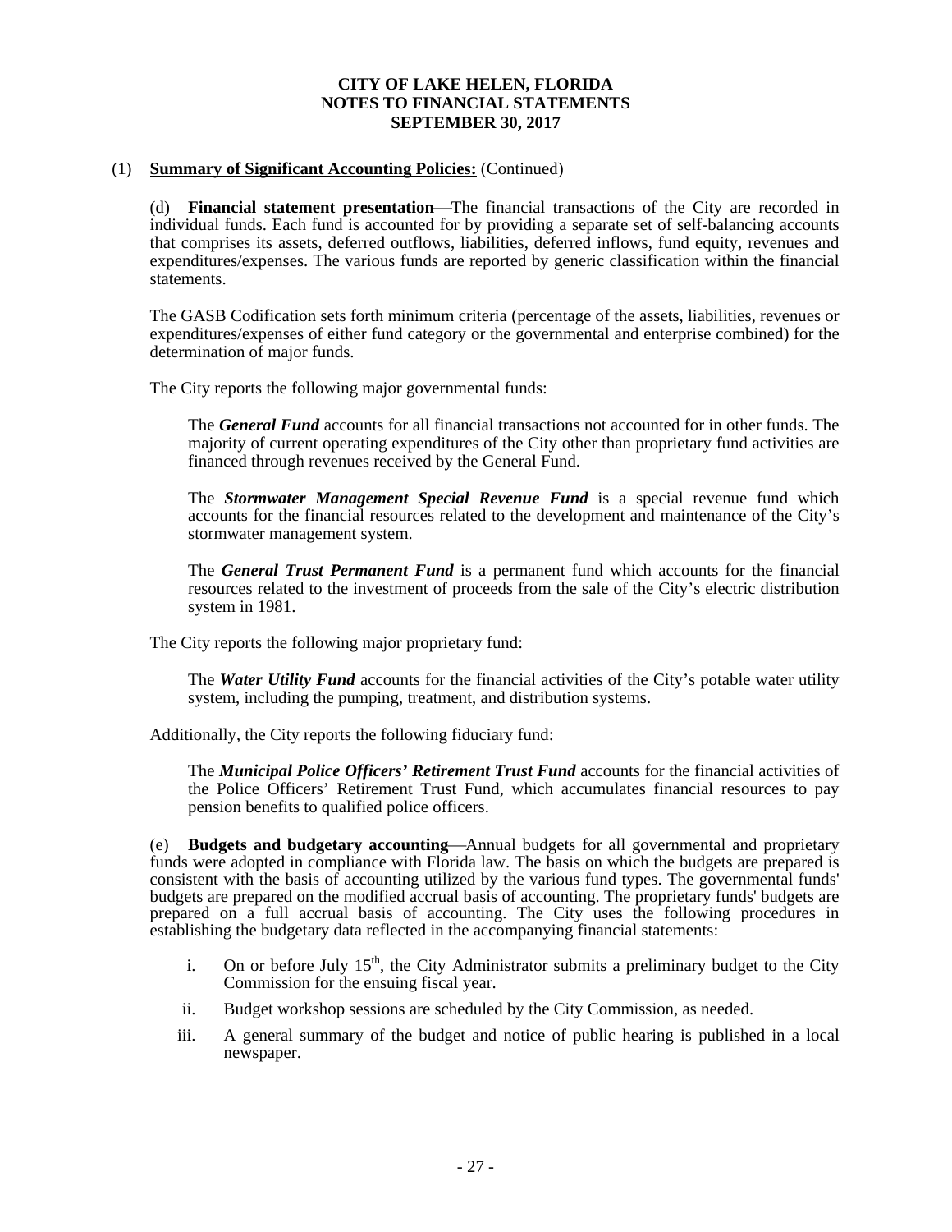**CITY OF LAKE HELEN, FLORIDA**
**NOTES TO FINANCIAL STATEMENTS**
**SEPTEMBER 30, 2017**

(1) **Summary of Significant Accounting Policies:** (Continued)

(d) **Financial statement presentation**—The financial transactions of the City are recorded in individual funds. Each fund is accounted for by providing a separate set of self-balancing accounts that comprises its assets, deferred outflows, liabilities, deferred inflows, fund equity, revenues and expenditures/expenses. The various funds are reported by generic classification within the financial statements.

The GASB Codification sets forth minimum criteria (percentage of the assets, liabilities, revenues or expenditures/expenses of either fund category or the governmental and enterprise combined) for the determination of major funds.

The City reports the following major governmental funds:

The ***General Fund*** accounts for all financial transactions not accounted for in other funds. The majority of current operating expenditures of the City other than proprietary fund activities are financed through revenues received by the General Fund.

The ***Stormwater Management Special Revenue Fund*** is a special revenue fund which accounts for the financial resources related to the development and maintenance of the City's stormwater management system.

The ***General Trust Permanent Fund*** is a permanent fund which accounts for the financial resources related to the investment of proceeds from the sale of the City's electric distribution system in 1981.

The City reports the following major proprietary fund:

The ***Water Utility Fund*** accounts for the financial activities of the City's potable water utility system, including the pumping, treatment, and distribution systems.

Additionally, the City reports the following fiduciary fund:

The ***Municipal Police Officers' Retirement Trust Fund*** accounts for the financial activities of the Police Officers' Retirement Trust Fund, which accumulates financial resources to pay pension benefits to qualified police officers.

(e) **Budgets and budgetary accounting**—Annual budgets for all governmental and proprietary funds were adopted in compliance with Florida law. The basis on which the budgets are prepared is consistent with the basis of accounting utilized by the various fund types. The governmental funds' budgets are prepared on the modified accrual basis of accounting. The proprietary funds' budgets are prepared on a full accrual basis of accounting. The City uses the following procedures in establishing the budgetary data reflected in the accompanying financial statements:

i. On or before July 15th, the City Administrator submits a preliminary budget to the City Commission for the ensuing fiscal year.

ii. Budget workshop sessions are scheduled by the City Commission, as needed.

iii. A general summary of the budget and notice of public hearing is published in a local newspaper.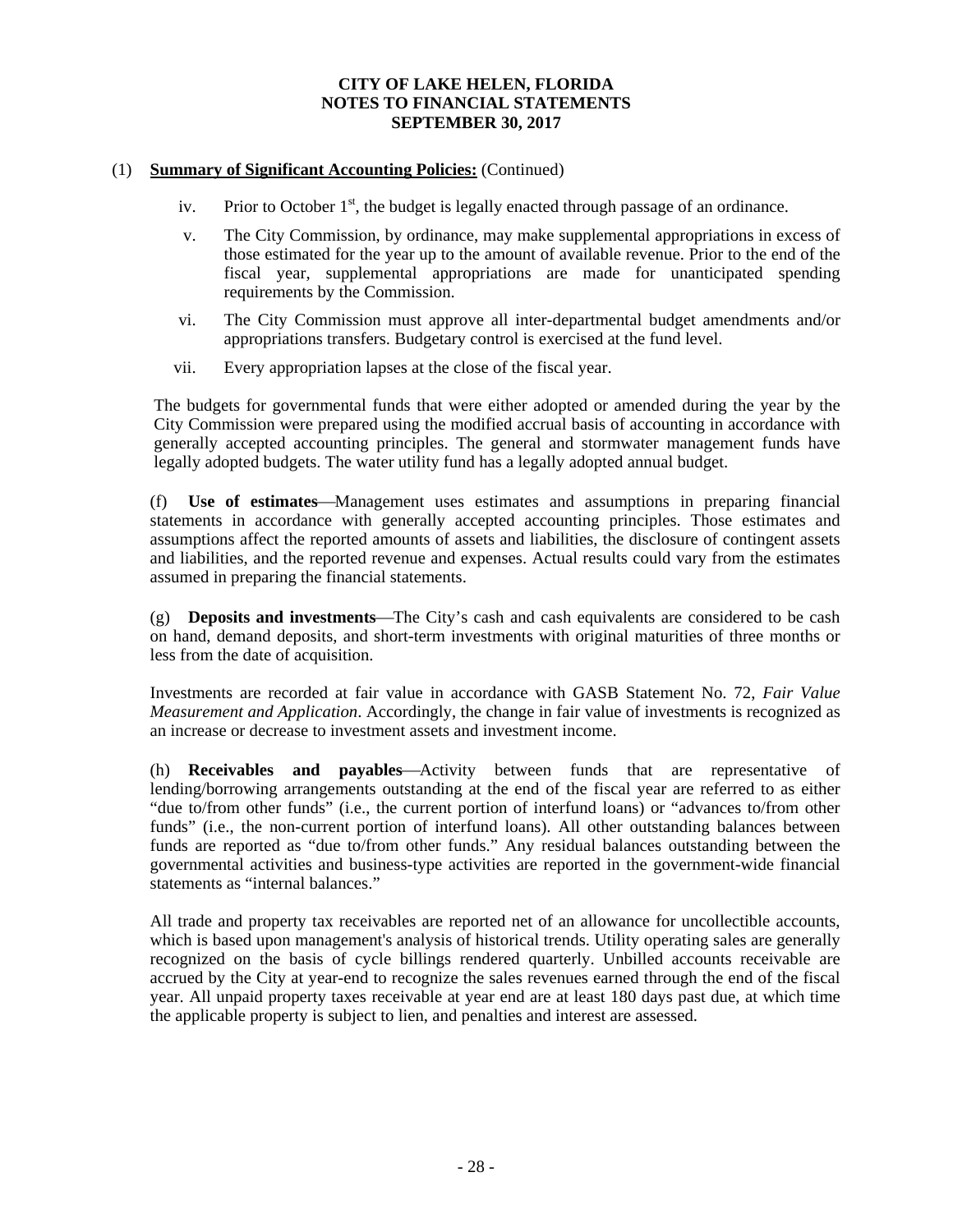**CITY OF LAKE HELEN, FLORIDA**
**NOTES TO FINANCIAL STATEMENTS**
**SEPTEMBER 30, 2017**

(1) **Summary of Significant Accounting Policies:** (Continued)

iv. Prior to October 1st, the budget is legally enacted through passage of an ordinance.

v. The City Commission, by ordinance, may make supplemental appropriations in excess of those estimated for the year up to the amount of available revenue. Prior to the end of the fiscal year, supplemental appropriations are made for unanticipated spending requirements by the Commission.

vi. The City Commission must approve all inter-departmental budget amendments and/or appropriations transfers. Budgetary control is exercised at the fund level.

vii. Every appropriation lapses at the close of the fiscal year.

The budgets for governmental funds that were either adopted or amended during the year by the City Commission were prepared using the modified accrual basis of accounting in accordance with generally accepted accounting principles. The general and stormwater management funds have legally adopted budgets. The water utility fund has a legally adopted annual budget.

(f) **Use of estimates**—Management uses estimates and assumptions in preparing financial statements in accordance with generally accepted accounting principles. Those estimates and assumptions affect the reported amounts of assets and liabilities, the disclosure of contingent assets and liabilities, and the reported revenue and expenses. Actual results could vary from the estimates assumed in preparing the financial statements.

(g) **Deposits and investments**—The City's cash and cash equivalents are considered to be cash on hand, demand deposits, and short-term investments with original maturities of three months or less from the date of acquisition.

Investments are recorded at fair value in accordance with GASB Statement No. 72, *Fair Value Measurement and Application*. Accordingly, the change in fair value of investments is recognized as an increase or decrease to investment assets and investment income.

(h) **Receivables and payables**—Activity between funds that are representative of lending/borrowing arrangements outstanding at the end of the fiscal year are referred to as either "due to/from other funds" (i.e., the current portion of interfund loans) or "advances to/from other funds" (i.e., the non-current portion of interfund loans). All other outstanding balances between funds are reported as "due to/from other funds." Any residual balances outstanding between the governmental activities and business-type activities are reported in the government-wide financial statements as "internal balances."

All trade and property tax receivables are reported net of an allowance for uncollectible accounts, which is based upon management's analysis of historical trends. Utility operating sales are generally recognized on the basis of cycle billings rendered quarterly. Unbilled accounts receivable are accrued by the City at year-end to recognize the sales revenues earned through the end of the fiscal year. All unpaid property taxes receivable at year end are at least 180 days past due, at which time the applicable property is subject to lien, and penalties and interest are assessed.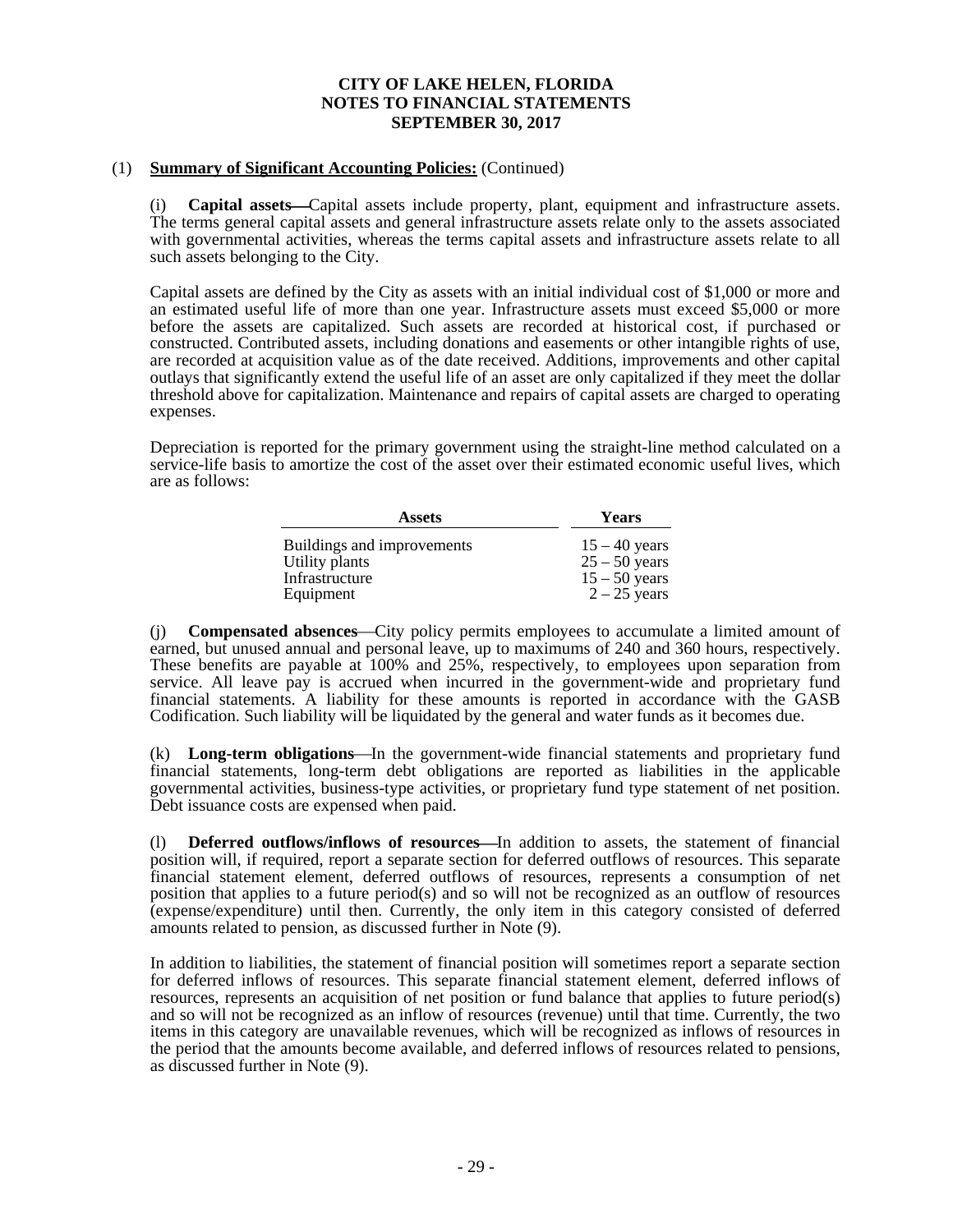**CITY OF LAKE HELEN, FLORIDA**
**NOTES TO FINANCIAL STATEMENTS**
**SEPTEMBER 30, 2017**

(1) **Summary of Significant Accounting Policies:** (Continued)

(i) **Capital assets**—Capital assets include property, plant, equipment and infrastructure assets. The terms general capital assets and general infrastructure assets relate only to the assets associated with governmental activities, whereas the terms capital assets and infrastructure assets relate to all such assets belonging to the City.

Capital assets are defined by the City as assets with an initial individual cost of $1,000 or more and an estimated useful life of more than one year. Infrastructure assets must exceed $5,000 or more before the assets are capitalized. Such assets are recorded at historical cost, if purchased or constructed. Contributed assets, including donations and easements or other intangible rights of use, are recorded at acquisition value as of the date received. Additions, improvements and other capital outlays that significantly extend the useful life of an asset are only capitalized if they meet the dollar threshold above for capitalization. Maintenance and repairs of capital assets are charged to operating expenses.

Depreciation is reported for the primary government using the straight-line method calculated on a service-life basis to amortize the cost of the asset over their estimated economic useful lives, which are as follows:

| Assets | Years |
|---|---|
| Buildings and improvements | 15 – 40 years |
| Utility plants | 25 – 50 years |
| Infrastructure | 15 – 50 years |
| Equipment | 2 – 25 years |

(j) **Compensated absences**—City policy permits employees to accumulate a limited amount of earned, but unused annual and personal leave, up to maximums of 240 and 360 hours, respectively. These benefits are payable at 100% and 25%, respectively, to employees upon separation from service. All leave pay is accrued when incurred in the government-wide and proprietary fund financial statements. A liability for these amounts is reported in accordance with the GASB Codification. Such liability will be liquidated by the general and water funds as it becomes due.

(k) **Long-term obligations**—In the government-wide financial statements and proprietary fund financial statements, long-term debt obligations are reported as liabilities in the applicable governmental activities, business-type activities, or proprietary fund type statement of net position. Debt issuance costs are expensed when paid.

(l) **Deferred outflows/inflows of resources**—In addition to assets, the statement of financial position will, if required, report a separate section for deferred outflows of resources. This separate financial statement element, deferred outflows of resources, represents a consumption of net position that applies to a future period(s) and so will not be recognized as an outflow of resources (expense/expenditure) until then. Currently, the only item in this category consisted of deferred amounts related to pension, as discussed further in Note (9).

In addition to liabilities, the statement of financial position will sometimes report a separate section for deferred inflows of resources. This separate financial statement element, deferred inflows of resources, represents an acquisition of net position or fund balance that applies to future period(s) and so will not be recognized as an inflow of resources (revenue) until that time. Currently, the two items in this category are unavailable revenues, which will be recognized as inflows of resources in the period that the amounts become available, and deferred inflows of resources related to pensions, as discussed further in Note (9).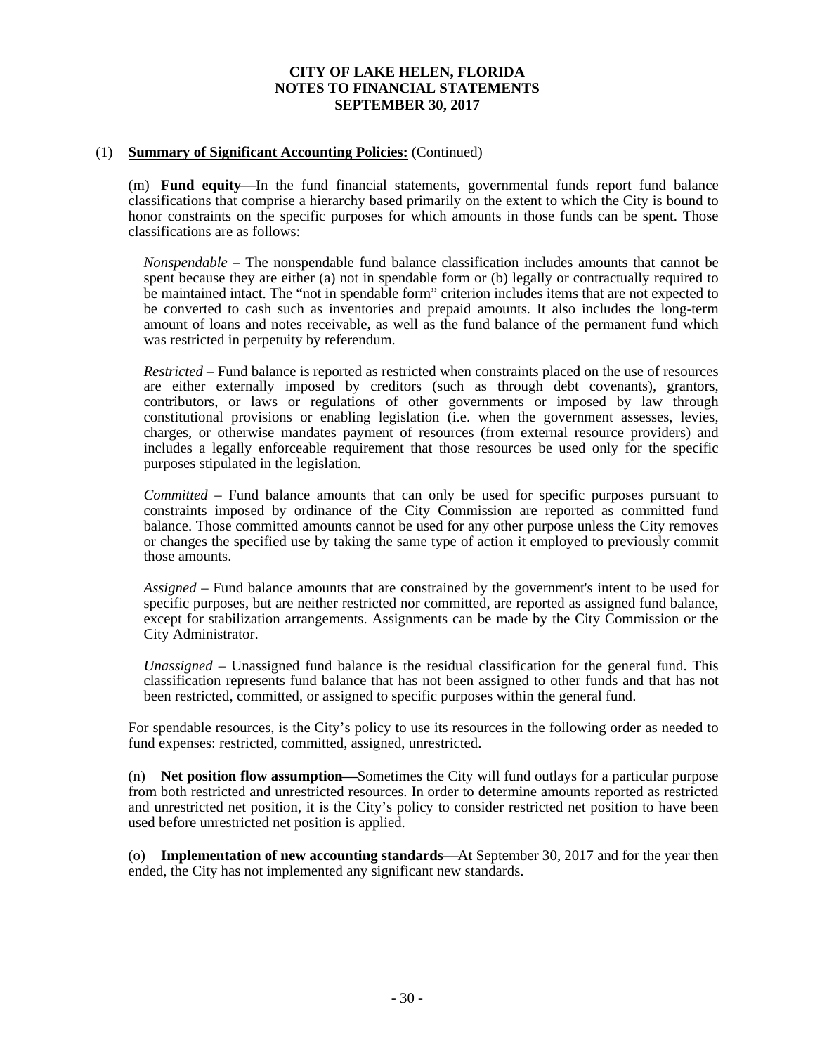# CITY OF LAKE HELEN, FLORIDA
## NOTES TO FINANCIAL STATEMENTS
## SEPTEMBER 30, 2017

(1) **Summary of Significant Accounting Policies:** (Continued)

(m) **Fund equity**—In the fund financial statements, governmental funds report fund balance classifications that comprise a hierarchy based primarily on the extent to which the City is bound to honor constraints on the specific purposes for which amounts in those funds can be spent. Those classifications are as follows:

*Nonspendable* – The nonspendable fund balance classification includes amounts that cannot be spent because they are either (a) not in spendable form or (b) legally or contractually required to be maintained intact. The "not in spendable form" criterion includes items that are not expected to be converted to cash such as inventories and prepaid amounts. It also includes the long-term amount of loans and notes receivable, as well as the fund balance of the permanent fund which was restricted in perpetuity by referendum.

*Restricted* – Fund balance is reported as restricted when constraints placed on the use of resources are either externally imposed by creditors (such as through debt covenants), grantors, contributors, or laws or regulations of other governments or imposed by law through constitutional provisions or enabling legislation (i.e. when the government assesses, levies, charges, or otherwise mandates payment of resources (from external resource providers) and includes a legally enforceable requirement that those resources be used only for the specific purposes stipulated in the legislation.

*Committed* – Fund balance amounts that can only be used for specific purposes pursuant to constraints imposed by ordinance of the City Commission are reported as committed fund balance. Those committed amounts cannot be used for any other purpose unless the City removes or changes the specified use by taking the same type of action it employed to previously commit those amounts.

*Assigned* – Fund balance amounts that are constrained by the government's intent to be used for specific purposes, but are neither restricted nor committed, are reported as assigned fund balance, except for stabilization arrangements. Assignments can be made by the City Commission or the City Administrator.

*Unassigned* – Unassigned fund balance is the residual classification for the general fund. This classification represents fund balance that has not been assigned to other funds and that has not been restricted, committed, or assigned to specific purposes within the general fund.

For spendable resources, is the City's policy to use its resources in the following order as needed to fund expenses: restricted, committed, assigned, unrestricted.

(n) **Net position flow assumption**—Sometimes the City will fund outlays for a particular purpose from both restricted and unrestricted resources. In order to determine amounts reported as restricted and unrestricted net position, it is the City's policy to consider restricted net position to have been used before unrestricted net position is applied.

(o) **Implementation of new accounting standards**—At September 30, 2017 and for the year then ended, the City has not implemented any significant new standards.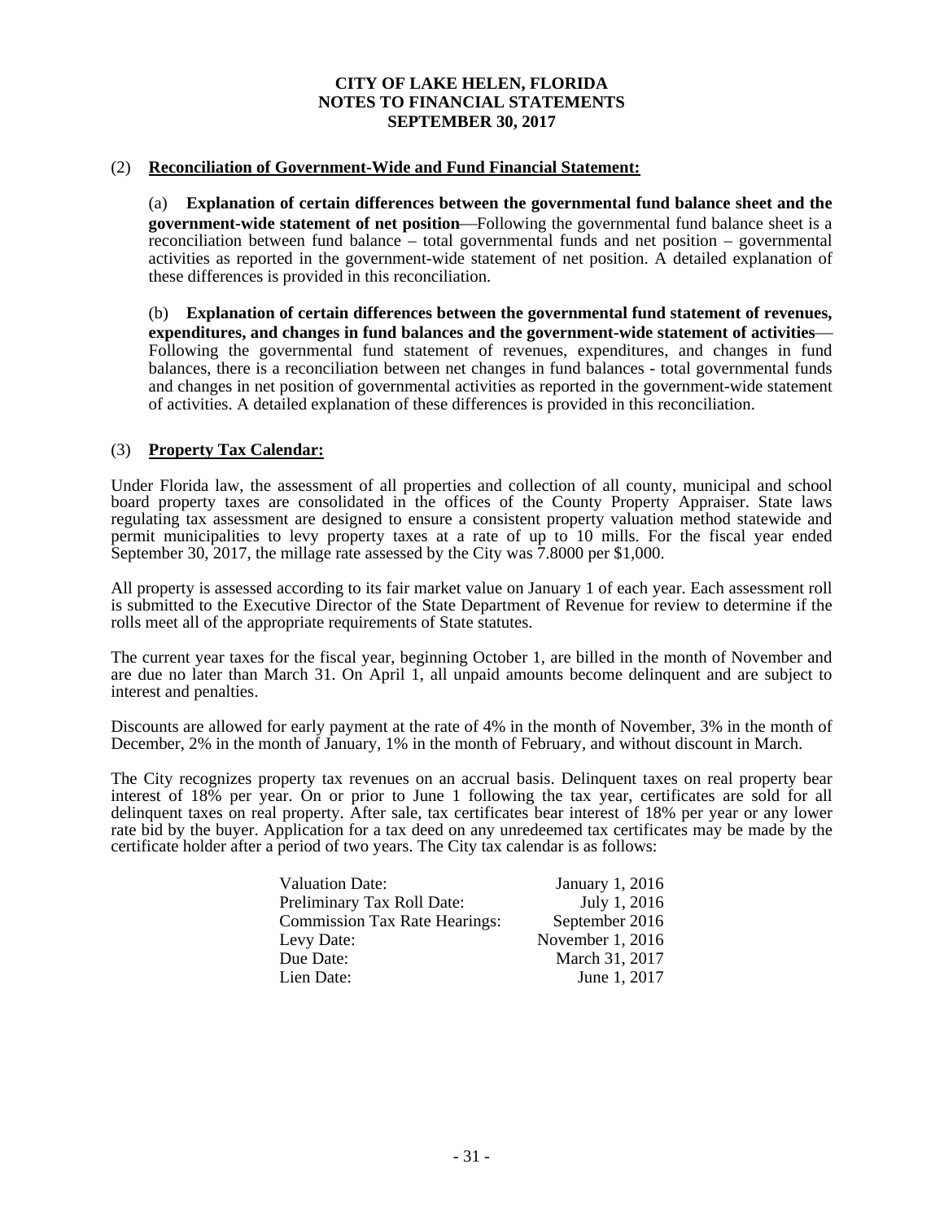# CITY OF LAKE HELEN, FLORIDA
## NOTES TO FINANCIAL STATEMENTS
## SEPTEMBER 30, 2017

### (2) Reconciliation of Government-Wide and Fund Financial Statement:

(a) **Explanation of certain differences between the governmental fund balance sheet and the government-wide statement of net position**—Following the governmental fund balance sheet is a reconciliation between fund balance – total governmental funds and net position – governmental activities as reported in the government-wide statement of net position. A detailed explanation of these differences is provided in this reconciliation.

(b) **Explanation of certain differences between the governmental fund statement of revenues, expenditures, and changes in fund balances and the government-wide statement of activities**—Following the governmental fund statement of revenues, expenditures, and changes in fund balances, there is a reconciliation between net changes in fund balances - total governmental funds and changes in net position of governmental activities as reported in the government-wide statement of activities. A detailed explanation of these differences is provided in this reconciliation.

### (3) Property Tax Calendar:

Under Florida law, the assessment of all properties and collection of all county, municipal and school board property taxes are consolidated in the offices of the County Property Appraiser. State laws regulating tax assessment are designed to ensure a consistent property valuation method statewide and permit municipalities to levy property taxes at a rate of up to 10 mills. For the fiscal year ended September 30, 2017, the millage rate assessed by the City was 7.8000 per $1,000.

All property is assessed according to its fair market value on January 1 of each year. Each assessment roll is submitted to the Executive Director of the State Department of Revenue for review to determine if the rolls meet all of the appropriate requirements of State statutes.

The current year taxes for the fiscal year, beginning October 1, are billed in the month of November and are due no later than March 31. On April 1, all unpaid amounts become delinquent and are subject to interest and penalties.

Discounts are allowed for early payment at the rate of 4% in the month of November, 3% in the month of December, 2% in the month of January, 1% in the month of February, and without discount in March.

The City recognizes property tax revenues on an accrual basis. Delinquent taxes on real property bear interest of 18% per year. On or prior to June 1 following the tax year, certificates are sold for all delinquent taxes on real property. After sale, tax certificates bear interest of 18% per year or any lower rate bid by the buyer. Application for a tax deed on any unredeemed tax certificates may be made by the certificate holder after a period of two years. The City tax calendar is as follows:

| | |
|---|---|
| Valuation Date: | January 1, 2016 |
| Preliminary Tax Roll Date: | July 1, 2016 |
| Commission Tax Rate Hearings: | September 2016 |
| Levy Date: | November 1, 2016 |
| Due Date: | March 31, 2017 |
| Lien Date: | June 1, 2017 |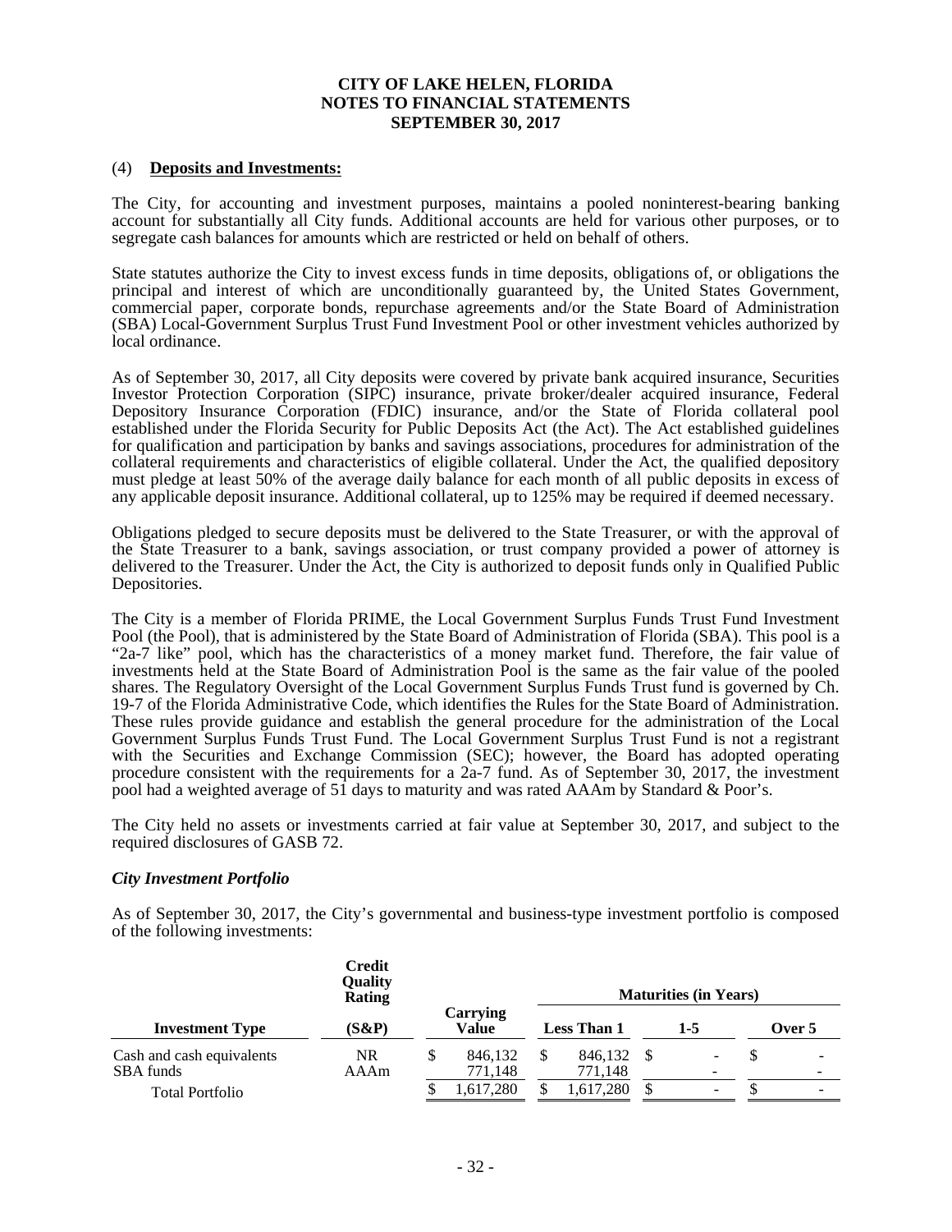# CITY OF LAKE HELEN, FLORIDA
## NOTES TO FINANCIAL STATEMENTS
## SEPTEMBER 30, 2017

### (4) Deposits and Investments:

The City, for accounting and investment purposes, maintains a pooled noninterest-bearing banking account for substantially all City funds. Additional accounts are held for various other purposes, or to segregate cash balances for amounts which are restricted or held on behalf of others.

State statutes authorize the City to invest excess funds in time deposits, obligations of, or obligations the principal and interest of which are unconditionally guaranteed by, the United States Government, commercial paper, corporate bonds, repurchase agreements and/or the State Board of Administration (SBA) Local-Government Surplus Trust Fund Investment Pool or other investment vehicles authorized by local ordinance.

As of September 30, 2017, all City deposits were covered by private bank acquired insurance, Securities Investor Protection Corporation (SIPC) insurance, private broker/dealer acquired insurance, Federal Depository Insurance Corporation (FDIC) insurance, and/or the State of Florida collateral pool established under the Florida Security for Public Deposits Act (the Act). The Act established guidelines for qualification and participation by banks and savings associations, procedures for administration of the collateral requirements and characteristics of eligible collateral. Under the Act, the qualified depository must pledge at least 50% of the average daily balance for each month of all public deposits in excess of any applicable deposit insurance. Additional collateral, up to 125% may be required if deemed necessary.

Obligations pledged to secure deposits must be delivered to the State Treasurer, or with the approval of the State Treasurer to a bank, savings association, or trust company provided a power of attorney is delivered to the Treasurer. Under the Act, the City is authorized to deposit funds only in Qualified Public Depositories.

The City is a member of Florida PRIME, the Local Government Surplus Funds Trust Fund Investment Pool (the Pool), that is administered by the State Board of Administration of Florida (SBA). This pool is a "2a-7 like" pool, which has the characteristics of a money market fund. Therefore, the fair value of investments held at the State Board of Administration Pool is the same as the fair value of the pooled shares. The Regulatory Oversight of the Local Government Surplus Funds Trust fund is governed by Ch. 19-7 of the Florida Administrative Code, which identifies the Rules for the State Board of Administration. These rules provide guidance and establish the general procedure for the administration of the Local Government Surplus Funds Trust Fund. The Local Government Surplus Trust Fund is not a registrant with the Securities and Exchange Commission (SEC); however, the Board has adopted operating procedure consistent with the requirements for a 2a-7 fund. As of September 30, 2017, the investment pool had a weighted average of 51 days to maturity and was rated AAAm by Standard & Poor's.

The City held no assets or investments carried at fair value at September 30, 2017, and subject to the required disclosures of GASB 72.

#### *City Investment Portfolio*

As of September 30, 2017, the City's governmental and business-type investment portfolio is composed of the following investments:

| Investment Type | Credit Quality Rating (S&P) | Carrying Value | Maturities (in Years) Less Than 1 | 1-5 | Over 5 |
|---|---|---|---|---|---|
| Cash and cash equivalents | NR | $ 846,132 | $ 846,132 | $ - | $ - |
| SBA funds | AAAm | 771,148 | 771,148 | - | - |
| Total Portfolio | | $ 1,617,280 | $ 1,617,280 | $ - | $ - |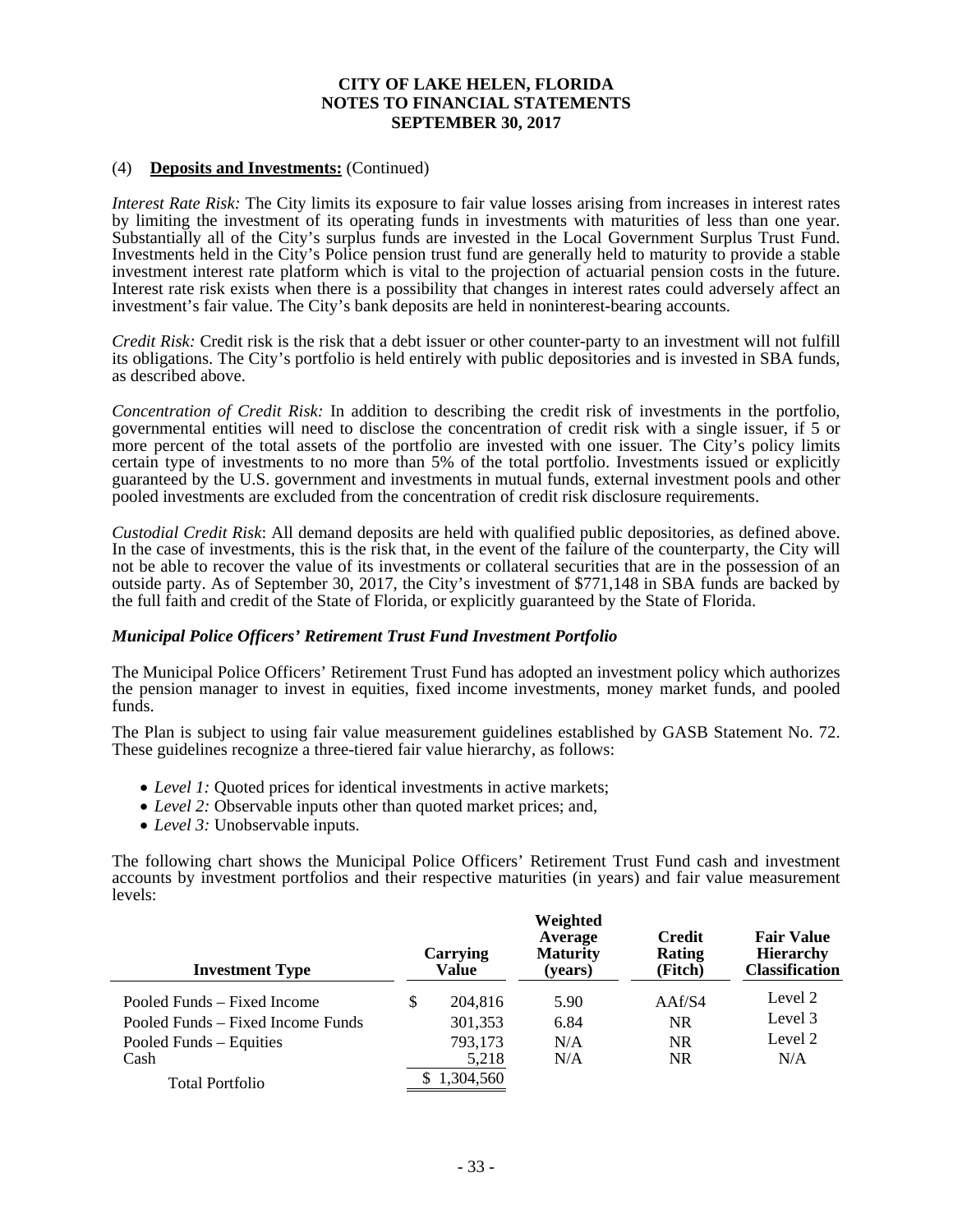# CITY OF LAKE HELEN, FLORIDA
## NOTES TO FINANCIAL STATEMENTS
### SEPTEMBER 30, 2017

(4) **Deposits and Investments:** (Continued)

*Interest Rate Risk:* The City limits its exposure to fair value losses arising from increases in interest rates by limiting the investment of its operating funds in investments with maturities of less than one year. Substantially all of the City's surplus funds are invested in the Local Government Surplus Trust Fund. Investments held in the City's Police pension trust fund are generally held to maturity to provide a stable investment interest rate platform which is vital to the projection of actuarial pension costs in the future. Interest rate risk exists when there is a possibility that changes in interest rates could adversely affect an investment's fair value. The City's bank deposits are held in noninterest-bearing accounts.

*Credit Risk:* Credit risk is the risk that a debt issuer or other counter-party to an investment will not fulfill its obligations. The City's portfolio is held entirely with public depositories and is invested in SBA funds, as described above.

*Concentration of Credit Risk:* In addition to describing the credit risk of investments in the portfolio, governmental entities will need to disclose the concentration of credit risk with a single issuer, if 5 or more percent of the total assets of the portfolio are invested with one issuer. The City's policy limits certain type of investments to no more than 5% of the total portfolio. Investments issued or explicitly guaranteed by the U.S. government and investments in mutual funds, external investment pools and other pooled investments are excluded from the concentration of credit risk disclosure requirements.

*Custodial Credit Risk*: All demand deposits are held with qualified public depositories, as defined above. In the case of investments, this is the risk that, in the event of the failure of the counterparty, the City will not be able to recover the value of its investments or collateral securities that are in the possession of an outside party. As of September 30, 2017, the City's investment of $771,148 in SBA funds are backed by the full faith and credit of the State of Florida, or explicitly guaranteed by the State of Florida.

***Municipal Police Officers' Retirement Trust Fund Investment Portfolio***

The Municipal Police Officers' Retirement Trust Fund has adopted an investment policy which authorizes the pension manager to invest in equities, fixed income investments, money market funds, and pooled funds.

The Plan is subject to using fair value measurement guidelines established by GASB Statement No. 72. These guidelines recognize a three-tiered fair value hierarchy, as follows:

- *Level 1:* Quoted prices for identical investments in active markets;
- *Level 2:* Observable inputs other than quoted market prices; and,
- *Level 3:* Unobservable inputs.

The following chart shows the Municipal Police Officers' Retirement Trust Fund cash and investment accounts by investment portfolios and their respective maturities (in years) and fair value measurement levels:

| Investment Type | Carrying Value | Weighted Average Maturity (years) | Credit Rating (Fitch) | Fair Value Hierarchy Classification |
|---|---|---|---|---|
| Pooled Funds – Fixed Income | $ 204,816 | 5.90 | AAf/S4 | Level 2 |
| Pooled Funds – Fixed Income Funds | 301,353 | 6.84 | NR | Level 3 |
| Pooled Funds – Equities | 793,173 | N/A | NR | Level 2 |
| Cash | 5,218 | N/A | NR | N/A |
| Total Portfolio | $ 1,304,560 | | | |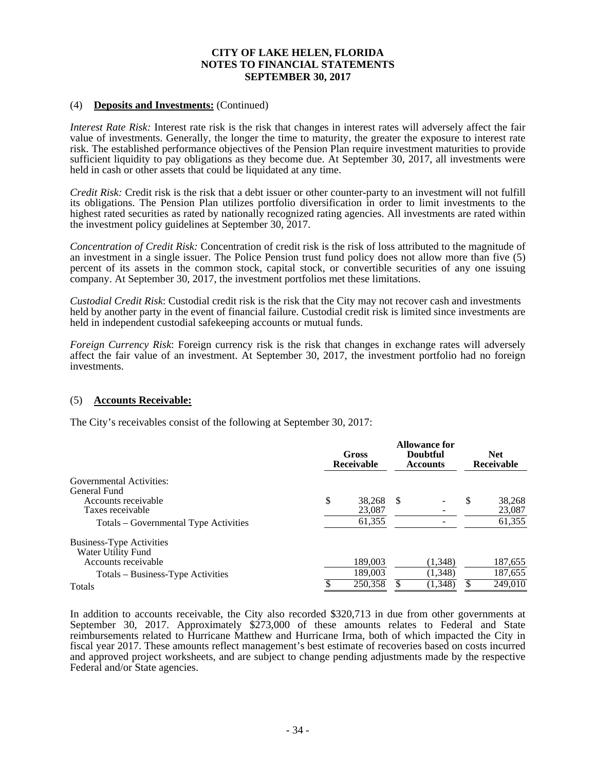**CITY OF LAKE HELEN, FLORIDA**
**NOTES TO FINANCIAL STATEMENTS**
**SEPTEMBER 30, 2017**

(4) **Deposits and Investments:** (Continued)

*Interest Rate Risk:* Interest rate risk is the risk that changes in interest rates will adversely affect the fair value of investments. Generally, the longer the time to maturity, the greater the exposure to interest rate risk. The established performance objectives of the Pension Plan require investment maturities to provide sufficient liquidity to pay obligations as they become due. At September 30, 2017, all investments were held in cash or other assets that could be liquidated at any time.

*Credit Risk:* Credit risk is the risk that a debt issuer or other counter-party to an investment will not fulfill its obligations. The Pension Plan utilizes portfolio diversification in order to limit investments to the highest rated securities as rated by nationally recognized rating agencies. All investments are rated within the investment policy guidelines at September 30, 2017.

*Concentration of Credit Risk:* Concentration of credit risk is the risk of loss attributed to the magnitude of an investment in a single issuer. The Police Pension trust fund policy does not allow more than five (5) percent of its assets in the common stock, capital stock, or convertible securities of any one issuing company. At September 30, 2017, the investment portfolios met these limitations.

*Custodial Credit Risk*: Custodial credit risk is the risk that the City may not recover cash and investments held by another party in the event of financial failure. Custodial credit risk is limited since investments are held in independent custodial safekeeping accounts or mutual funds.

*Foreign Currency Risk*: Foreign currency risk is the risk that changes in exchange rates will adversely affect the fair value of an investment. At September 30, 2017, the investment portfolio had no foreign investments.

(5) **Accounts Receivable:**

The City's receivables consist of the following at September 30, 2017:

| | Gross Receivable | Allowance for Doubtful Accounts | Net Receivable |
|---|---|---|---|
| Governmental Activities: | | | |
| General Fund | | | |
| Accounts receivable | $ 38,268 | $ - | $ 38,268 |
| Taxes receivable | 23,087 | - | 23,087 |
| Totals – Governmental Type Activities | 61,355 | - | 61,355 |
| Business-Type Activities | | | |
| Water Utility Fund | | | |
| Accounts receivable | 189,003 | (1,348) | 187,655 |
| Totals – Business-Type Activities | 189,003 | (1,348) | 187,655 |
| Totals | $ 250,358 | $ (1,348) | $ 249,010 |

In addition to accounts receivable, the City also recorded $320,713 in due from other governments at September 30, 2017. Approximately $273,000 of these amounts relates to Federal and State reimbursements related to Hurricane Matthew and Hurricane Irma, both of which impacted the City in fiscal year 2017. These amounts reflect management's best estimate of recoveries based on costs incurred and approved project worksheets, and are subject to change pending adjustments made by the respective Federal and/or State agencies.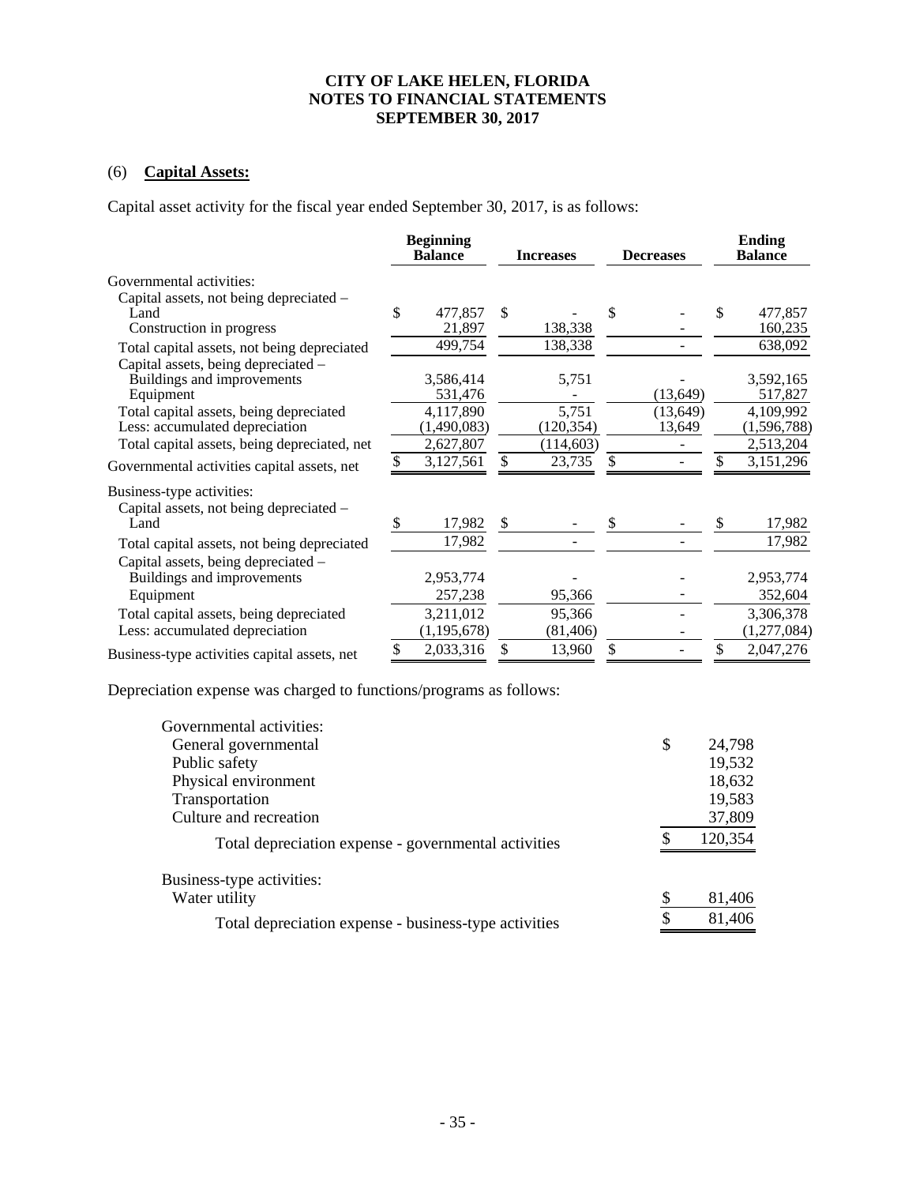**CITY OF LAKE HELEN, FLORIDA**
**NOTES TO FINANCIAL STATEMENTS**
**SEPTEMBER 30, 2017**

## (6) **Capital Assets:**

Capital asset activity for the fiscal year ended September 30, 2017, is as follows:

| | Beginning Balance | Increases | Decreases | Ending Balance |
|---|---|---|---|---|
| Governmental activities: | | | | |
| Capital assets, not being depreciated – | | | | |
| Land | $ 477,857 | $ - | $ - | $ 477,857 |
| Construction in progress | 21,897 | 138,338 | - | 160,235 |
| Total capital assets, not being depreciated | 499,754 | 138,338 | - | 638,092 |
| Capital assets, being depreciated – | | | | |
| Buildings and improvements | 3,586,414 | 5,751 | - | 3,592,165 |
| Equipment | 531,476 | - | (13,649) | 517,827 |
| Total capital assets, being depreciated | 4,117,890 | 5,751 | (13,649) | 4,109,992 |
| Less: accumulated depreciation | (1,490,083) | (120,354) | 13,649 | (1,596,788) |
| Total capital assets, being depreciated, net | 2,627,807 | (114,603) | - | 2,513,204 |
| Governmental activities capital assets, net | $ 3,127,561 | $ 23,735 | $ - | $ 3,151,296 |
| Business-type activities: | | | | |
| Capital assets, not being depreciated – | | | | |
| Land | $ 17,982 | $ - | $ - | $ 17,982 |
| Total capital assets, not being depreciated | 17,982 | - | - | 17,982 |
| Capital assets, being depreciated – | | | | |
| Buildings and improvements | 2,953,774 | - | - | 2,953,774 |
| Equipment | 257,238 | 95,366 | - | 352,604 |
| Total capital assets, being depreciated | 3,211,012 | 95,366 | - | 3,306,378 |
| Less: accumulated depreciation | (1,195,678) | (81,406) | - | (1,277,084) |
| Business-type activities capital assets, net | $ 2,033,316 | $ 13,960 | $ - | $ 2,047,276 |

Depreciation expense was charged to functions/programs as follows:

| | |
|---|---|
| Governmental activities: | |
| General governmental | $ 24,798 |
| Public safety | 19,532 |
| Physical environment | 18,632 |
| Transportation | 19,583 |
| Culture and recreation | 37,809 |
| Total depreciation expense - governmental activities | $ 120,354 |
| Business-type activities: | |
| Water utility | $ 81,406 |
| Total depreciation expense - business-type activities | $ 81,406 |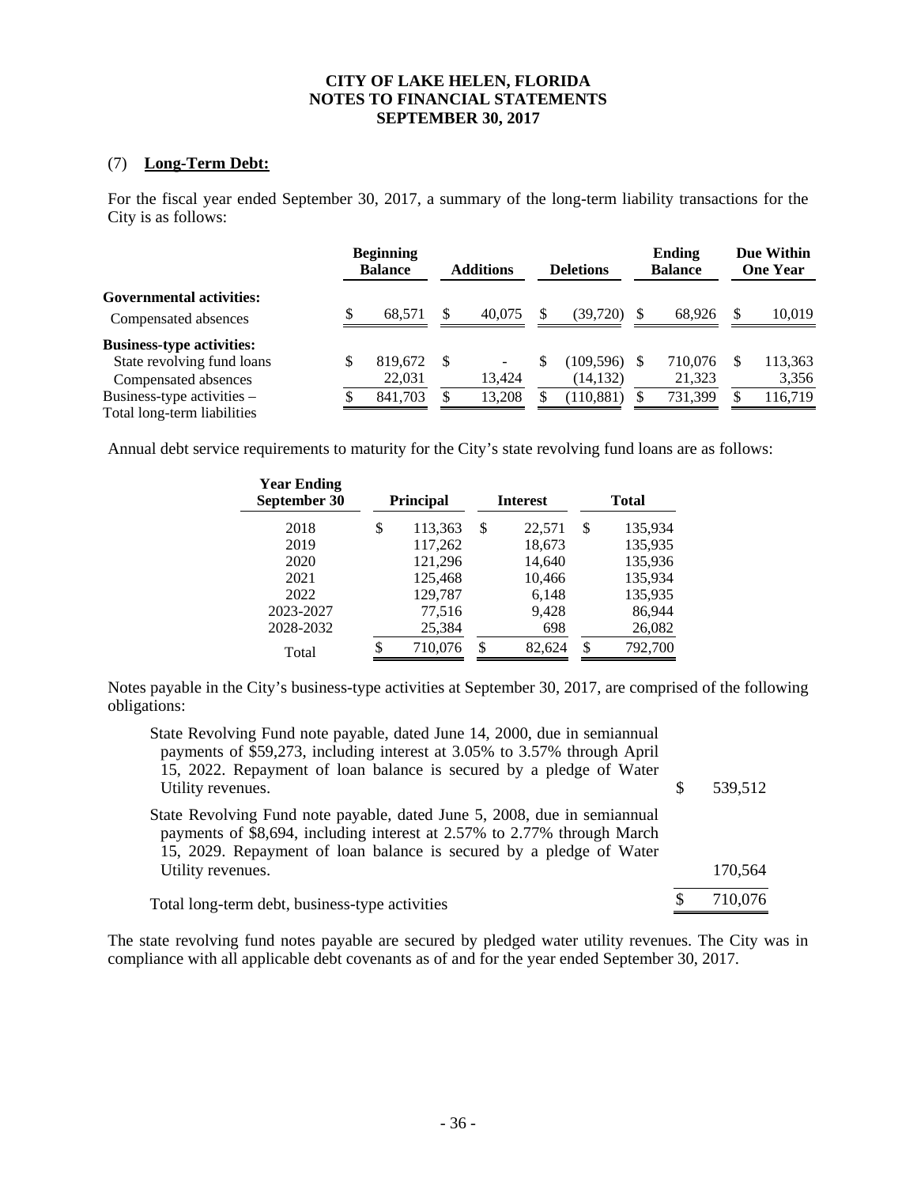# CITY OF LAKE HELEN, FLORIDA
## NOTES TO FINANCIAL STATEMENTS
## SEPTEMBER 30, 2017

## (7) **Long-Term Debt:**

For the fiscal year ended September 30, 2017, a summary of the long-term liability transactions for the City is as follows:

| | Beginning Balance | Additions | Deletions | Ending Balance | Due Within One Year |
|---|---|---|---|---|---|
| **Governmental activities:** | | | | | |
| Compensated absences | $ 68,571 | $ 40,075 | $ (39,720) | $ 68,926 | $ 10,019 |
| **Business-type activities:** | | | | | |
| State revolving fund loans | $ 819,672 | $ - | $ (109,596) | $ 710,076 | $ 113,363 |
| Compensated absences | 22,031 | 13,424 | (14,132) | 21,323 | 3,356 |
| Business-type activities – Total long-term liabilities | $ 841,703 | $ 13,208 | $ (110,881) | $ 731,399 | $ 116,719 |

Annual debt service requirements to maturity for the City's state revolving fund loans are as follows:

| Year Ending September 30 | Principal | Interest | Total |
|---|---|---|---|
| 2018 | $ 113,363 | $ 22,571 | $ 135,934 |
| 2019 | 117,262 | 18,673 | 135,935 |
| 2020 | 121,296 | 14,640 | 135,936 |
| 2021 | 125,468 | 10,466 | 135,934 |
| 2022 | 129,787 | 6,148 | 135,935 |
| 2023-2027 | 77,516 | 9,428 | 86,944 |
| 2028-2032 | 25,384 | 698 | 26,082 |
| Total | $ 710,076 | $ 82,624 | $ 792,700 |

Notes payable in the City's business-type activities at September 30, 2017, are comprised of the following obligations:

| | |
|---|---|
| State Revolving Fund note payable, dated June 14, 2000, due in semiannual payments of $59,273, including interest at 3.05% to 3.57% through April 15, 2022. Repayment of loan balance is secured by a pledge of Water Utility revenues. | $ 539,512 |
| State Revolving Fund note payable, dated June 5, 2008, due in semiannual payments of $8,694, including interest at 2.57% to 2.77% through March 15, 2029. Repayment of loan balance is secured by a pledge of Water Utility revenues. | 170,564 |
| Total long-term debt, business-type activities | $ 710,076 |

The state revolving fund notes payable are secured by pledged water utility revenues. The City was in compliance with all applicable debt covenants as of and for the year ended September 30, 2017.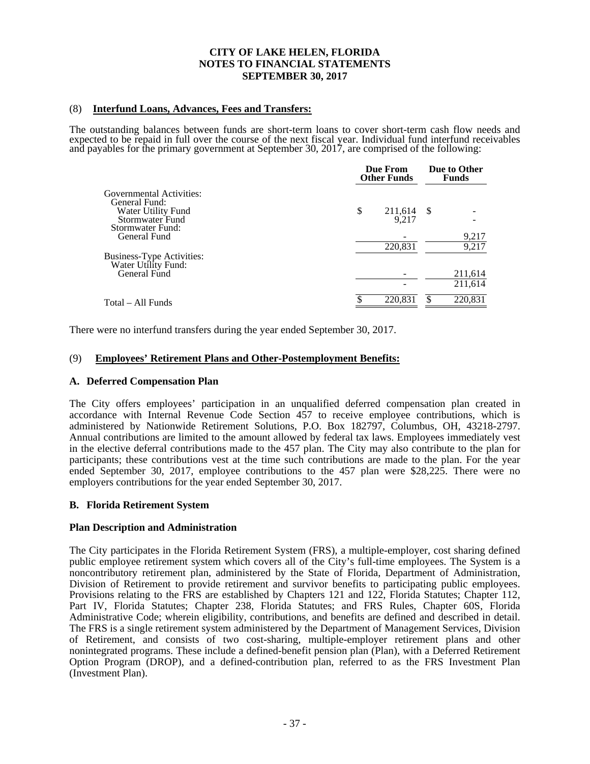## (8) **Interfund Loans, Advances, Fees and Transfers:**

The outstanding balances between funds are short-term loans to cover short-term cash flow needs and expected to be repaid in full over the course of the next fiscal year. Individual fund interfund receivables and payables for the primary government at September 30, 2017, are comprised of the following:

| | Due From Other Funds | Due to Other Funds |
|---|---|---|
| Governmental Activities: | | |
| General Fund: | | |
| Water Utility Fund | $ 211,614 | $ - |
| Stormwater Fund | 9,217 | - |
| Stormwater Fund: | | |
| General Fund | - | 9,217 |
| | 220,831 | 9,217 |
| Business-Type Activities: | | |
| Water Utility Fund: | | |
| General Fund | - | 211,614 |
| | - | 211,614 |
| Total – All Funds | $ 220,831 | $ 220,831 |

There were no interfund transfers during the year ended September 30, 2017.

## (9) **Employees' Retirement Plans and Other-Postemployment Benefits:**

### A. Deferred Compensation Plan

The City offers employees' participation in an unqualified deferred compensation plan created in accordance with Internal Revenue Code Section 457 to receive employee contributions, which is administered by Nationwide Retirement Solutions, P.O. Box 182797, Columbus, OH, 43218-2797. Annual contributions are limited to the amount allowed by federal tax laws. Employees immediately vest in the elective deferral contributions made to the 457 plan. The City may also contribute to the plan for participants; these contributions vest at the time such contributions are made to the plan. For the year ended September 30, 2017, employee contributions to the 457 plan were $28,225. There were no employers contributions for the year ended September 30, 2017.

### B. Florida Retirement System

**Plan Description and Administration**

The City participates in the Florida Retirement System (FRS), a multiple-employer, cost sharing defined public employee retirement system which covers all of the City's full-time employees. The System is a noncontributory retirement plan, administered by the State of Florida, Department of Administration, Division of Retirement to provide retirement and survivor benefits to participating public employees. Provisions relating to the FRS are established by Chapters 121 and 122, Florida Statutes; Chapter 112, Part IV, Florida Statutes; Chapter 238, Florida Statutes; and FRS Rules, Chapter 60S, Florida Administrative Code; wherein eligibility, contributions, and benefits are defined and described in detail. The FRS is a single retirement system administered by the Department of Management Services, Division of Retirement, and consists of two cost-sharing, multiple-employer retirement plans and other nonintegrated programs. These include a defined-benefit pension plan (Plan), with a Deferred Retirement Option Program (DROP), and a defined-contribution plan, referred to as the FRS Investment Plan (Investment Plan).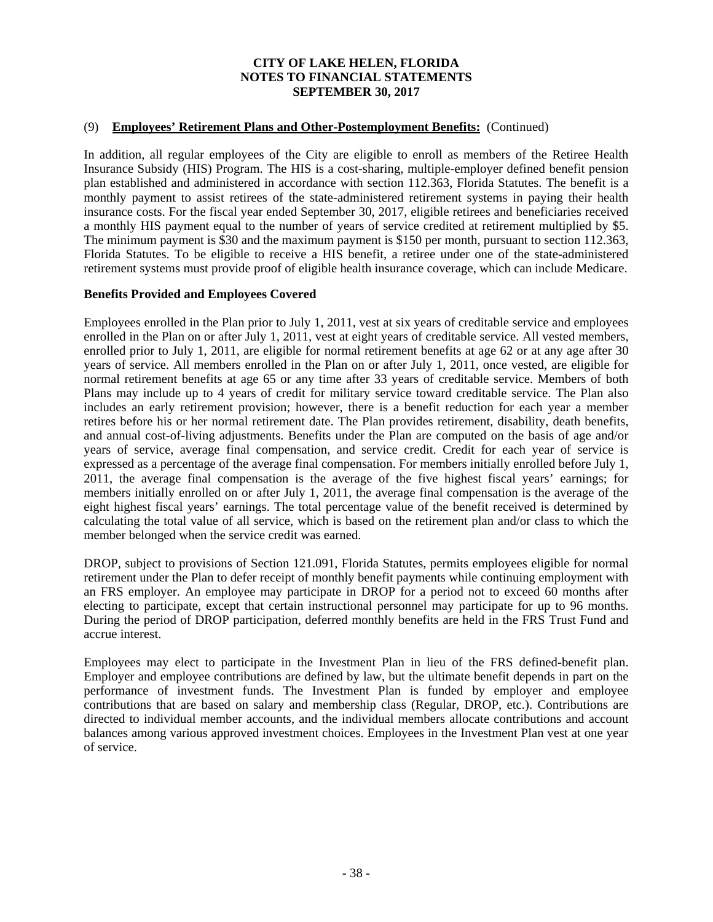(9) **Employees' Retirement Plans and Other-Postemployment Benefits:** (Continued)

In addition, all regular employees of the City are eligible to enroll as members of the Retiree Health Insurance Subsidy (HIS) Program. The HIS is a cost-sharing, multiple-employer defined benefit pension plan established and administered in accordance with section 112.363, Florida Statutes. The benefit is a monthly payment to assist retirees of the state-administered retirement systems in paying their health insurance costs. For the fiscal year ended September 30, 2017, eligible retirees and beneficiaries received a monthly HIS payment equal to the number of years of service credited at retirement multiplied by $5. The minimum payment is $30 and the maximum payment is $150 per month, pursuant to section 112.363, Florida Statutes. To be eligible to receive a HIS benefit, a retiree under one of the state-administered retirement systems must provide proof of eligible health insurance coverage, which can include Medicare.

**Benefits Provided and Employees Covered**

Employees enrolled in the Plan prior to July 1, 2011, vest at six years of creditable service and employees enrolled in the Plan on or after July 1, 2011, vest at eight years of creditable service. All vested members, enrolled prior to July 1, 2011, are eligible for normal retirement benefits at age 62 or at any age after 30 years of service. All members enrolled in the Plan on or after July 1, 2011, once vested, are eligible for normal retirement benefits at age 65 or any time after 33 years of creditable service. Members of both Plans may include up to 4 years of credit for military service toward creditable service. The Plan also includes an early retirement provision; however, there is a benefit reduction for each year a member retires before his or her normal retirement date. The Plan provides retirement, disability, death benefits, and annual cost-of-living adjustments. Benefits under the Plan are computed on the basis of age and/or years of service, average final compensation, and service credit. Credit for each year of service is expressed as a percentage of the average final compensation. For members initially enrolled before July 1, 2011, the average final compensation is the average of the five highest fiscal years' earnings; for members initially enrolled on or after July 1, 2011, the average final compensation is the average of the eight highest fiscal years' earnings. The total percentage value of the benefit received is determined by calculating the total value of all service, which is based on the retirement plan and/or class to which the member belonged when the service credit was earned.

DROP, subject to provisions of Section 121.091, Florida Statutes, permits employees eligible for normal retirement under the Plan to defer receipt of monthly benefit payments while continuing employment with an FRS employer. An employee may participate in DROP for a period not to exceed 60 months after electing to participate, except that certain instructional personnel may participate for up to 96 months. During the period of DROP participation, deferred monthly benefits are held in the FRS Trust Fund and accrue interest.

Employees may elect to participate in the Investment Plan in lieu of the FRS defined-benefit plan. Employer and employee contributions are defined by law, but the ultimate benefit depends in part on the performance of investment funds. The Investment Plan is funded by employer and employee contributions that are based on salary and membership class (Regular, DROP, etc.). Contributions are directed to individual member accounts, and the individual members allocate contributions and account balances among various approved investment choices. Employees in the Investment Plan vest at one year of service.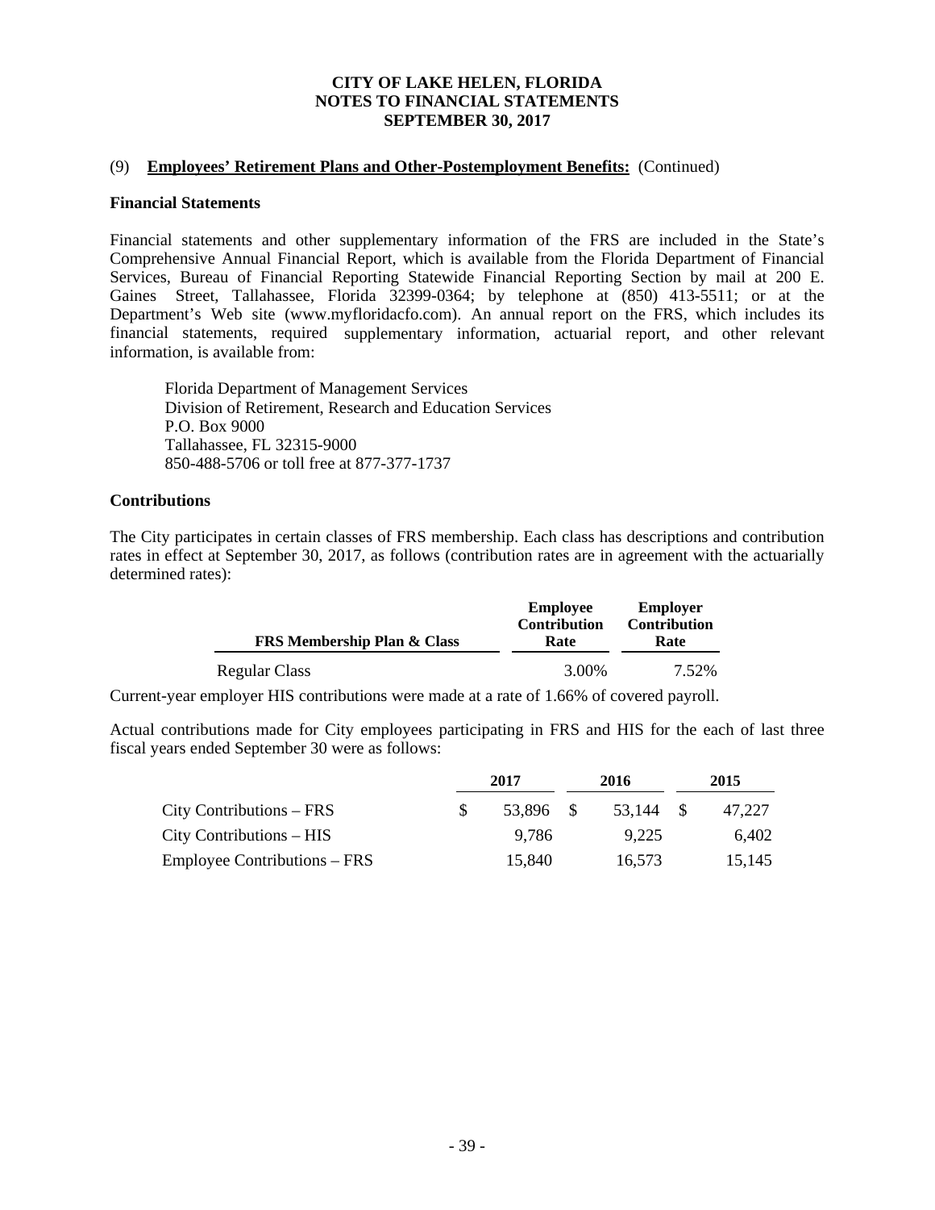# CITY OF LAKE HELEN, FLORIDA
## NOTES TO FINANCIAL STATEMENTS
## SEPTEMBER 30, 2017

(9) **Employees' Retirement Plans and Other-Postemployment Benefits:** (Continued)

**Financial Statements**

Financial statements and other supplementary information of the FRS are included in the State's Comprehensive Annual Financial Report, which is available from the Florida Department of Financial Services, Bureau of Financial Reporting Statewide Financial Reporting Section by mail at 200 E. Gaines Street, Tallahassee, Florida 32399-0364; by telephone at (850) 413-5511; or at the Department's Web site (www.myfloridacfo.com). An annual report on the FRS, which includes its financial statements, required supplementary information, actuarial report, and other relevant information, is available from:

Florida Department of Management Services
Division of Retirement, Research and Education Services
P.O. Box 9000
Tallahassee, FL 32315-9000
850-488-5706 or toll free at 877-377-1737

**Contributions**

The City participates in certain classes of FRS membership. Each class has descriptions and contribution rates in effect at September 30, 2017, as follows (contribution rates are in agreement with the actuarially determined rates):

| FRS Membership Plan & Class | Employee Contribution Rate | Employer Contribution Rate |
|---|---|---|
| Regular Class | 3.00% | 7.52% |

Current-year employer HIS contributions were made at a rate of 1.66% of covered payroll.

Actual contributions made for City employees participating in FRS and HIS for the each of last three fiscal years ended September 30 were as follows:

| | 2017 | 2016 | 2015 |
|---|---|---|---|
| City Contributions – FRS | $ 53,896 | $ 53,144 | $ 47,227 |
| City Contributions – HIS | 9,786 | 9,225 | 6,402 |
| Employee Contributions – FRS | 15,840 | 16,573 | 15,145 |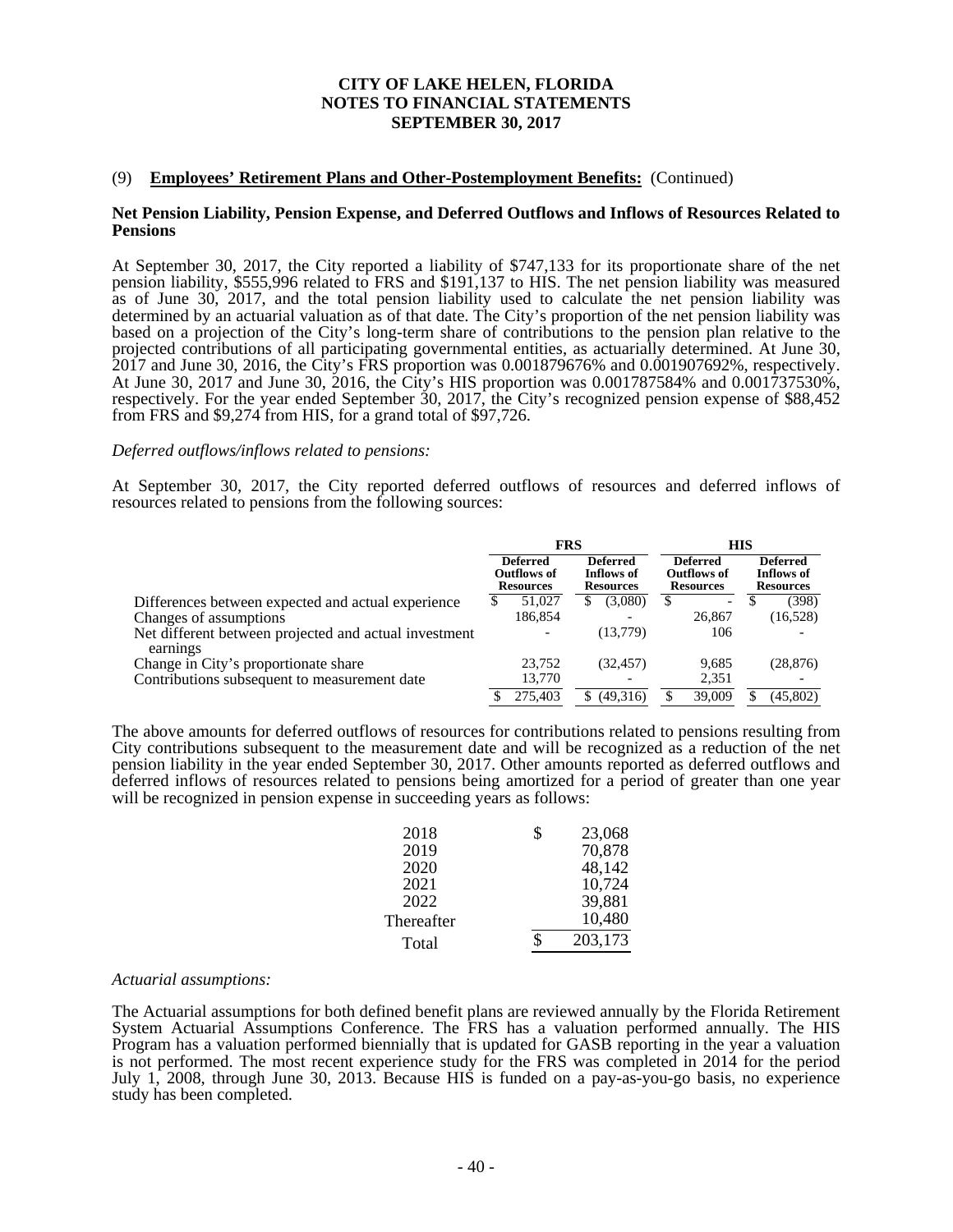**CITY OF LAKE HELEN, FLORIDA**
**NOTES TO FINANCIAL STATEMENTS**
**SEPTEMBER 30, 2017**

(9) **Employees' Retirement Plans and Other-Postemployment Benefits:** (Continued)

**Net Pension Liability, Pension Expense, and Deferred Outflows and Inflows of Resources Related to Pensions**

At September 30, 2017, the City reported a liability of $747,133 for its proportionate share of the net pension liability, $555,996 related to FRS and $191,137 to HIS. The net pension liability was measured as of June 30, 2017, and the total pension liability used to calculate the net pension liability was determined by an actuarial valuation as of that date. The City's proportion of the net pension liability was based on a projection of the City's long-term share of contributions to the pension plan relative to the projected contributions of all participating governmental entities, as actuarially determined. At June 30, 2017 and June 30, 2016, the City's FRS proportion was 0.001879676% and 0.001907692%, respectively. At June 30, 2017 and June 30, 2016, the City's HIS proportion was 0.001787584% and 0.001737530%, respectively. For the year ended September 30, 2017, the City's recognized pension expense of $88,452 from FRS and $9,274 from HIS, for a grand total of $97,726.

*Deferred outflows/inflows related to pensions:*

At September 30, 2017, the City reported deferred outflows of resources and deferred inflows of resources related to pensions from the following sources:

| | FRS | | HIS | |
|---|---|---|---|---|
| | Deferred Outflows of Resources | Deferred Inflows of Resources | Deferred Outflows of Resources | Deferred Inflows of Resources |
| Differences between expected and actual experience | $ 51,027 | $ (3,080) | $ - | $ (398) |
| Changes of assumptions | 186,854 | - | 26,867 | (16,528) |
| Net different between projected and actual investment earnings | - | (13,779) | 106 | - |
| Change in City's proportionate share | 23,752 | (32,457) | 9,685 | (28,876) |
| Contributions subsequent to measurement date | 13,770 | - | 2,351 | - |
| | $ 275,403 | $ (49,316) | $ 39,009 | $ (45,802) |

The above amounts for deferred outflows of resources for contributions related to pensions resulting from City contributions subsequent to the measurement date and will be recognized as a reduction of the net pension liability in the year ended September 30, 2017. Other amounts reported as deferred outflows and deferred inflows of resources related to pensions being amortized for a period of greater than one year will be recognized in pension expense in succeeding years as follows:

| | |
|---|---|
| 2018 | $ 23,068 |
| 2019 | 70,878 |
| 2020 | 48,142 |
| 2021 | 10,724 |
| 2022 | 39,881 |
| Thereafter | 10,480 |
| Total | $ 203,173 |

*Actuarial assumptions:*

The Actuarial assumptions for both defined benefit plans are reviewed annually by the Florida Retirement System Actuarial Assumptions Conference. The FRS has a valuation performed annually. The HIS Program has a valuation performed biennially that is updated for GASB reporting in the year a valuation is not performed. The most recent experience study for the FRS was completed in 2014 for the period July 1, 2008, through June 30, 2013. Because HIS is funded on a pay-as-you-go basis, no experience study has been completed.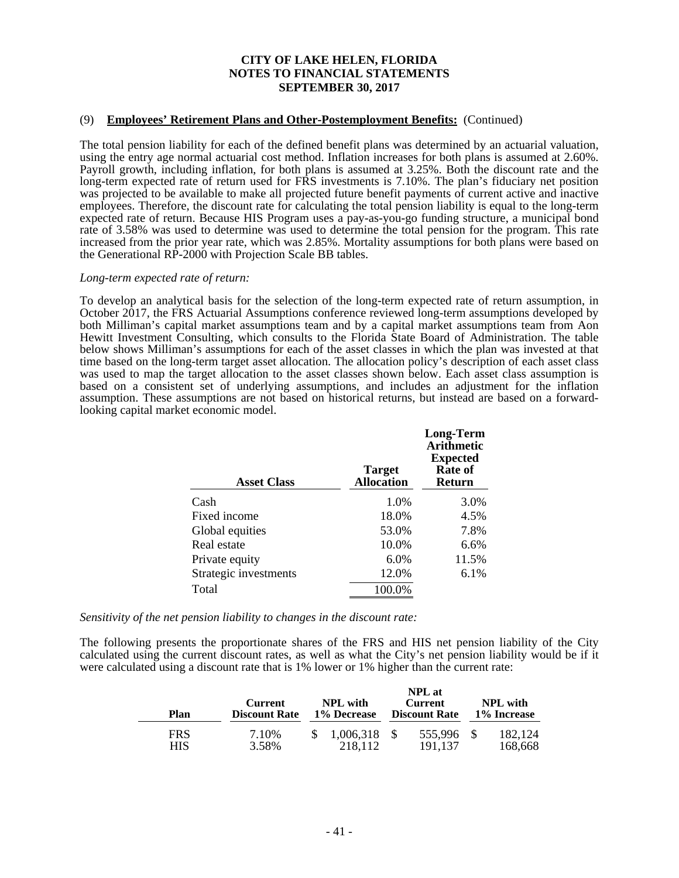CITY OF LAKE HELEN, FLORIDA
NOTES TO FINANCIAL STATEMENTS
SEPTEMBER 30, 2017

(9) **Employees' Retirement Plans and Other-Postemployment Benefits:** (Continued)

The total pension liability for each of the defined benefit plans was determined by an actuarial valuation, using the entry age normal actuarial cost method. Inflation increases for both plans is assumed at 2.60%. Payroll growth, including inflation, for both plans is assumed at 3.25%. Both the discount rate and the long-term expected rate of return used for FRS investments is 7.10%. The plan's fiduciary net position was projected to be available to make all projected future benefit payments of current active and inactive employees. Therefore, the discount rate for calculating the total pension liability is equal to the long-term expected rate of return. Because HIS Program uses a pay-as-you-go funding structure, a municipal bond rate of 3.58% was used to determine was used to determine the total pension for the program. This rate increased from the prior year rate, which was 2.85%. Mortality assumptions for both plans were based on the Generational RP-2000 with Projection Scale BB tables.

*Long-term expected rate of return:*

To develop an analytical basis for the selection of the long-term expected rate of return assumption, in October 2017, the FRS Actuarial Assumptions conference reviewed long-term assumptions developed by both Milliman's capital market assumptions team and by a capital market assumptions team from Aon Hewitt Investment Consulting, which consults to the Florida State Board of Administration. The table below shows Milliman's assumptions for each of the asset classes in which the plan was invested at that time based on the long-term target asset allocation. The allocation policy's description of each asset class was used to map the target allocation to the asset classes shown below. Each asset class assumption is based on a consistent set of underlying assumptions, and includes an adjustment for the inflation assumption. These assumptions are not based on historical returns, but instead are based on a forward-looking capital market economic model.

| Asset Class | Target Allocation | Long-Term Arithmetic Expected Rate of Return |
|---|---|---|
| Cash | 1.0% | 3.0% |
| Fixed income | 18.0% | 4.5% |
| Global equities | 53.0% | 7.8% |
| Real estate | 10.0% | 6.6% |
| Private equity | 6.0% | 11.5% |
| Strategic investments | 12.0% | 6.1% |
| Total | 100.0% | |

*Sensitivity of the net pension liability to changes in the discount rate:*

The following presents the proportionate shares of the FRS and HIS net pension liability of the City calculated using the current discount rates, as well as what the City's net pension liability would be if it were calculated using a discount rate that is 1% lower or 1% higher than the current rate:

| Plan | Current Discount Rate | NPL with 1% Decrease | NPL at Current Discount Rate | NPL with 1% Increase |
|---|---|---|---|---|
| FRS | 7.10% | $ 1,006,318 | $ 555,996 | $ 182,124 |
| HIS | 3.58% | 218,112 | 191,137 | 168,668 |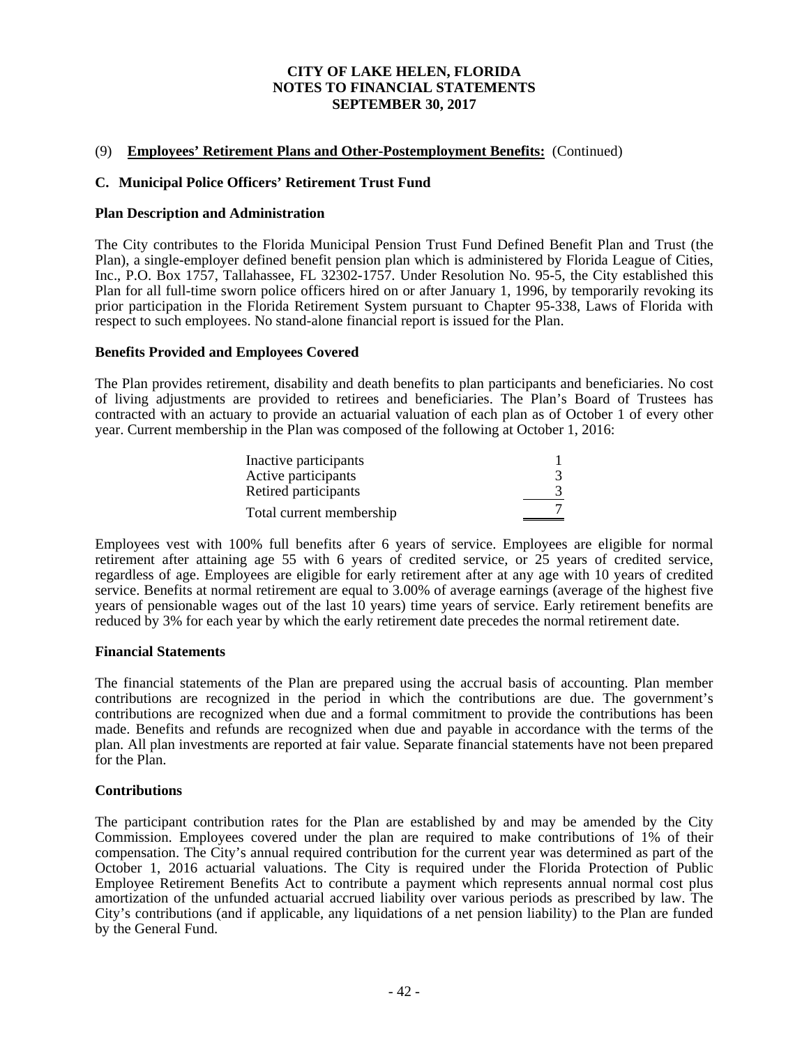**CITY OF LAKE HELEN, FLORIDA**
**NOTES TO FINANCIAL STATEMENTS**
**SEPTEMBER 30, 2017**

(9) **Employees' Retirement Plans and Other-Postemployment Benefits:** (Continued)

## C. Municipal Police Officers' Retirement Trust Fund

### Plan Description and Administration

The City contributes to the Florida Municipal Pension Trust Fund Defined Benefit Plan and Trust (the Plan), a single-employer defined benefit pension plan which is administered by Florida League of Cities, Inc., P.O. Box 1757, Tallahassee, FL 32302-1757. Under Resolution No. 95-5, the City established this Plan for all full-time sworn police officers hired on or after January 1, 1996, by temporarily revoking its prior participation in the Florida Retirement System pursuant to Chapter 95-338, Laws of Florida with respect to such employees. No stand-alone financial report is issued for the Plan.

### Benefits Provided and Employees Covered

The Plan provides retirement, disability and death benefits to plan participants and beneficiaries. No cost of living adjustments are provided to retirees and beneficiaries. The Plan's Board of Trustees has contracted with an actuary to provide an actuarial valuation of each plan as of October 1 of every other year. Current membership in the Plan was composed of the following at October 1, 2016:

| | |
|---|---|
| Inactive participants | 1 |
| Active participants | 3 |
| Retired participants | 3 |
| Total current membership | 7 |

Employees vest with 100% full benefits after 6 years of service. Employees are eligible for normal retirement after attaining age 55 with 6 years of credited service, or 25 years of credited service, regardless of age. Employees are eligible for early retirement after at any age with 10 years of credited service. Benefits at normal retirement are equal to 3.00% of average earnings (average of the highest five years of pensionable wages out of the last 10 years) time years of service. Early retirement benefits are reduced by 3% for each year by which the early retirement date precedes the normal retirement date.

### Financial Statements

The financial statements of the Plan are prepared using the accrual basis of accounting. Plan member contributions are recognized in the period in which the contributions are due. The government's contributions are recognized when due and a formal commitment to provide the contributions has been made. Benefits and refunds are recognized when due and payable in accordance with the terms of the plan. All plan investments are reported at fair value. Separate financial statements have not been prepared for the Plan.

### Contributions

The participant contribution rates for the Plan are established by and may be amended by the City Commission. Employees covered under the plan are required to make contributions of 1% of their compensation. The City's annual required contribution for the current year was determined as part of the October 1, 2016 actuarial valuations. The City is required under the Florida Protection of Public Employee Retirement Benefits Act to contribute a payment which represents annual normal cost plus amortization of the unfunded actuarial accrued liability over various periods as prescribed by law. The City's contributions (and if applicable, any liquidations of a net pension liability) to the Plan are funded by the General Fund.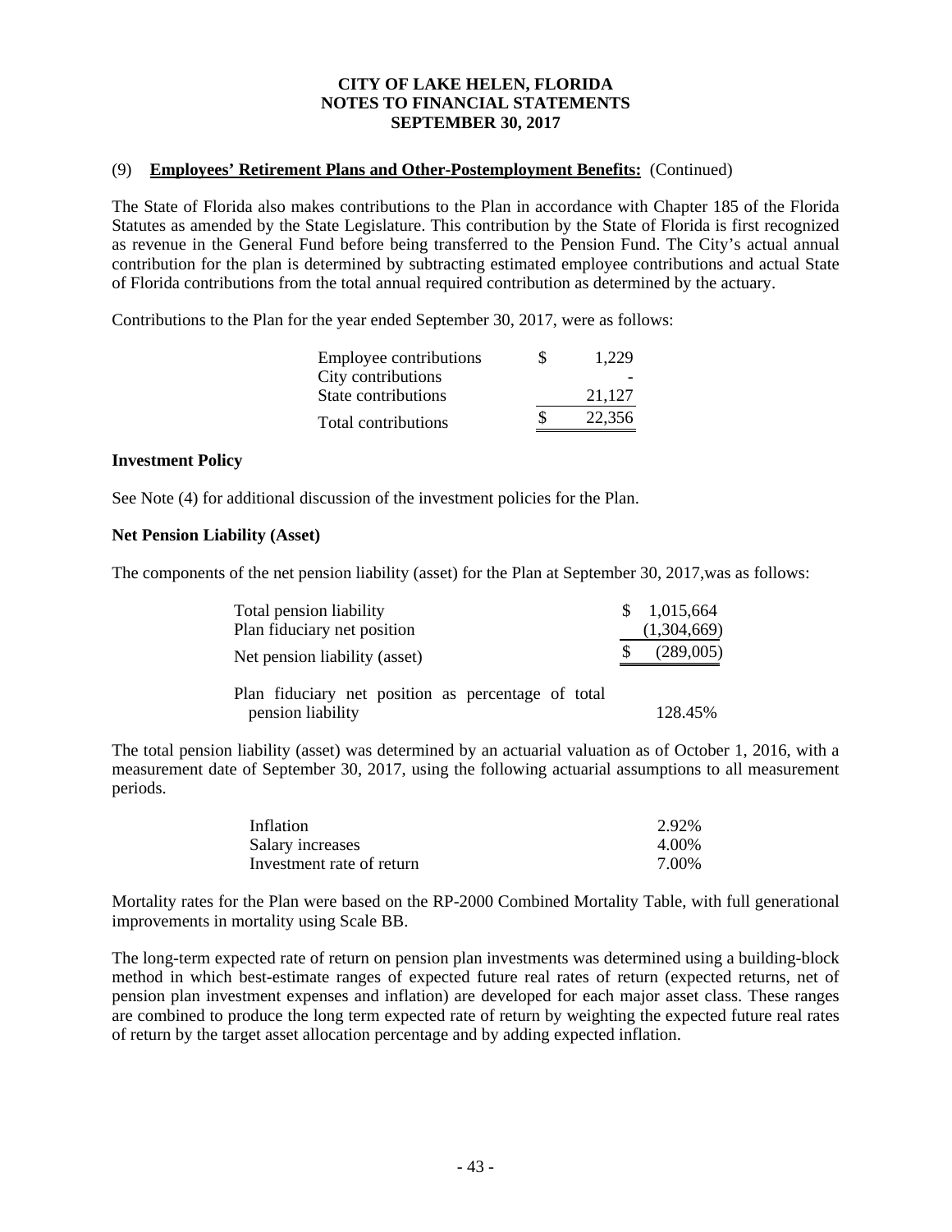# CITY OF LAKE HELEN, FLORIDA
## NOTES TO FINANCIAL STATEMENTS
## SEPTEMBER 30, 2017

(9) **Employees' Retirement Plans and Other-Postemployment Benefits:** (Continued)

The State of Florida also makes contributions to the Plan in accordance with Chapter 185 of the Florida Statutes as amended by the State Legislature. This contribution by the State of Florida is first recognized as revenue in the General Fund before being transferred to the Pension Fund. The City's actual annual contribution for the plan is determined by subtracting estimated employee contributions and actual State of Florida contributions from the total annual required contribution as determined by the actuary.

Contributions to the Plan for the year ended September 30, 2017, were as follows:

| | |
|---|---|
| Employee contributions | $ 1,229 |
| City contributions | - |
| State contributions | 21,127 |
| Total contributions | $ 22,356 |

**Investment Policy**

See Note (4) for additional discussion of the investment policies for the Plan.

**Net Pension Liability (Asset)**

The components of the net pension liability (asset) for the Plan at September 30, 2017,was as follows:

| | |
|---|---|
| Total pension liability | $ 1,015,664 |
| Plan fiduciary net position | (1,304,669) |
| Net pension liability (asset) | $ (289,005) |
| Plan fiduciary net position as percentage of total pension liability | 128.45% |

The total pension liability (asset) was determined by an actuarial valuation as of October 1, 2016, with a measurement date of September 30, 2017, using the following actuarial assumptions to all measurement periods.

| | |
|---|---|
| Inflation | 2.92% |
| Salary increases | 4.00% |
| Investment rate of return | 7.00% |

Mortality rates for the Plan were based on the RP-2000 Combined Mortality Table, with full generational improvements in mortality using Scale BB.

The long-term expected rate of return on pension plan investments was determined using a building-block method in which best-estimate ranges of expected future real rates of return (expected returns, net of pension plan investment expenses and inflation) are developed for each major asset class. These ranges are combined to produce the long term expected rate of return by weighting the expected future real rates of return by the target asset allocation percentage and by adding expected inflation.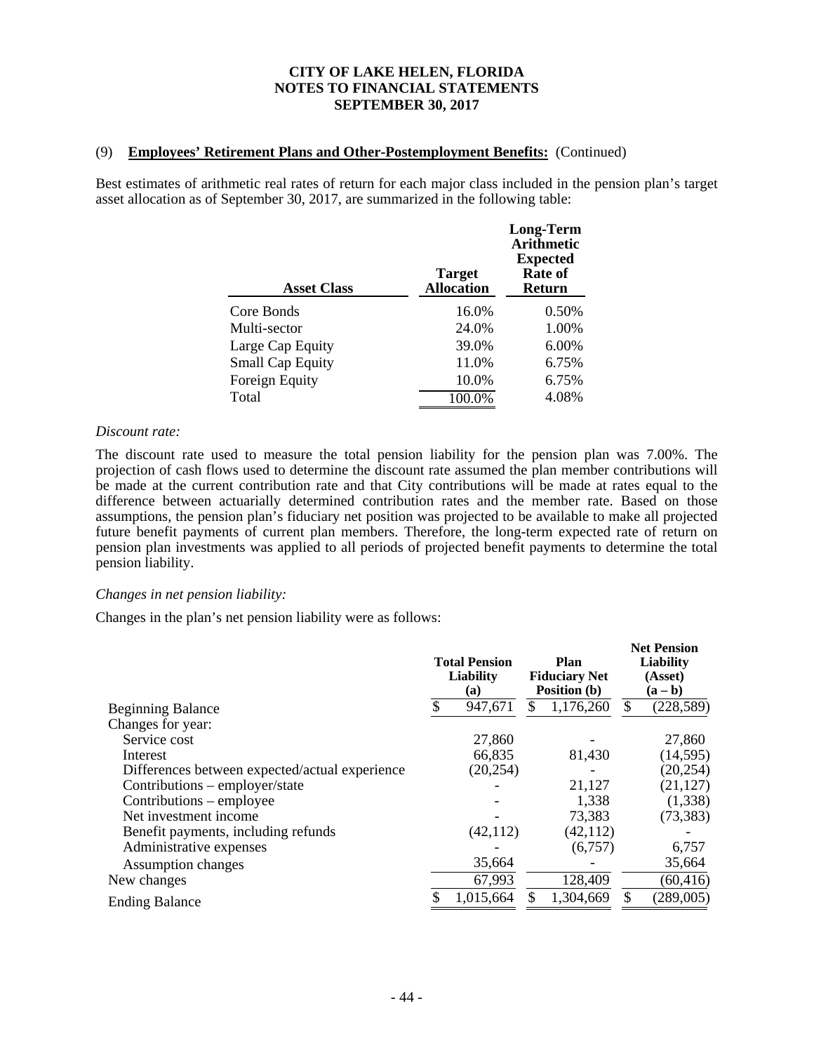(9) **Employees' Retirement Plans and Other-Postemployment Benefits:** (Continued)

Best estimates of arithmetic real rates of return for each major class included in the pension plan's target asset allocation as of September 30, 2017, are summarized in the following table:

| Asset Class | Target Allocation | Long-Term Arithmetic Expected Rate of Return |
|---|---|---|
| Core Bonds | 16.0% | 0.50% |
| Multi-sector | 24.0% | 1.00% |
| Large Cap Equity | 39.0% | 6.00% |
| Small Cap Equity | 11.0% | 6.75% |
| Foreign Equity | 10.0% | 6.75% |
| Total | 100.0% | 4.08% |

*Discount rate:*

The discount rate used to measure the total pension liability for the pension plan was 7.00%. The projection of cash flows used to determine the discount rate assumed the plan member contributions will be made at the current contribution rate and that City contributions will be made at rates equal to the difference between actuarially determined contribution rates and the member rate. Based on those assumptions, the pension plan's fiduciary net position was projected to be available to make all projected future benefit payments of current plan members. Therefore, the long-term expected rate of return on pension plan investments was applied to all periods of projected benefit payments to determine the total pension liability.

*Changes in net pension liability:*

Changes in the plan's net pension liability were as follows:

| | Total Pension Liability (a) | Plan Fiduciary Net Position (b) | Net Pension Liability (Asset) (a – b) |
|---|---|---|---|
| Beginning Balance | $ 947,671 | $ 1,176,260 | $ (228,589) |
| Changes for year: | | | |
| Service cost | 27,860 | - | 27,860 |
| Interest | 66,835 | 81,430 | (14,595) |
| Differences between expected/actual experience | (20,254) | - | (20,254) |
| Contributions – employer/state | - | 21,127 | (21,127) |
| Contributions – employee | - | 1,338 | (1,338) |
| Net investment income | - | 73,383 | (73,383) |
| Benefit payments, including refunds | (42,112) | (42,112) | - |
| Administrative expenses | - | (6,757) | 6,757 |
| Assumption changes | 35,664 | - | 35,664 |
| New changes | 67,993 | 128,409 | (60,416) |
| Ending Balance | $ 1,015,664 | $ 1,304,669 | $ (289,005) |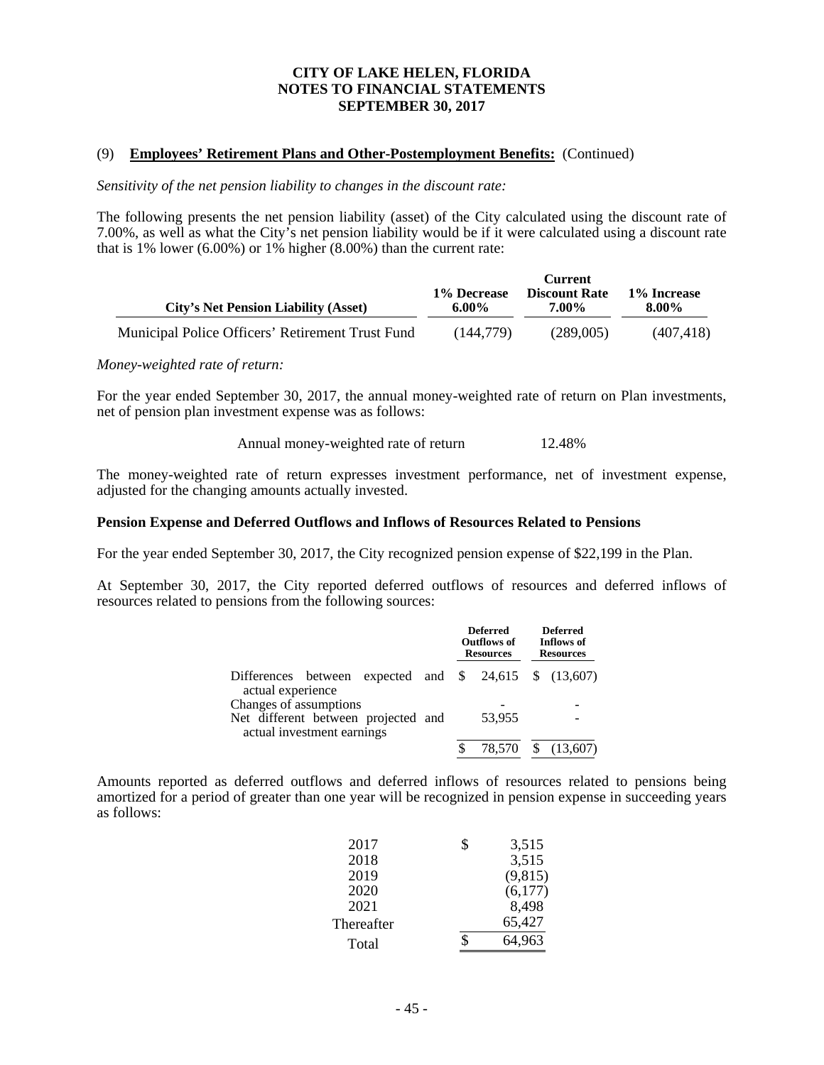CITY OF LAKE HELEN, FLORIDA
NOTES TO FINANCIAL STATEMENTS
SEPTEMBER 30, 2017

(9) **Employees' Retirement Plans and Other-Postemployment Benefits:** (Continued)

*Sensitivity of the net pension liability to changes in the discount rate:*

The following presents the net pension liability (asset) of the City calculated using the discount rate of 7.00%, as well as what the City's net pension liability would be if it were calculated using a discount rate that is 1% lower (6.00%) or 1% higher (8.00%) than the current rate:

| City's Net Pension Liability (Asset) | 1% Decrease 6.00% | Current Discount Rate 7.00% | 1% Increase 8.00% |
|---|---|---|---|
| Municipal Police Officers' Retirement Trust Fund | (144,779) | (289,005) | (407,418) |

*Money-weighted rate of return:*

For the year ended September 30, 2017, the annual money-weighted rate of return on Plan investments, net of pension plan investment expense was as follows:

| | |
|---|---|
| Annual money-weighted rate of return | 12.48% |

The money-weighted rate of return expresses investment performance, net of investment expense, adjusted for the changing amounts actually invested.

**Pension Expense and Deferred Outflows and Inflows of Resources Related to Pensions**

For the year ended September 30, 2017, the City recognized pension expense of $22,199 in the Plan.

At September 30, 2017, the City reported deferred outflows of resources and deferred inflows of resources related to pensions from the following sources:

| | Deferred Outflows of Resources | Deferred Inflows of Resources |
|---|---|---|
| Differences between expected and actual experience | $ 24,615 | $ (13,607) |
| Changes of assumptions | - | - |
| Net different between projected and actual investment earnings | 53,955 | - |
| | $ 78,570 | $ (13,607) |

Amounts reported as deferred outflows and deferred inflows of resources related to pensions being amortized for a period of greater than one year will be recognized in pension expense in succeeding years as follows:

| | |
|---|---|
| 2017 | $ 3,515 |
| 2018 | 3,515 |
| 2019 | (9,815) |
| 2020 | (6,177) |
| 2021 | 8,498 |
| Thereafter | 65,427 |
| Total | $ 64,963 |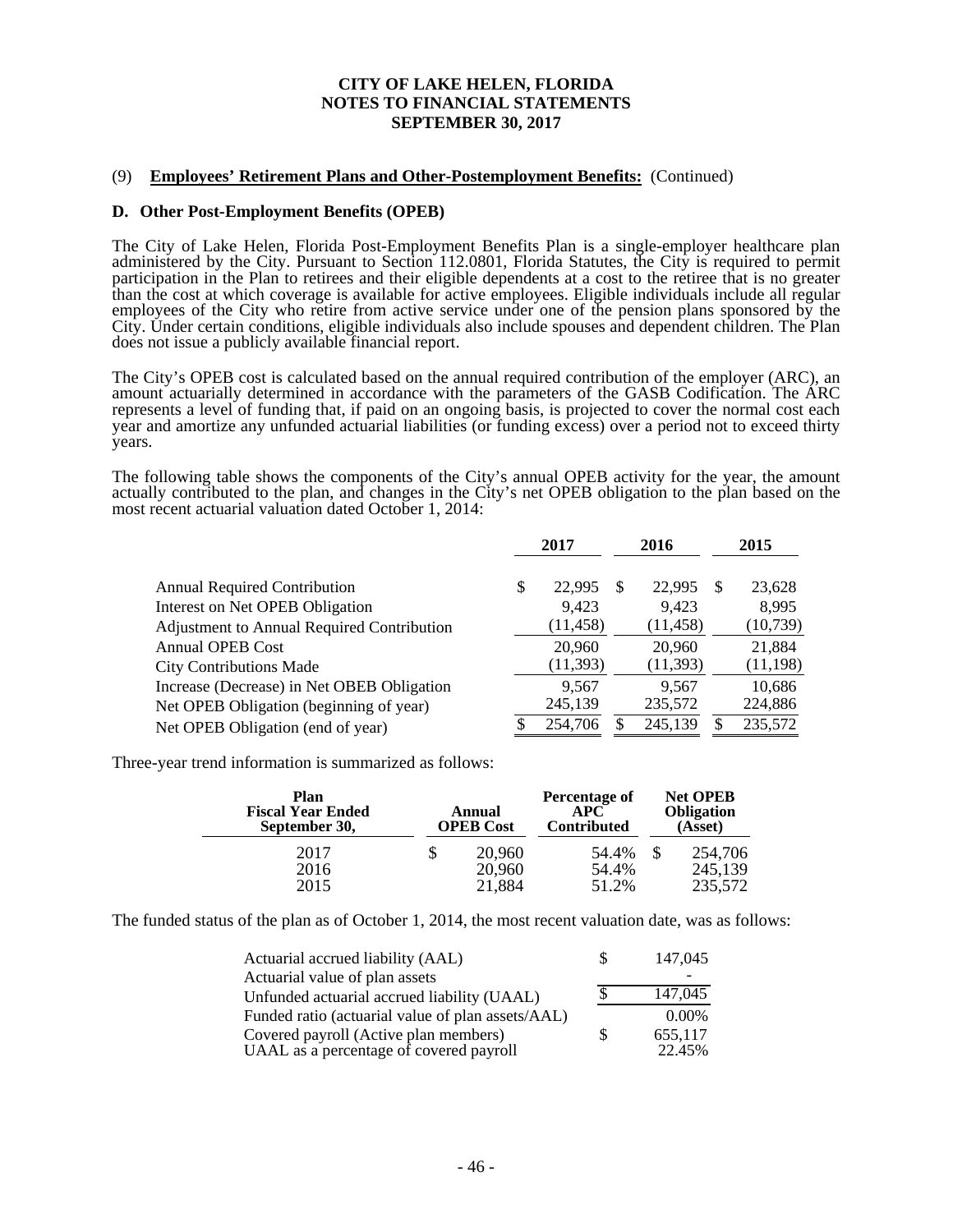# CITY OF LAKE HELEN, FLORIDA
# NOTES TO FINANCIAL STATEMENTS
# SEPTEMBER 30, 2017

(9) **Employees' Retirement Plans and Other-Postemployment Benefits:** (Continued)

**D. Other Post-Employment Benefits (OPEB)**

The City of Lake Helen, Florida Post-Employment Benefits Plan is a single-employer healthcare plan administered by the City. Pursuant to Section 112.0801, Florida Statutes, the City is required to permit participation in the Plan to retirees and their eligible dependents at a cost to the retiree that is no greater than the cost at which coverage is available for active employees. Eligible individuals include all regular employees of the City who retire from active service under one of the pension plans sponsored by the City. Under certain conditions, eligible individuals also include spouses and dependent children. The Plan does not issue a publicly available financial report.

The City's OPEB cost is calculated based on the annual required contribution of the employer (ARC), an amount actuarially determined in accordance with the parameters of the GASB Codification. The ARC represents a level of funding that, if paid on an ongoing basis, is projected to cover the normal cost each year and amortize any unfunded actuarial liabilities (or funding excess) over a period not to exceed thirty years.

The following table shows the components of the City's annual OPEB activity for the year, the amount actually contributed to the plan, and changes in the City's net OPEB obligation to the plan based on the most recent actuarial valuation dated October 1, 2014:

| | 2017 | 2016 | 2015 |
|---|---|---|---|
| Annual Required Contribution | $ 22,995 | $ 22,995 | $ 23,628 |
| Interest on Net OPEB Obligation | 9,423 | 9,423 | 8,995 |
| Adjustment to Annual Required Contribution | (11,458) | (11,458) | (10,739) |
| Annual OPEB Cost | 20,960 | 20,960 | 21,884 |
| City Contributions Made | (11,393) | (11,393) | (11,198) |
| Increase (Decrease) in Net OBEB Obligation | 9,567 | 9,567 | 10,686 |
| Net OPEB Obligation (beginning of year) | 245,139 | 235,572 | 224,886 |
| Net OPEB Obligation (end of year) | $ 254,706 | $ 245,139 | $ 235,572 |

Three-year trend information is summarized as follows:

| Plan Fiscal Year Ended September 30, | Annual OPEB Cost | Percentage of APC Contributed | Net OPEB Obligation (Asset) |
|---|---|---|---|
| 2017 | $ 20,960 | 54.4% | $ 254,706 |
| 2016 | 20,960 | 54.4% | 245,139 |
| 2015 | 21,884 | 51.2% | 235,572 |

The funded status of the plan as of October 1, 2014, the most recent valuation date, was as follows:

| | |
|---|---|
| Actuarial accrued liability (AAL) | $ 147,045 |
| Actuarial value of plan assets | - |
| Unfunded actuarial accrued liability (UAAL) | $ 147,045 |
| Funded ratio (actuarial value of plan assets/AAL) | 0.00% |
| Covered payroll (Active plan members) | $ 655,117 |
| UAAL as a percentage of covered payroll | 22.45% |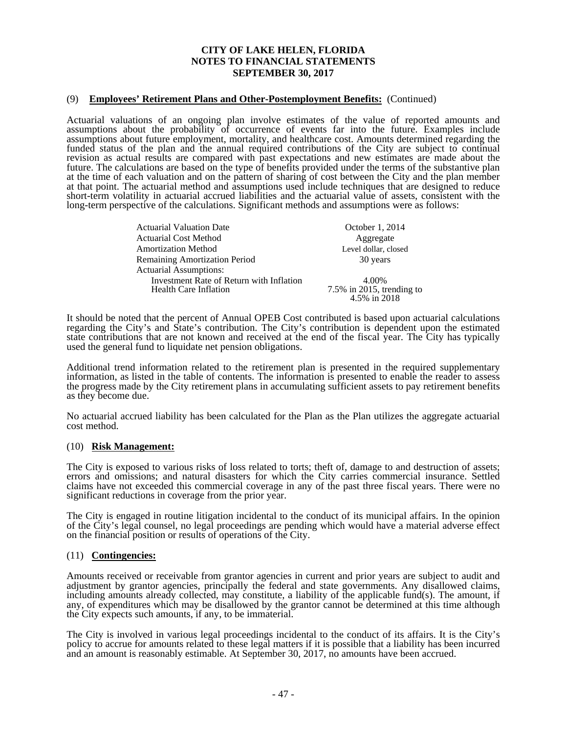## (9) **Employees' Retirement Plans and Other-Postemployment Benefits:** (Continued)

Actuarial valuations of an ongoing plan involve estimates of the value of reported amounts and assumptions about the probability of occurrence of events far into the future. Examples include assumptions about future employment, mortality, and healthcare cost. Amounts determined regarding the funded status of the plan and the annual required contributions of the City are subject to continual revision as actual results are compared with past expectations and new estimates are made about the future. The calculations are based on the type of benefits provided under the terms of the substantive plan at the time of each valuation and on the pattern of sharing of cost between the City and the plan member at that point. The actuarial method and assumptions used include techniques that are designed to reduce short-term volatility in actuarial accrued liabilities and the actuarial value of assets, consistent with the long-term perspective of the calculations. Significant methods and assumptions were as follows:

| | |
|---|---|
| Actuarial Valuation Date | October 1, 2014 |
| Actuarial Cost Method | Aggregate |
| Amortization Method | Level dollar, closed |
| Remaining Amortization Period | 30 years |
| Actuarial Assumptions: | |
| Investment Rate of Return with Inflation | 4.00% |
| Health Care Inflation | 7.5% in 2015, trending to 4.5% in 2018 |

It should be noted that the percent of Annual OPEB Cost contributed is based upon actuarial calculations regarding the City's and State's contribution. The City's contribution is dependent upon the estimated state contributions that are not known and received at the end of the fiscal year. The City has typically used the general fund to liquidate net pension obligations.

Additional trend information related to the retirement plan is presented in the required supplementary information, as listed in the table of contents. The information is presented to enable the reader to assess the progress made by the City retirement plans in accumulating sufficient assets to pay retirement benefits as they become due.

No actuarial accrued liability has been calculated for the Plan as the Plan utilizes the aggregate actuarial cost method.

## (10) **Risk Management:**

The City is exposed to various risks of loss related to torts; theft of, damage to and destruction of assets; errors and omissions; and natural disasters for which the City carries commercial insurance. Settled claims have not exceeded this commercial coverage in any of the past three fiscal years. There were no significant reductions in coverage from the prior year.

The City is engaged in routine litigation incidental to the conduct of its municipal affairs. In the opinion of the City's legal counsel, no legal proceedings are pending which would have a material adverse effect on the financial position or results of operations of the City.

## (11) **Contingencies:**

Amounts received or receivable from grantor agencies in current and prior years are subject to audit and adjustment by grantor agencies, principally the federal and state governments. Any disallowed claims, including amounts already collected, may constitute, a liability of the applicable fund(s). The amount, if any, of expenditures which may be disallowed by the grantor cannot be determined at this time although the City expects such amounts, if any, to be immaterial.

The City is involved in various legal proceedings incidental to the conduct of its affairs. It is the City's policy to accrue for amounts related to these legal matters if it is possible that a liability has been incurred and an amount is reasonably estimable. At September 30, 2017, no amounts have been accrued.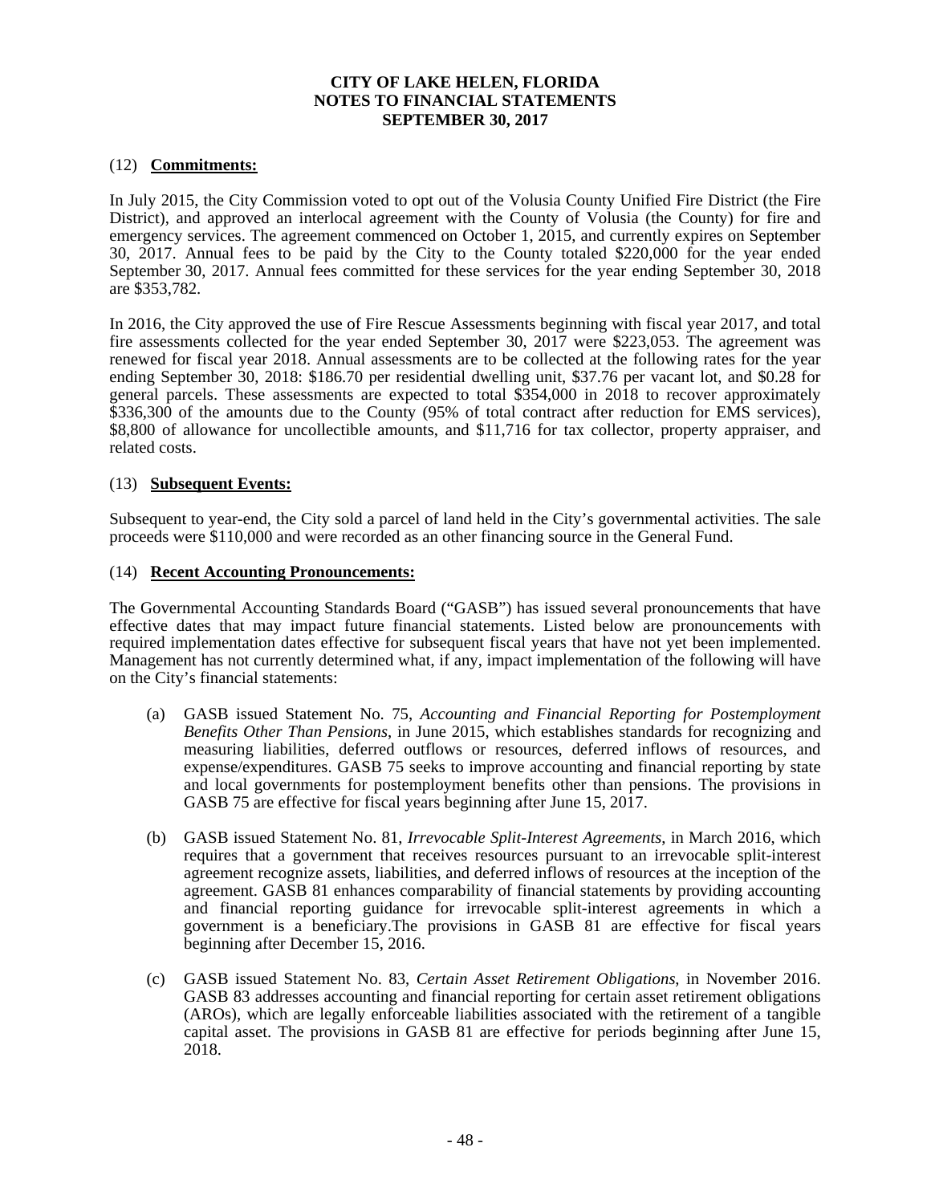# CITY OF LAKE HELEN, FLORIDA
## NOTES TO FINANCIAL STATEMENTS
### SEPTEMBER 30, 2017

(12) **Commitments:**

In July 2015, the City Commission voted to opt out of the Volusia County Unified Fire District (the Fire District), and approved an interlocal agreement with the County of Volusia (the County) for fire and emergency services. The agreement commenced on October 1, 2015, and currently expires on September 30, 2017. Annual fees to be paid by the City to the County totaled \$220,000 for the year ended September 30, 2017. Annual fees committed for these services for the year ending September 30, 2018 are \$353,782.

In 2016, the City approved the use of Fire Rescue Assessments beginning with fiscal year 2017, and total fire assessments collected for the year ended September 30, 2017 were \$223,053. The agreement was renewed for fiscal year 2018. Annual assessments are to be collected at the following rates for the year ending September 30, 2018: \$186.70 per residential dwelling unit, \$37.76 per vacant lot, and \$0.28 for general parcels. These assessments are expected to total \$354,000 in 2018 to recover approximately \$336,300 of the amounts due to the County (95% of total contract after reduction for EMS services), \$8,800 of allowance for uncollectible amounts, and \$11,716 for tax collector, property appraiser, and related costs.

(13) **Subsequent Events:**

Subsequent to year-end, the City sold a parcel of land held in the City's governmental activities. The sale proceeds were \$110,000 and were recorded as an other financing source in the General Fund.

(14) **Recent Accounting Pronouncements:**

The Governmental Accounting Standards Board ("GASB") has issued several pronouncements that have effective dates that may impact future financial statements. Listed below are pronouncements with required implementation dates effective for subsequent fiscal years that have not yet been implemented. Management has not currently determined what, if any, impact implementation of the following will have on the City's financial statements:

(a) GASB issued Statement No. 75, *Accounting and Financial Reporting for Postemployment Benefits Other Than Pensions*, in June 2015, which establishes standards for recognizing and measuring liabilities, deferred outflows or resources, deferred inflows of resources, and expense/expenditures. GASB 75 seeks to improve accounting and financial reporting by state and local governments for postemployment benefits other than pensions. The provisions in GASB 75 are effective for fiscal years beginning after June 15, 2017.

(b) GASB issued Statement No. 81, *Irrevocable Split-Interest Agreements*, in March 2016, which requires that a government that receives resources pursuant to an irrevocable split-interest agreement recognize assets, liabilities, and deferred inflows of resources at the inception of the agreement. GASB 81 enhances comparability of financial statements by providing accounting and financial reporting guidance for irrevocable split-interest agreements in which a government is a beneficiary.The provisions in GASB 81 are effective for fiscal years beginning after December 15, 2016.

(c) GASB issued Statement No. 83, *Certain Asset Retirement Obligations*, in November 2016. GASB 83 addresses accounting and financial reporting for certain asset retirement obligations (AROs), which are legally enforceable liabilities associated with the retirement of a tangible capital asset. The provisions in GASB 81 are effective for periods beginning after June 15, 2018.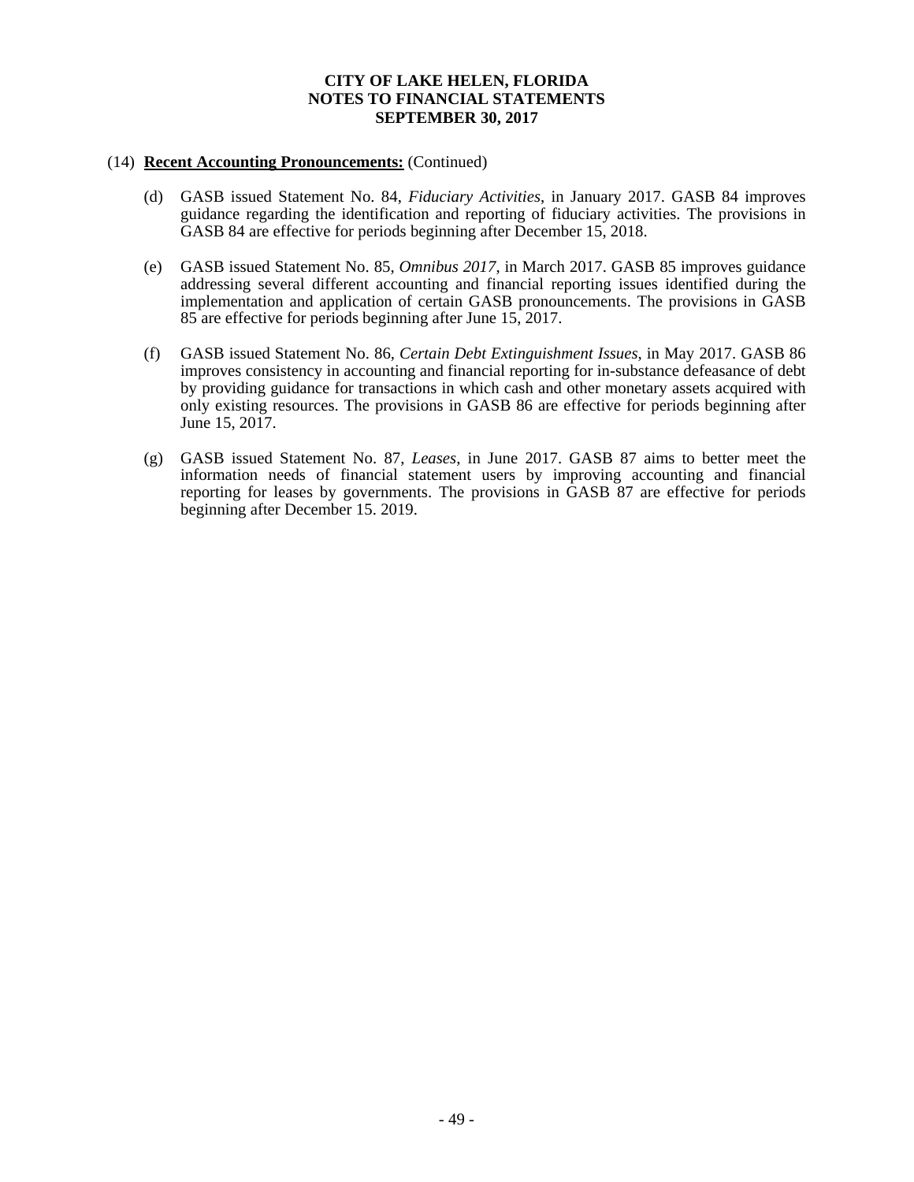(14) **Recent Accounting Pronouncements:** (Continued)

(d) GASB issued Statement No. 84, *Fiduciary Activities*, in January 2017. GASB 84 improves guidance regarding the identification and reporting of fiduciary activities. The provisions in GASB 84 are effective for periods beginning after December 15, 2018.

(e) GASB issued Statement No. 85, *Omnibus 2017*, in March 2017. GASB 85 improves guidance addressing several different accounting and financial reporting issues identified during the implementation and application of certain GASB pronouncements. The provisions in GASB 85 are effective for periods beginning after June 15, 2017.

(f) GASB issued Statement No. 86, *Certain Debt Extinguishment Issues*, in May 2017. GASB 86 improves consistency in accounting and financial reporting for in-substance defeasance of debt by providing guidance for transactions in which cash and other monetary assets acquired with only existing resources. The provisions in GASB 86 are effective for periods beginning after June 15, 2017.

(g) GASB issued Statement No. 87, *Leases*, in June 2017. GASB 87 aims to better meet the information needs of financial statement users by improving accounting and financial reporting for leases by governments. The provisions in GASB 87 are effective for periods beginning after December 15. 2019.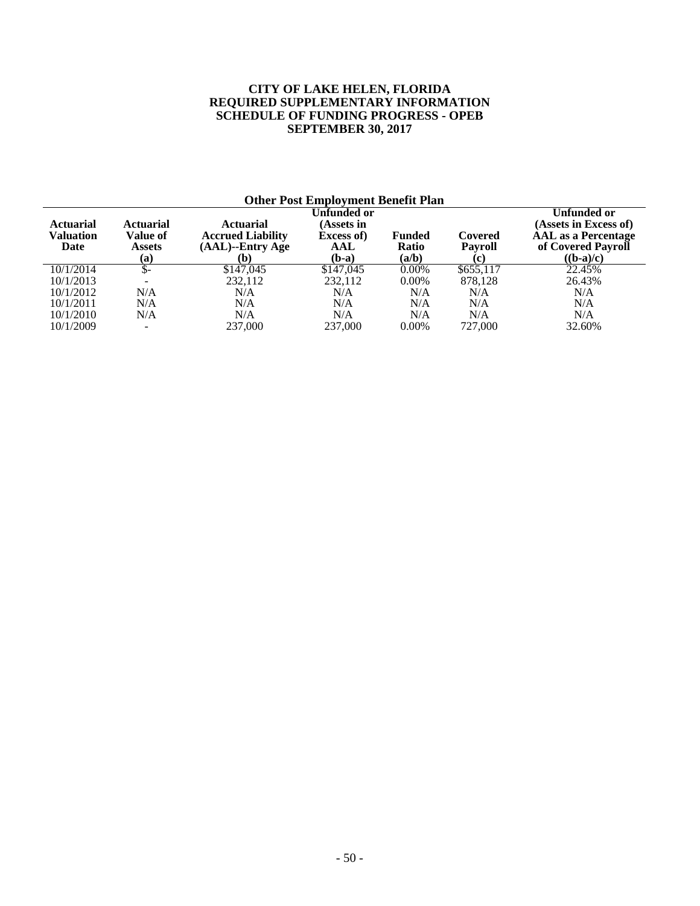# CITY OF LAKE HELEN, FLORIDA
## REQUIRED SUPPLEMENTARY INFORMATION
## SCHEDULE OF FUNDING PROGRESS - OPEB
## SEPTEMBER 30, 2017

**Other Post Employment Benefit Plan**

| Actuarial Valuation Date | Actuarial Value of Assets (a) | Actuarial Accrued Liability (AAL)--Entry Age (b) | Unfunded or (Assets in Excess of) AAL (b-a) | Funded Ratio (a/b) | Covered Payroll (c) | Unfunded or (Assets in Excess of) AAL as a Percentage of Covered Payroll ((b-a)/c) |
|---|---|---|---|---|---|---|
| 10/1/2014 | $- | $147,045 | $147,045 | 0.00% | $655,117 | 22.45% |
| 10/1/2013 | - | 232,112 | 232,112 | 0.00% | 878,128 | 26.43% |
| 10/1/2012 | N/A | N/A | N/A | N/A | N/A | N/A |
| 10/1/2011 | N/A | N/A | N/A | N/A | N/A | N/A |
| 10/1/2010 | N/A | N/A | N/A | N/A | N/A | N/A |
| 10/1/2009 | - | 237,000 | 237,000 | 0.00% | 727,000 | 32.60% |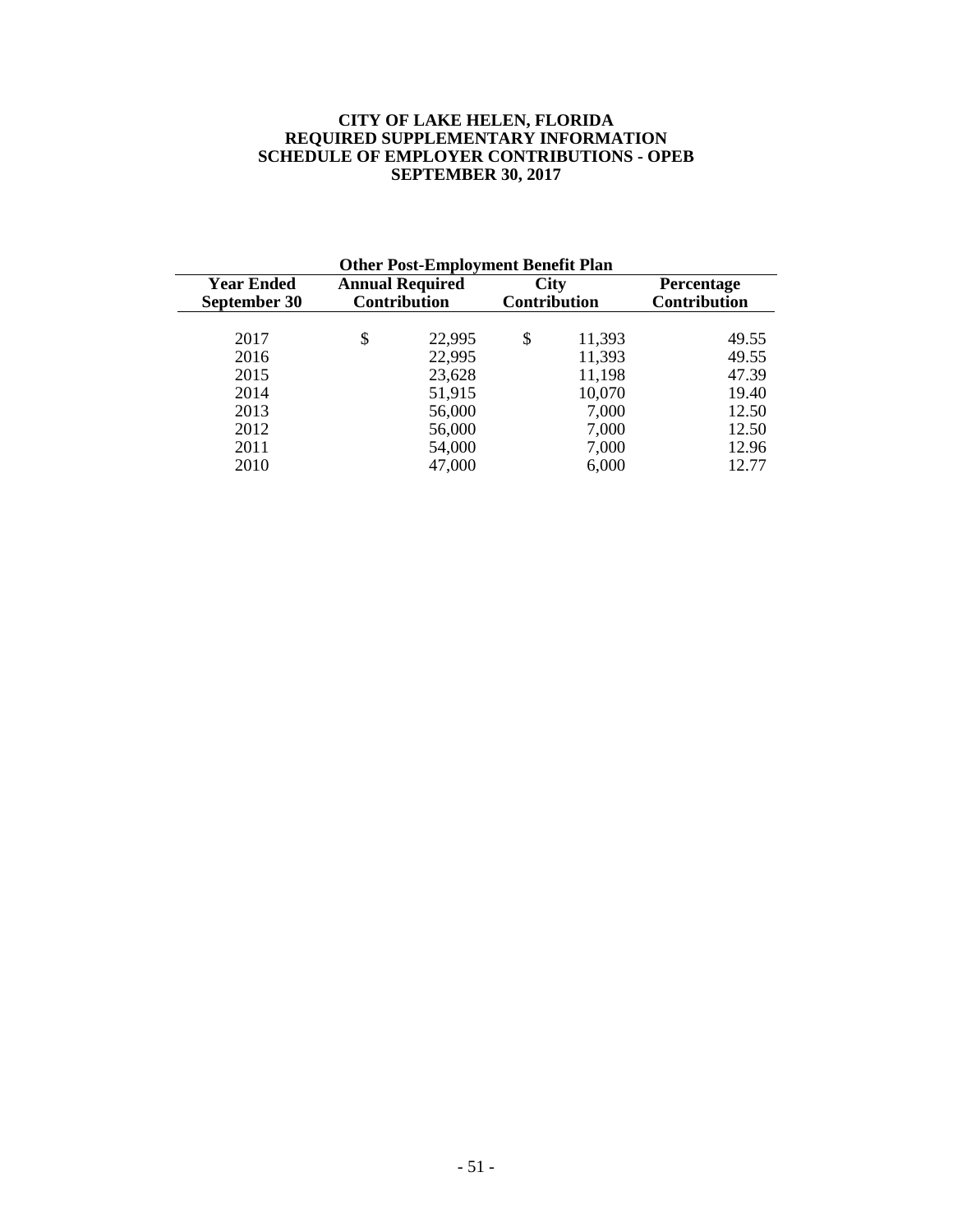# CITY OF LAKE HELEN, FLORIDA
## REQUIRED SUPPLEMENTARY INFORMATION
## SCHEDULE OF EMPLOYER CONTRIBUTIONS - OPEB
## SEPTEMBER 30, 2017

| Other Post-Employment Benefit Plan | | | |
|---|---|---|---|
| **Year Ended September 30** | **Annual Required Contribution** | **City Contribution** | **Percentage Contribution** |
| 2017 | $ 22,995 | $ 11,393 | 49.55 |
| 2016 | 22,995 | 11,393 | 49.55 |
| 2015 | 23,628 | 11,198 | 47.39 |
| 2014 | 51,915 | 10,070 | 19.40 |
| 2013 | 56,000 | 7,000 | 12.50 |
| 2012 | 56,000 | 7,000 | 12.50 |
| 2011 | 54,000 | 7,000 | 12.96 |
| 2010 | 47,000 | 6,000 | 12.77 |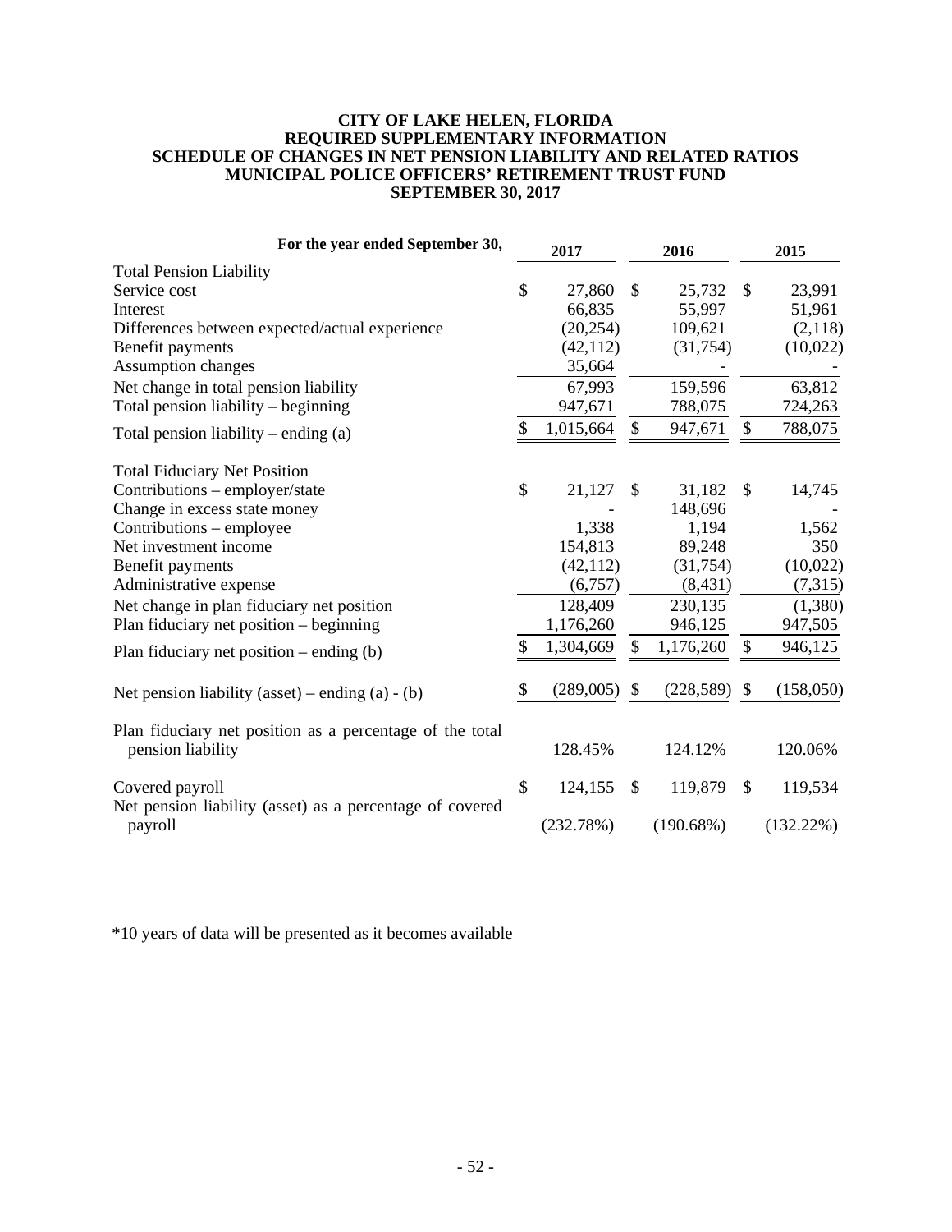# CITY OF LAKE HELEN, FLORIDA
## REQUIRED SUPPLEMENTARY INFORMATION
## SCHEDULE OF CHANGES IN NET PENSION LIABILITY AND RELATED RATIOS
## MUNICIPAL POLICE OFFICERS' RETIREMENT TRUST FUND
## SEPTEMBER 30, 2017

| For the year ended September 30, | 2017 | 2016 | 2015 |
|---|---|---|---|
| **Total Pension Liability** | | | |
| Service cost | $ 27,860 | $ 25,732 | $ 23,991 |
| Interest | 66,835 | 55,997 | 51,961 |
| Differences between expected/actual experience | (20,254) | 109,621 | (2,118) |
| Benefit payments | (42,112) | (31,754) | (10,022) |
| Assumption changes | 35,664 | - | - |
| Net change in total pension liability | 67,993 | 159,596 | 63,812 |
| Total pension liability – beginning | 947,671 | 788,075 | 724,263 |
| Total pension liability – ending (a) | $ 1,015,664 | $ 947,671 | $ 788,075 |
| **Total Fiduciary Net Position** | | | |
| Contributions – employer/state | $ 21,127 | $ 31,182 | $ 14,745 |
| Change in excess state money | - | 148,696 | - |
| Contributions – employee | 1,338 | 1,194 | 1,562 |
| Net investment income | 154,813 | 89,248 | 350 |
| Benefit payments | (42,112) | (31,754) | (10,022) |
| Administrative expense | (6,757) | (8,431) | (7,315) |
| Net change in plan fiduciary net position | 128,409 | 230,135 | (1,380) |
| Plan fiduciary net position – beginning | 1,176,260 | 946,125 | 947,505 |
| Plan fiduciary net position – ending (b) | $ 1,304,669 | $ 1,176,260 | $ 946,125 |
| Net pension liability (asset) – ending (a) - (b) | $ (289,005) | $ (228,589) | $ (158,050) |
| Plan fiduciary net position as a percentage of the total pension liability | 128.45% | 124.12% | 120.06% |
| Covered payroll | $ 124,155 | $ 119,879 | $ 119,534 |
| Net pension liability (asset) as a percentage of covered payroll | (232.78%) | (190.68%) | (132.22%) |

*10 years of data will be presented as it becomes available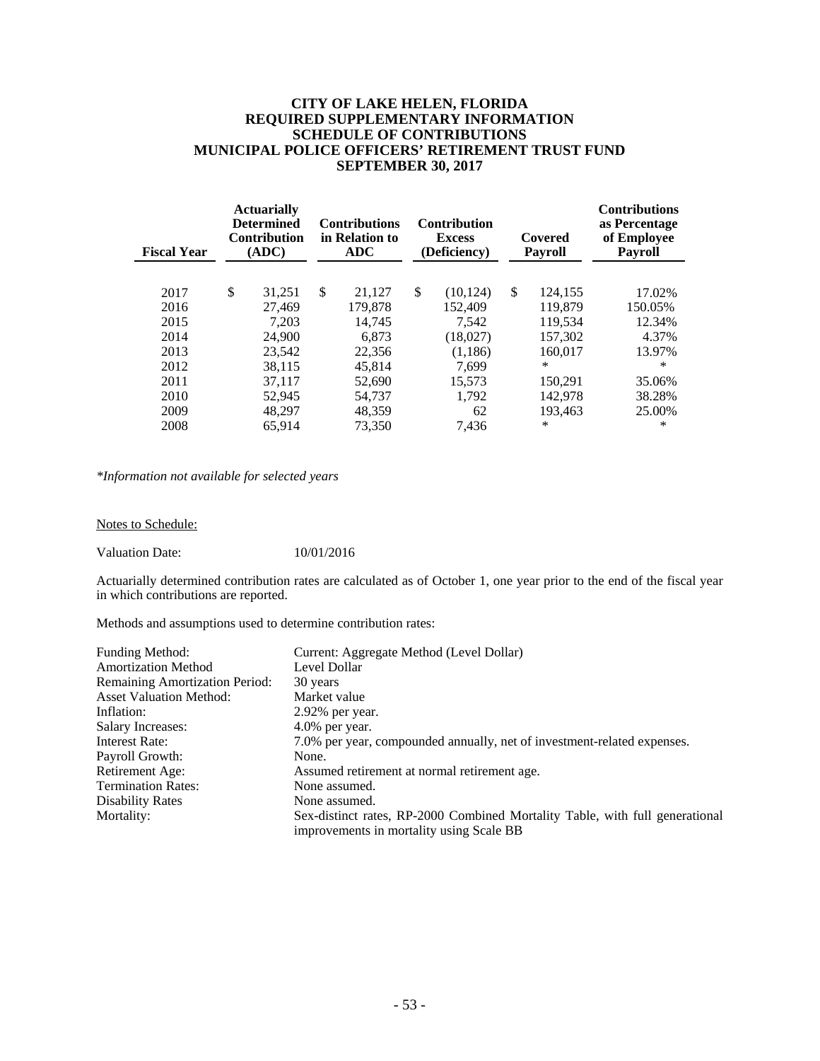# CITY OF LAKE HELEN, FLORIDA
## REQUIRED SUPPLEMENTARY INFORMATION
## SCHEDULE OF CONTRIBUTIONS
## MUNICIPAL POLICE OFFICERS' RETIREMENT TRUST FUND
## SEPTEMBER 30, 2017

| Fiscal Year | Actuarially Determined Contribution (ADC) | Contributions in Relation to ADC | Contribution Excess (Deficiency) | Covered Payroll | Contributions as Percentage of Employee Payroll |
|---|---|---|---|---|---|
| 2017 | $ 31,251 | $ 21,127 | $ (10,124) | $ 124,155 | 17.02% |
| 2016 | 27,469 | 179,878 | 152,409 | 119,879 | 150.05% |
| 2015 | 7,203 | 14,745 | 7,542 | 119,534 | 12.34% |
| 2014 | 24,900 | 6,873 | (18,027) | 157,302 | 4.37% |
| 2013 | 23,542 | 22,356 | (1,186) | 160,017 | 13.97% |
| 2012 | 38,115 | 45,814 | 7,699 | * | * |
| 2011 | 37,117 | 52,690 | 15,573 | 150,291 | 35.06% |
| 2010 | 52,945 | 54,737 | 1,792 | 142,978 | 38.28% |
| 2009 | 48,297 | 48,359 | 62 | 193,463 | 25.00% |
| 2008 | 65,914 | 73,350 | 7,436 | * | * |

*\*Information not available for selected years*

Notes to Schedule:

Valuation Date: 10/01/2016

Actuarially determined contribution rates are calculated as of October 1, one year prior to the end of the fiscal year in which contributions are reported.

Methods and assumptions used to determine contribution rates:

| | |
|---|---|
| Funding Method: | Current: Aggregate Method (Level Dollar) |
| Amortization Method | Level Dollar |
| Remaining Amortization Period: | 30 years |
| Asset Valuation Method: | Market value |
| Inflation: | 2.92% per year. |
| Salary Increases: | 4.0% per year. |
| Interest Rate: | 7.0% per year, compounded annually, net of investment-related expenses. |
| Payroll Growth: | None. |
| Retirement Age: | Assumed retirement at normal retirement age. |
| Termination Rates: | None assumed. |
| Disability Rates | None assumed. |
| Mortality: | Sex-distinct rates, RP-2000 Combined Mortality Table, with full generational improvements in mortality using Scale BB |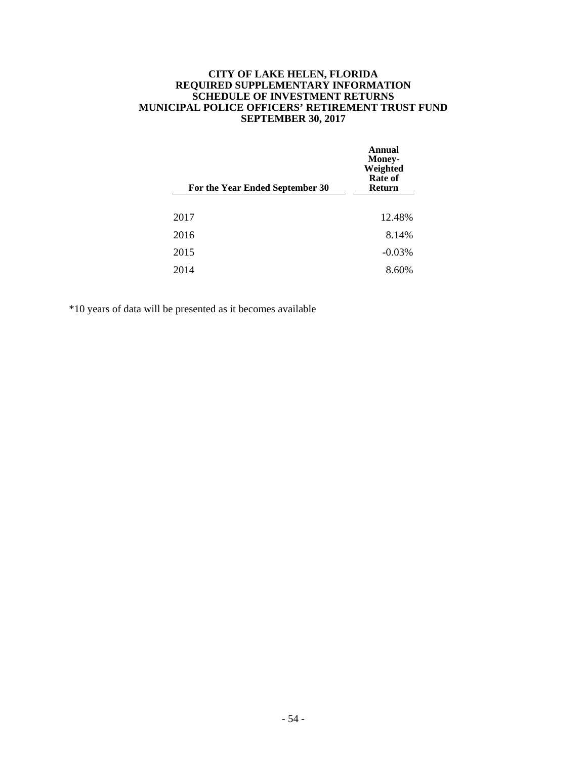# CITY OF LAKE HELEN, FLORIDA
## REQUIRED SUPPLEMENTARY INFORMATION
## SCHEDULE OF INVESTMENT RETURNS
## MUNICIPAL POLICE OFFICERS' RETIREMENT TRUST FUND
## SEPTEMBER 30, 2017

| For the Year Ended September 30 | Annual Money-Weighted Rate of Return |
|---|---|
| 2017 | 12.48% |
| 2016 | 8.14% |
| 2015 | -0.03% |
| 2014 | 8.60% |

*10 years of data will be presented as it becomes available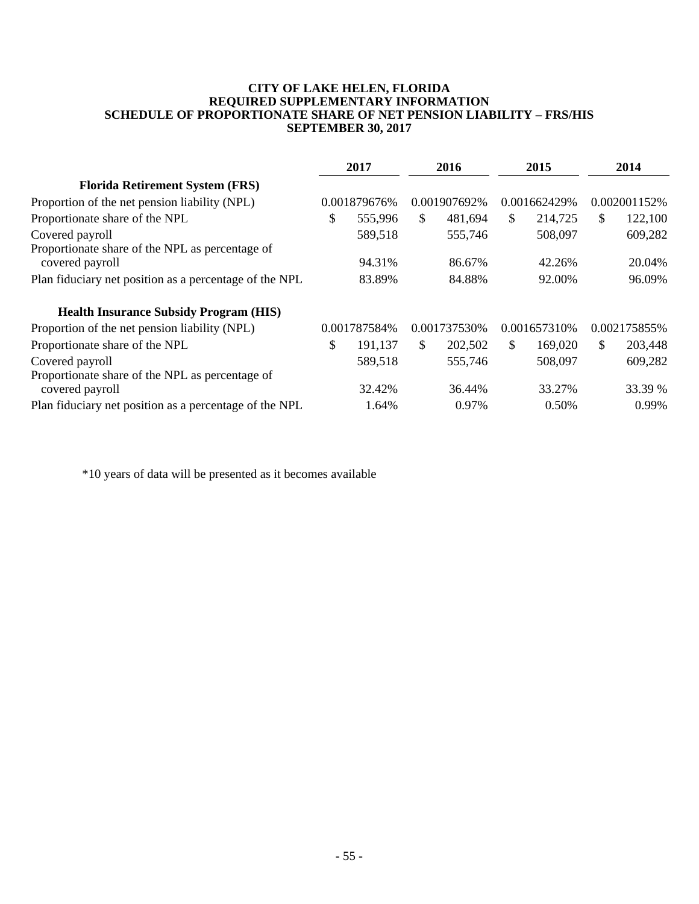# CITY OF LAKE HELEN, FLORIDA
## REQUIRED SUPPLEMENTARY INFORMATION
## SCHEDULE OF PROPORTIONATE SHARE OF NET PENSION LIABILITY – FRS/HIS
## SEPTEMBER 30, 2017

| | 2017 | 2016 | 2015 | 2014 |
|---|---|---|---|---|
| **Florida Retirement System (FRS)** | | | | |
| Proportion of the net pension liability (NPL) | 0.001879676% | 0.001907692% | 0.001662429% | 0.002001152% |
| Proportionate share of the NPL | $ 555,996 | $ 481,694 | $ 214,725 | $ 122,100 |
| Covered payroll | 589,518 | 555,746 | 508,097 | 609,282 |
| Proportionate share of the NPL as percentage of covered payroll | 94.31% | 86.67% | 42.26% | 20.04% |
| Plan fiduciary net position as a percentage of the NPL | 83.89% | 84.88% | 92.00% | 96.09% |
| | | | | |
| **Health Insurance Subsidy Program (HIS)** | | | | |
| Proportion of the net pension liability (NPL) | 0.001787584% | 0.001737530% | 0.001657310% | 0.002175855% |
| Proportionate share of the NPL | $ 191,137 | $ 202,502 | $ 169,020 | $ 203,448 |
| Covered payroll | 589,518 | 555,746 | 508,097 | 609,282 |
| Proportionate share of the NPL as percentage of covered payroll | 32.42% | 36.44% | 33.27% | 33.39 % |
| Plan fiduciary net position as a percentage of the NPL | 1.64% | 0.97% | 0.50% | 0.99% |

*10 years of data will be presented as it becomes available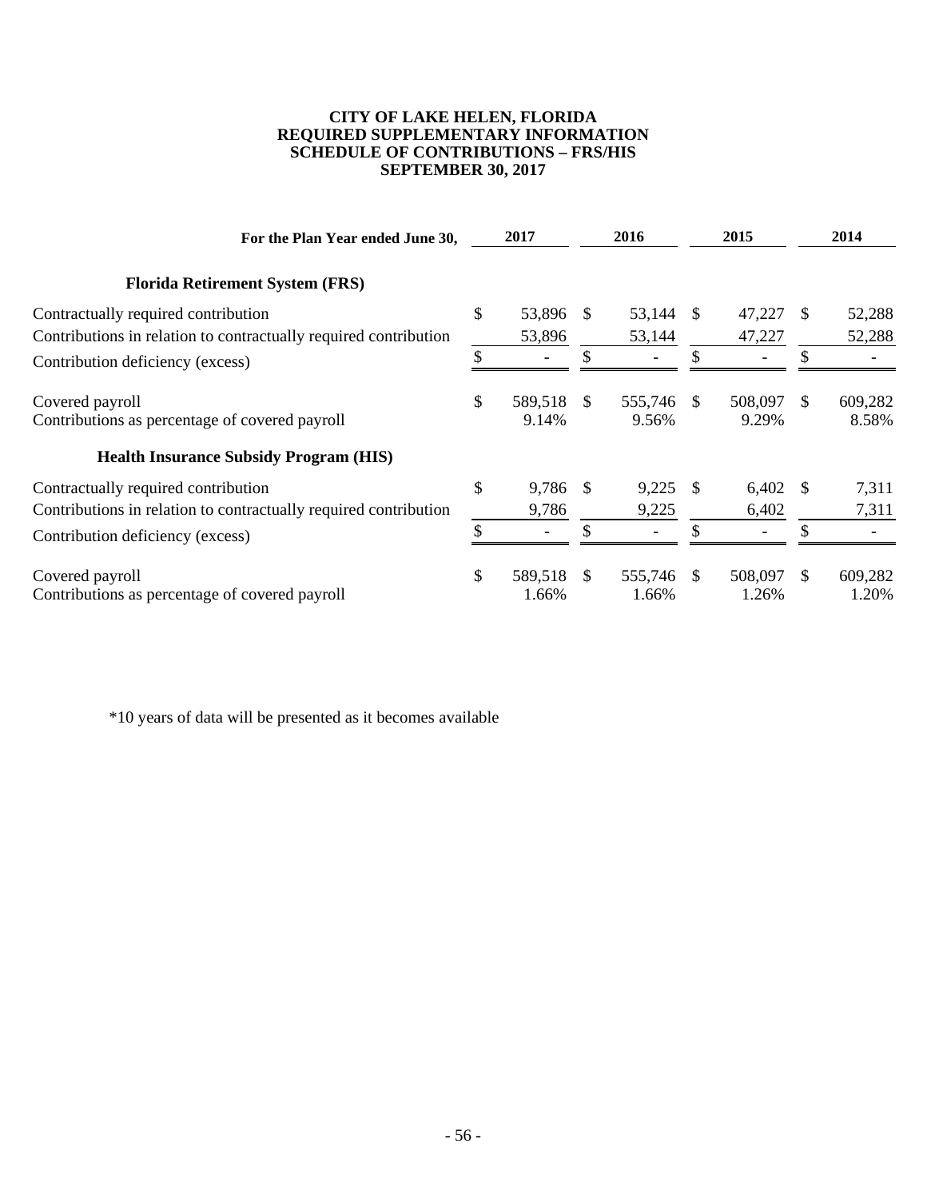# CITY OF LAKE HELEN, FLORIDA
## REQUIRED SUPPLEMENTARY INFORMATION
## SCHEDULE OF CONTRIBUTIONS – FRS/HIS
## SEPTEMBER 30, 2017

| For the Plan Year ended June 30, | 2017 | 2016 | 2015 | 2014 |
|---|---|---|---|---|
| **Florida Retirement System (FRS)** | | | | |
| Contractually required contribution | $ 53,896 | $ 53,144 | $ 47,227 | $ 52,288 |
| Contributions in relation to contractually required contribution | 53,896 | 53,144 | 47,227 | 52,288 |
| Contribution deficiency (excess) | $ - | $ - | $ - | $ - |
| Covered payroll | $ 589,518 | $ 555,746 | $ 508,097 | $ 609,282 |
| Contributions as percentage of covered payroll | 9.14% | 9.56% | 9.29% | 8.58% |
| **Health Insurance Subsidy Program (HIS)** | | | | |
| Contractually required contribution | $ 9,786 | $ 9,225 | $ 6,402 | $ 7,311 |
| Contributions in relation to contractually required contribution | 9,786 | 9,225 | 6,402 | 7,311 |
| Contribution deficiency (excess) | $ - | $ - | $ - | $ - |
| Covered payroll | $ 589,518 | $ 555,746 | $ 508,097 | $ 609,282 |
| Contributions as percentage of covered payroll | 1.66% | 1.66% | 1.26% | 1.20% |

*10 years of data will be presented as it becomes available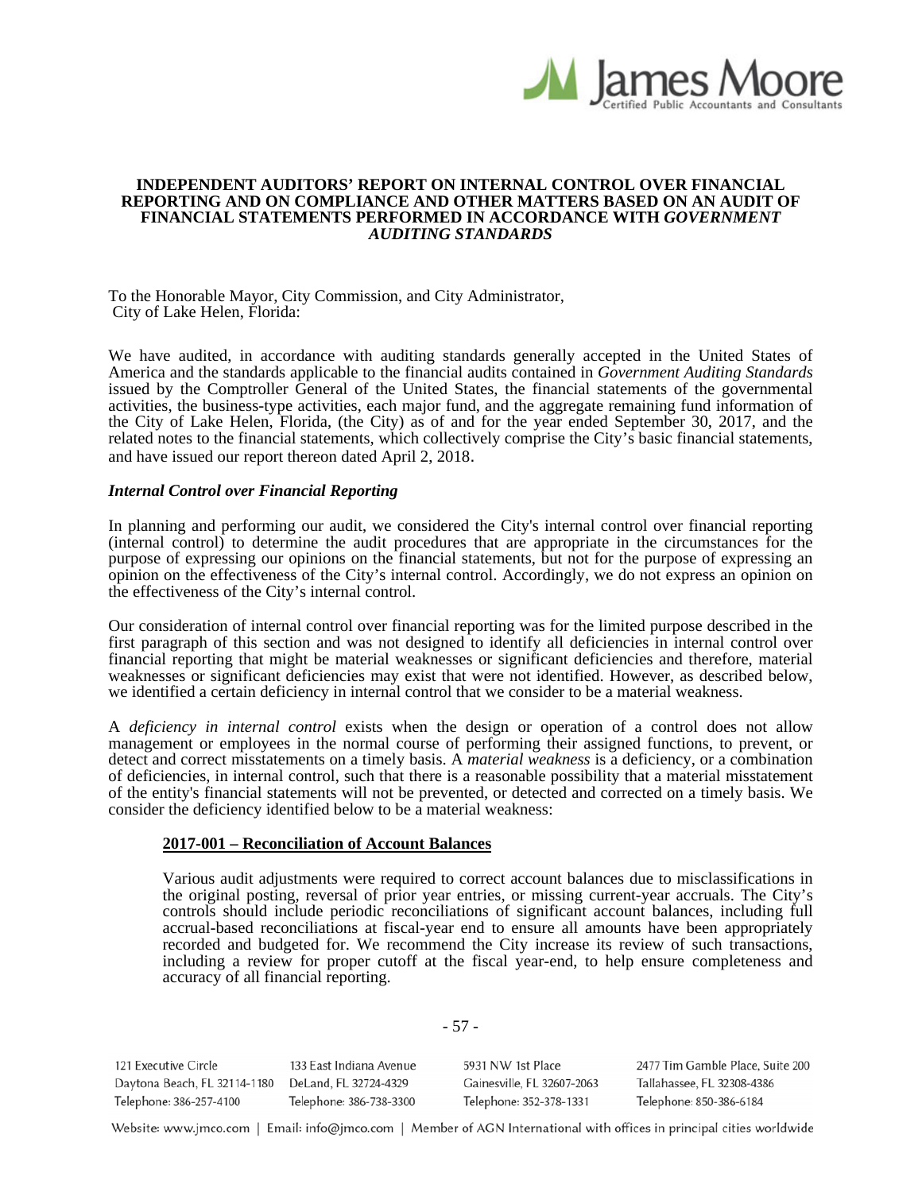# INDEPENDENT AUDITORS' REPORT ON INTERNAL CONTROL OVER FINANCIAL REPORTING AND ON COMPLIANCE AND OTHER MATTERS BASED ON AN AUDIT OF FINANCIAL STATEMENTS PERFORMED IN ACCORDANCE WITH *GOVERNMENT AUDITING STANDARDS*

To the Honorable Mayor, City Commission, and City Administrator,
City of Lake Helen, Florida:

We have audited, in accordance with auditing standards generally accepted in the United States of America and the standards applicable to the financial audits contained in *Government Auditing Standards* issued by the Comptroller General of the United States, the financial statements of the governmental activities, the business-type activities, each major fund, and the aggregate remaining fund information of the City of Lake Helen, Florida, (the City) as of and for the year ended September 30, 2017, and the related notes to the financial statements, which collectively comprise the City's basic financial statements, and have issued our report thereon dated April 2, 2018.

***Internal Control over Financial Reporting***

In planning and performing our audit, we considered the City's internal control over financial reporting (internal control) to determine the audit procedures that are appropriate in the circumstances for the purpose of expressing our opinions on the financial statements, but not for the purpose of expressing an opinion on the effectiveness of the City's internal control. Accordingly, we do not express an opinion on the effectiveness of the City's internal control.

Our consideration of internal control over financial reporting was for the limited purpose described in the first paragraph of this section and was not designed to identify all deficiencies in internal control over financial reporting that might be material weaknesses or significant deficiencies and therefore, material weaknesses or significant deficiencies may exist that were not identified. However, as described below, we identified a certain deficiency in internal control that we consider to be a material weakness.

A *deficiency in internal control* exists when the design or operation of a control does not allow management or employees in the normal course of performing their assigned functions, to prevent, or detect and correct misstatements on a timely basis. A *material weakness* is a deficiency, or a combination of deficiencies, in internal control, such that there is a reasonable possibility that a material misstatement of the entity's financial statements will not be prevented, or detected and corrected on a timely basis. We consider the deficiency identified below to be a material weakness:

**2017-001 – Reconciliation of Account Balances**

Various audit adjustments were required to correct account balances due to misclassifications in the original posting, reversal of prior year entries, or missing current-year accruals. The City's controls should include periodic reconciliations of significant account balances, including full accrual-based reconciliations at fiscal-year end to ensure all amounts have been appropriately recorded and budgeted for. We recommend the City increase its review of such transactions, including a review for proper cutoff at the fiscal year-end, to help ensure completeness and accuracy of all financial reporting.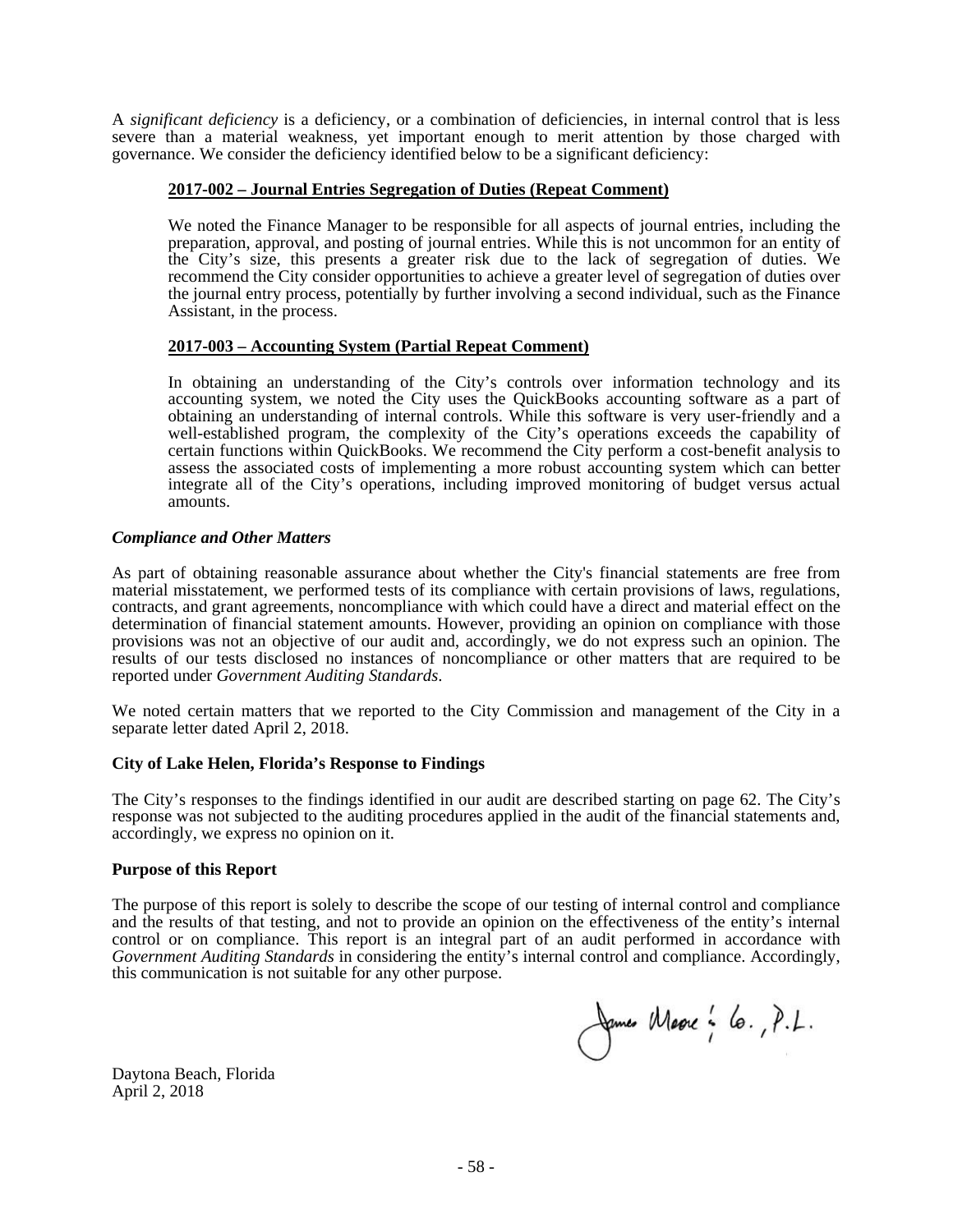A *significant deficiency* is a deficiency, or a combination of deficiencies, in internal control that is less severe than a material weakness, yet important enough to merit attention by those charged with governance. We consider the deficiency identified below to be a significant deficiency:

**2017-002 – Journal Entries Segregation of Duties (Repeat Comment)**

We noted the Finance Manager to be responsible for all aspects of journal entries, including the preparation, approval, and posting of journal entries. While this is not uncommon for an entity of the City's size, this presents a greater risk due to the lack of segregation of duties. We recommend the City consider opportunities to achieve a greater level of segregation of duties over the journal entry process, potentially by further involving a second individual, such as the Finance Assistant, in the process.

**2017-003 – Accounting System (Partial Repeat Comment)**

In obtaining an understanding of the City's controls over information technology and its accounting system, we noted the City uses the QuickBooks accounting software as a part of obtaining an understanding of internal controls. While this software is very user-friendly and a well-established program, the complexity of the City's operations exceeds the capability of certain functions within QuickBooks. We recommend the City perform a cost-benefit analysis to assess the associated costs of implementing a more robust accounting system which can better integrate all of the City's operations, including improved monitoring of budget versus actual amounts.

***Compliance and Other Matters***

As part of obtaining reasonable assurance about whether the City's financial statements are free from material misstatement, we performed tests of its compliance with certain provisions of laws, regulations, contracts, and grant agreements, noncompliance with which could have a direct and material effect on the determination of financial statement amounts. However, providing an opinion on compliance with those provisions was not an objective of our audit and, accordingly, we do not express such an opinion. The results of our tests disclosed no instances of noncompliance or other matters that are required to be reported under *Government Auditing Standards*.

We noted certain matters that we reported to the City Commission and management of the City in a separate letter dated April 2, 2018.

**City of Lake Helen, Florida's Response to Findings**

The City's responses to the findings identified in our audit are described starting on page 62. The City's response was not subjected to the auditing procedures applied in the audit of the financial statements and, accordingly, we express no opinion on it.

**Purpose of this Report**

The purpose of this report is solely to describe the scope of our testing of internal control and compliance and the results of that testing, and not to provide an opinion on the effectiveness of the entity's internal control or on compliance. This report is an integral part of an audit performed in accordance with *Government Auditing Standards* in considering the entity's internal control and compliance. Accordingly, this communication is not suitable for any other purpose.

James Moore & Co., P.L.

Daytona Beach, Florida
April 2, 2018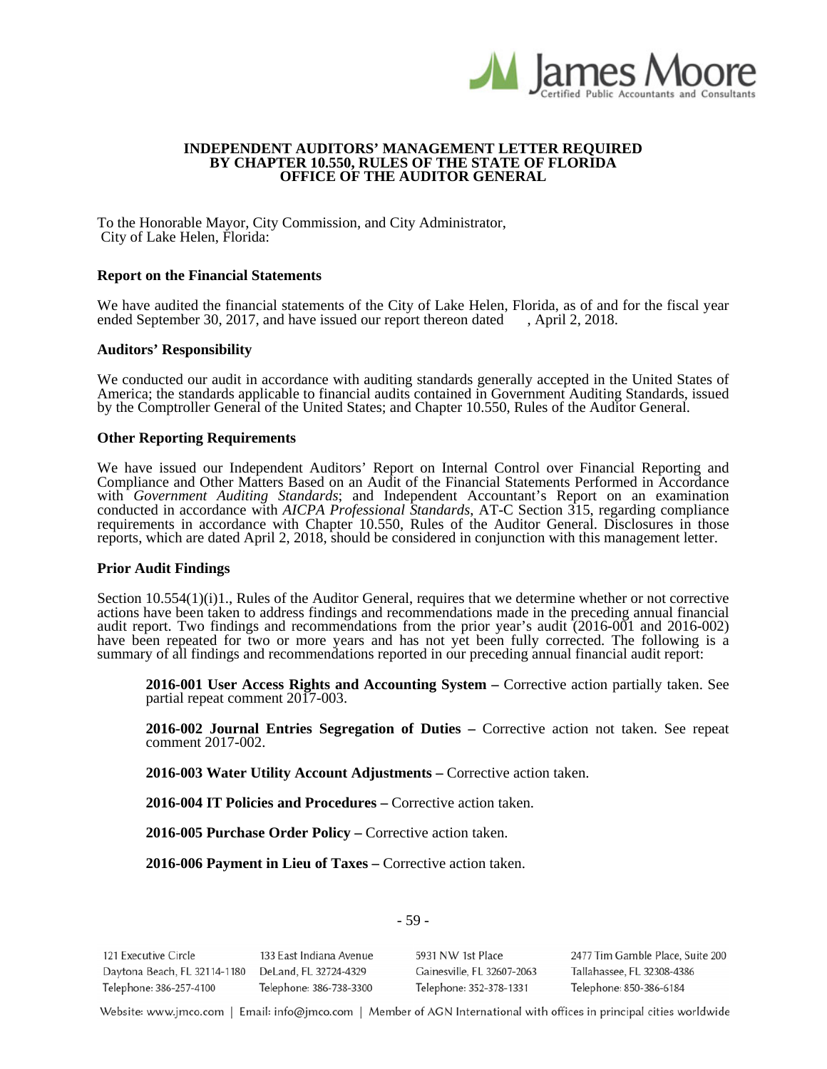James Moore
Certified Public Accountants and Consultants

**INDEPENDENT AUDITORS' MANAGEMENT LETTER REQUIRED BY CHAPTER 10.550, RULES OF THE STATE OF FLORIDA OFFICE OF THE AUDITOR GENERAL**

To the Honorable Mayor, City Commission, and City Administrator,
City of Lake Helen, Florida:

### Report on the Financial Statements

We have audited the financial statements of the City of Lake Helen, Florida, as of and for the fiscal year ended September 30, 2017, and have issued our report thereon dated , April 2, 2018.

### Auditors' Responsibility

We conducted our audit in accordance with auditing standards generally accepted in the United States of America; the standards applicable to financial audits contained in Government Auditing Standards, issued by the Comptroller General of the United States; and Chapter 10.550, Rules of the Auditor General.

### Other Reporting Requirements

We have issued our Independent Auditors' Report on Internal Control over Financial Reporting and Compliance and Other Matters Based on an Audit of the Financial Statements Performed in Accordance with *Government Auditing Standards*; and Independent Accountant's Report on an examination conducted in accordance with *AICPA Professional Standards*, AT-C Section 315, regarding compliance requirements in accordance with Chapter 10.550, Rules of the Auditor General. Disclosures in those reports, which are dated April 2, 2018, should be considered in conjunction with this management letter.

### Prior Audit Findings

Section 10.554(1)(i)1., Rules of the Auditor General, requires that we determine whether or not corrective actions have been taken to address findings and recommendations made in the preceding annual financial audit report. Two findings and recommendations from the prior year's audit (2016-001 and 2016-002) have been repeated for two or more years and has not yet been fully corrected. The following is a summary of all findings and recommendations reported in our preceding annual financial audit report:

**2016-001 User Access Rights and Accounting System –** Corrective action partially taken. See partial repeat comment 2017-003.

**2016-002 Journal Entries Segregation of Duties –** Corrective action not taken. See repeat comment 2017-002.

**2016-003 Water Utility Account Adjustments –** Corrective action taken.

**2016-004 IT Policies and Procedures –** Corrective action taken.

**2016-005 Purchase Order Policy –** Corrective action taken.

**2016-006 Payment in Lieu of Taxes –** Corrective action taken.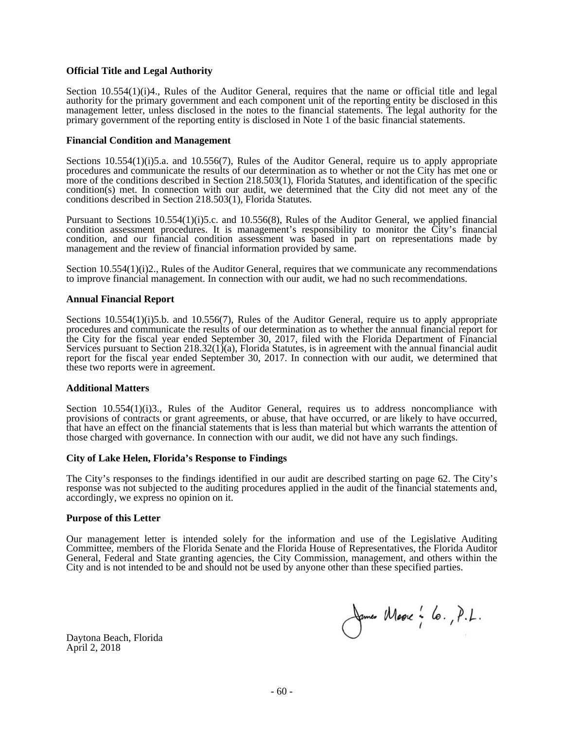**Official Title and Legal Authority**

Section 10.554(1)(i)4., Rules of the Auditor General, requires that the name or official title and legal authority for the primary government and each component unit of the reporting entity be disclosed in this management letter, unless disclosed in the notes to the financial statements. The legal authority for the primary government of the reporting entity is disclosed in Note 1 of the basic financial statements.

**Financial Condition and Management**

Sections 10.554(1)(i)5.a. and 10.556(7), Rules of the Auditor General, require us to apply appropriate procedures and communicate the results of our determination as to whether or not the City has met one or more of the conditions described in Section 218.503(1), Florida Statutes, and identification of the specific condition(s) met. In connection with our audit, we determined that the City did not meet any of the conditions described in Section 218.503(1), Florida Statutes.

Pursuant to Sections 10.554(1)(i)5.c. and 10.556(8), Rules of the Auditor General, we applied financial condition assessment procedures. It is management's responsibility to monitor the City's financial condition, and our financial condition assessment was based in part on representations made by management and the review of financial information provided by same.

Section 10.554(1)(i)2., Rules of the Auditor General, requires that we communicate any recommendations to improve financial management. In connection with our audit, we had no such recommendations.

**Annual Financial Report**

Sections 10.554(1)(i)5.b. and 10.556(7), Rules of the Auditor General, require us to apply appropriate procedures and communicate the results of our determination as to whether the annual financial report for the City for the fiscal year ended September 30, 2017, filed with the Florida Department of Financial Services pursuant to Section 218.32(1)(a), Florida Statutes, is in agreement with the annual financial audit report for the fiscal year ended September 30, 2017. In connection with our audit, we determined that these two reports were in agreement.

**Additional Matters**

Section 10.554(1)(i)3., Rules of the Auditor General, requires us to address noncompliance with provisions of contracts or grant agreements, or abuse, that have occurred, or are likely to have occurred, that have an effect on the financial statements that is less than material but which warrants the attention of those charged with governance. In connection with our audit, we did not have any such findings.

**City of Lake Helen, Florida's Response to Findings**

The City's responses to the findings identified in our audit are described starting on page 62. The City's response was not subjected to the auditing procedures applied in the audit of the financial statements and, accordingly, we express no opinion on it.

**Purpose of this Letter**

Our management letter is intended solely for the information and use of the Legislative Auditing Committee, members of the Florida Senate and the Florida House of Representatives, the Florida Auditor General, Federal and State granting agencies, the City Commission, management, and others within the City and is not intended to be and should not be used by anyone other than these specified parties.

James Moore & Co., P.L.

Daytona Beach, Florida
April 2, 2018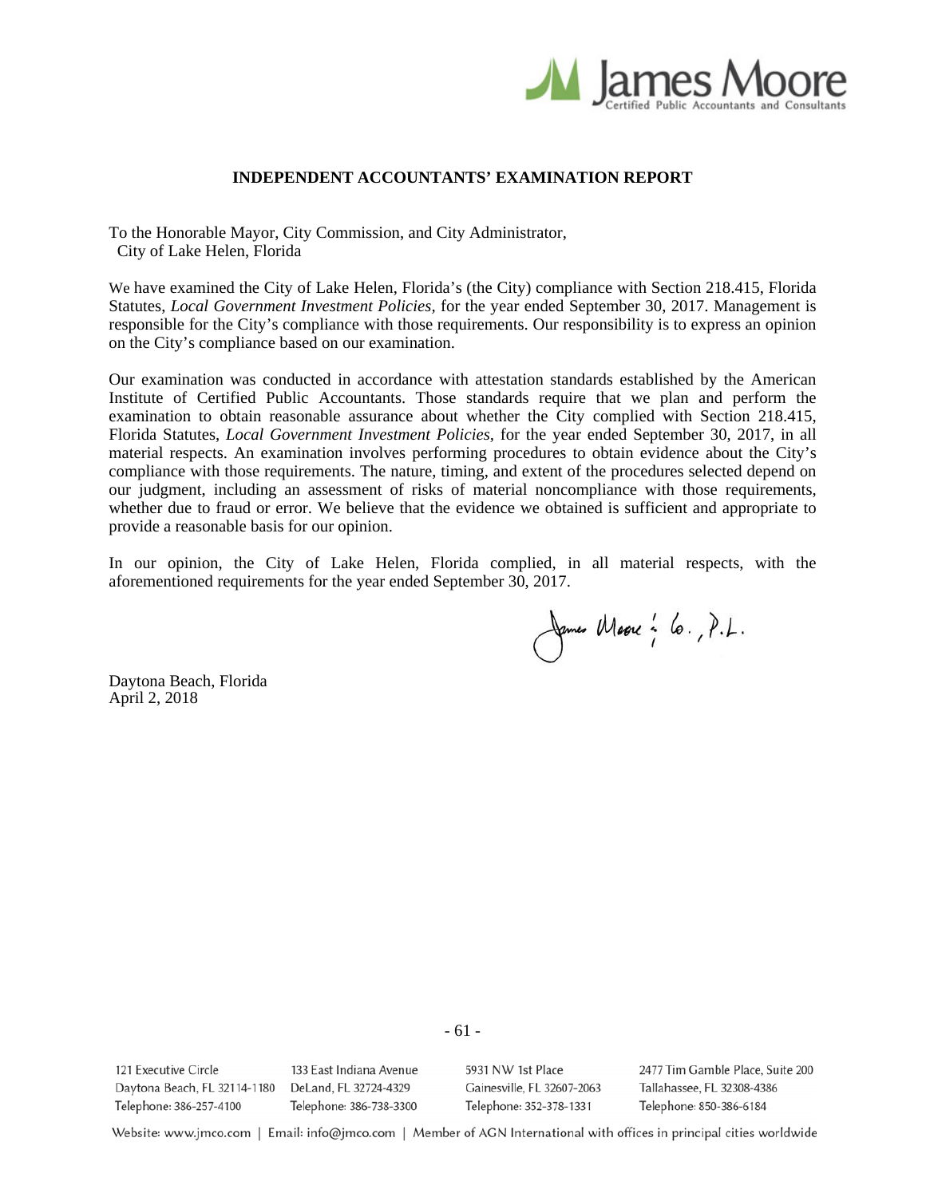# INDEPENDENT ACCOUNTANTS' EXAMINATION REPORT

To the Honorable Mayor, City Commission, and City Administrator,
City of Lake Helen, Florida

We have examined the City of Lake Helen, Florida's (the City) compliance with Section 218.415, Florida Statutes, *Local Government Investment Policies,* for the year ended September 30, 2017. Management is responsible for the City's compliance with those requirements. Our responsibility is to express an opinion on the City's compliance based on our examination.

Our examination was conducted in accordance with attestation standards established by the American Institute of Certified Public Accountants. Those standards require that we plan and perform the examination to obtain reasonable assurance about whether the City complied with Section 218.415, Florida Statutes, *Local Government Investment Policies,* for the year ended September 30, 2017, in all material respects. An examination involves performing procedures to obtain evidence about the City's compliance with those requirements. The nature, timing, and extent of the procedures selected depend on our judgment, including an assessment of risks of material noncompliance with those requirements, whether due to fraud or error. We believe that the evidence we obtained is sufficient and appropriate to provide a reasonable basis for our opinion.

In our opinion, the City of Lake Helen, Florida complied, in all material respects, with the aforementioned requirements for the year ended September 30, 2017.

James Moore & Co., P.L.

Daytona Beach, Florida
April 2, 2018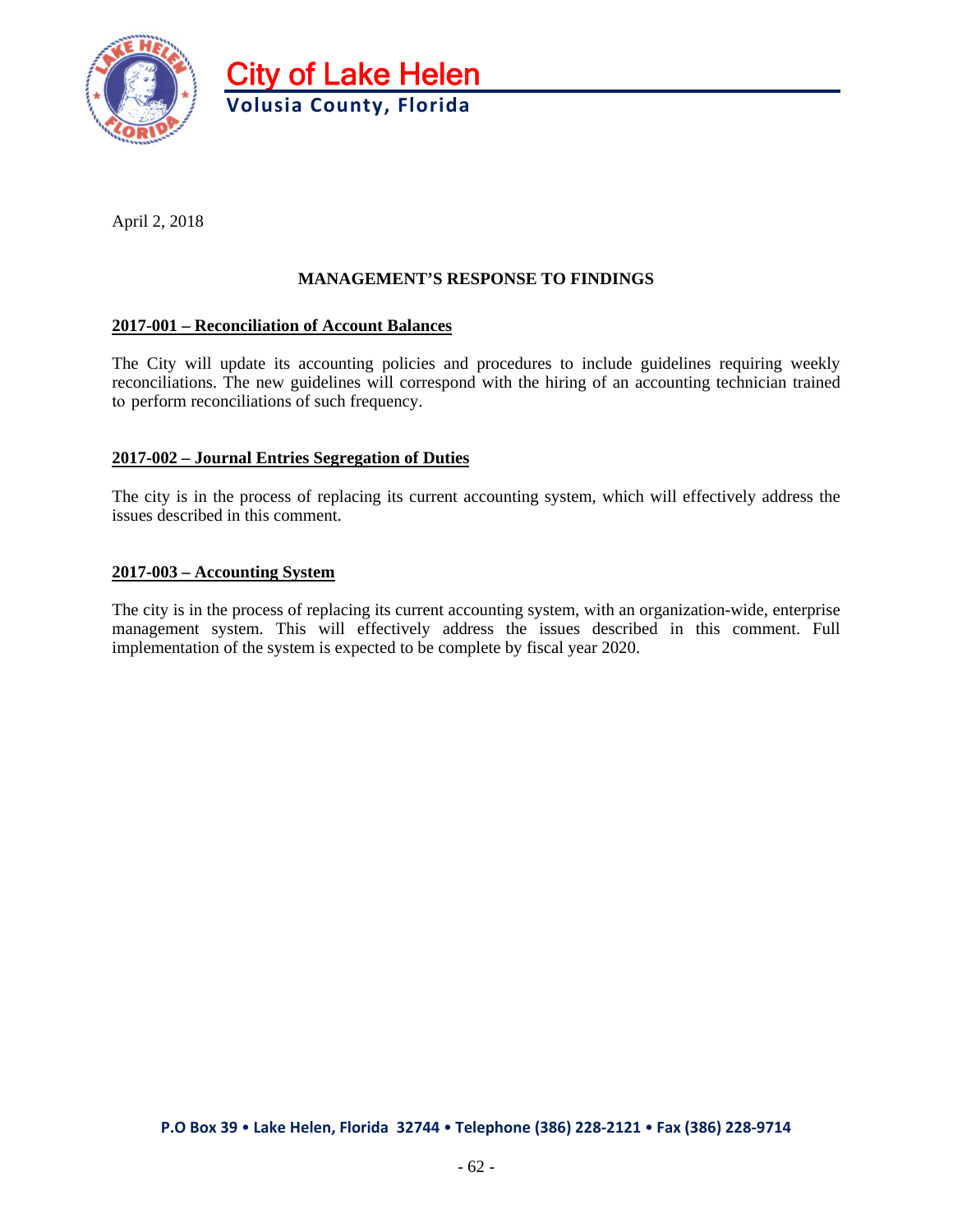# City of Lake Helen

**Volusia County, Florida**

April 2, 2018

## MANAGEMENT'S RESPONSE TO FINDINGS

### 2017-001 – Reconciliation of Account Balances

The City will update its accounting policies and procedures to include guidelines requiring weekly reconciliations. The new guidelines will correspond with the hiring of an accounting technician trained to perform reconciliations of such frequency.

### 2017-002 – Journal Entries Segregation of Duties

The city is in the process of replacing its current accounting system, which will effectively address the issues described in this comment.

### 2017-003 – Accounting System

The city is in the process of replacing its current accounting system, with an organization-wide, enterprise management system. This will effectively address the issues described in this comment. Full implementation of the system is expected to be complete by fiscal year 2020.

**P.O Box 39 • Lake Helen, Florida 32744 • Telephone (386) 228-2121 • Fax (386) 228-9714**